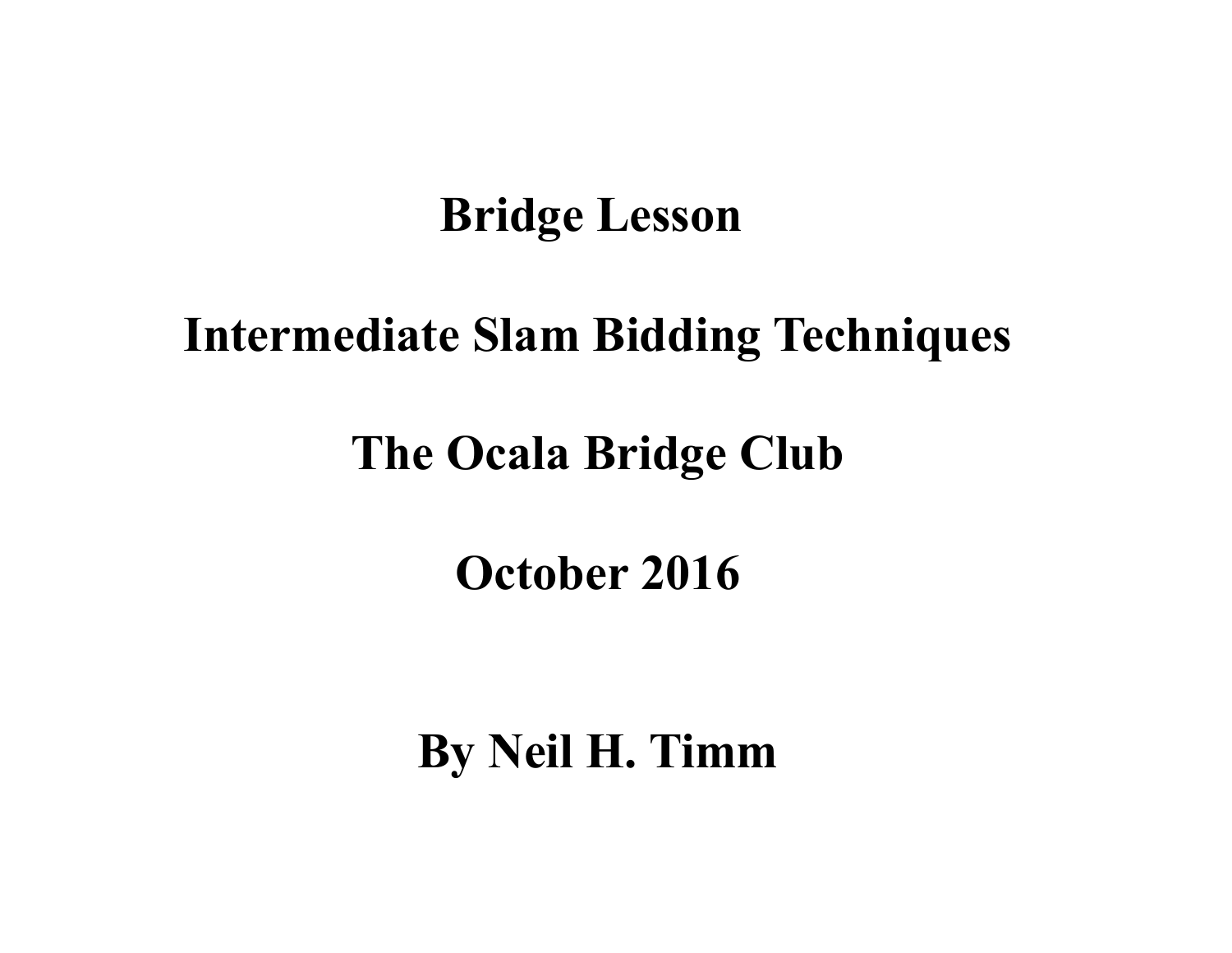# Bridge Lesson

## Intermediate Slam Bidding Techniques

## The Ocala Bridge Club

## October 2016

**By Neil H. Timm**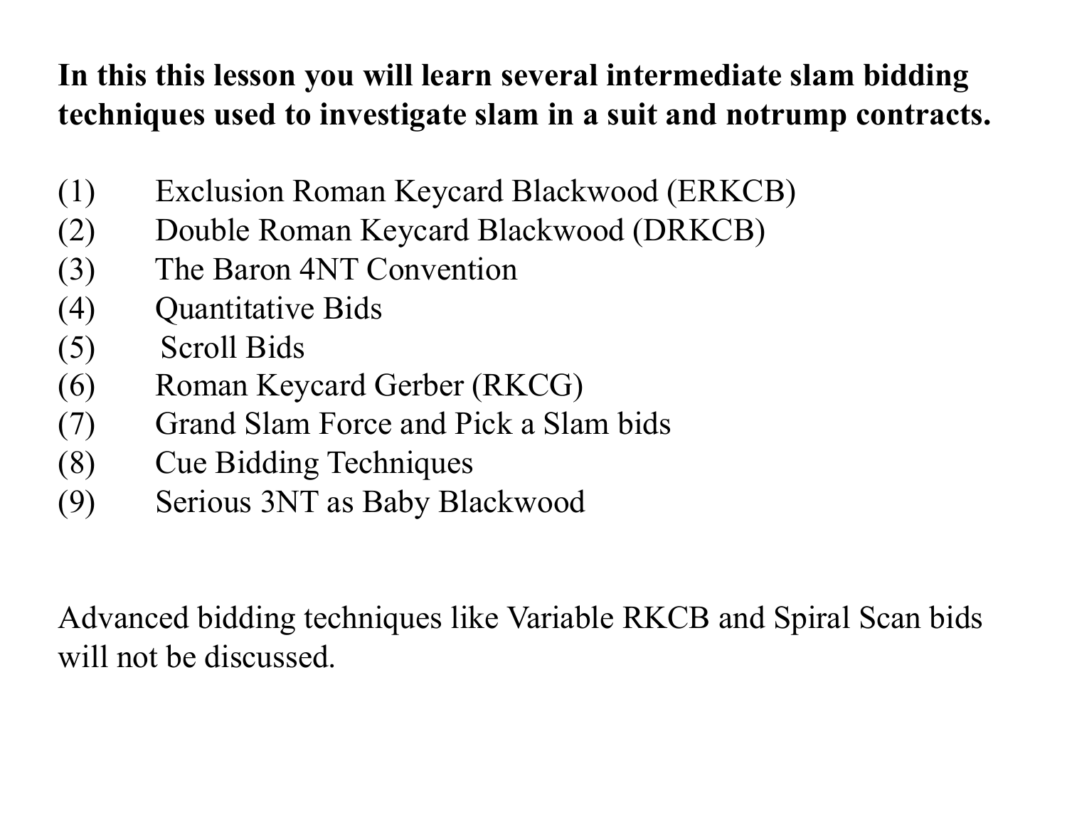**In this this lesson you will learn several intermediate slam bidding techniques used to investigate slam in a suit and notrump contracts.**

(1) Exclusion Roman Keycard Blackwood (ERKCB)
(2) Double Roman Keycard Blackwood (DRKCB)
(3) The Baron 4NT Convention
(4) Quantitative Bids
(5) Scroll Bids
(6) Roman Keycard Gerber (RKCG)
(7) Grand Slam Force and Pick a Slam bids
(8) Cue Bidding Techniques
(9) Serious 3NT as Baby Blackwood

Advanced bidding techniques like Variable RKCB and Spiral Scan bids will not be discussed.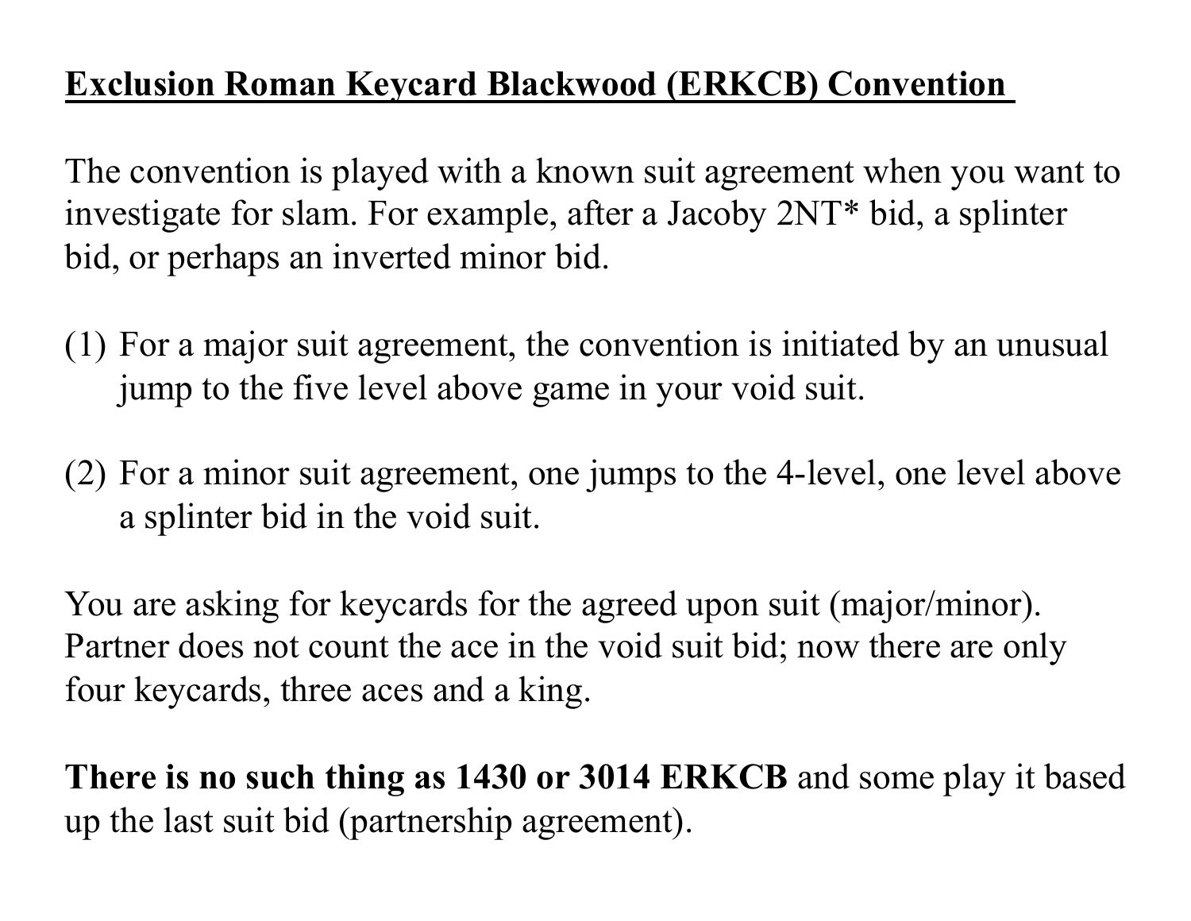# **Exclusion Roman Keycard Blackwood (ERKCB) Convention**

The convention is played with a known suit agreement when you want to investigate for slam. For example, after a Jacoby 2NT* bid, a splinter bid, or perhaps an inverted minor bid.

(1) For a major suit agreement, the convention is initiated by an unusual jump to the five level above game in your void suit.

(2) For a minor suit agreement, one jumps to the 4-level, one level above a splinter bid in the void suit.

You are asking for keycards for the agreed upon suit (major/minor). Partner does not count the ace in the void suit bid; now there are only four keycards, three aces and a king.

**There is no such thing as 1430 or 3014 ERKCB** and some play it based up the last suit bid (partnership agreement).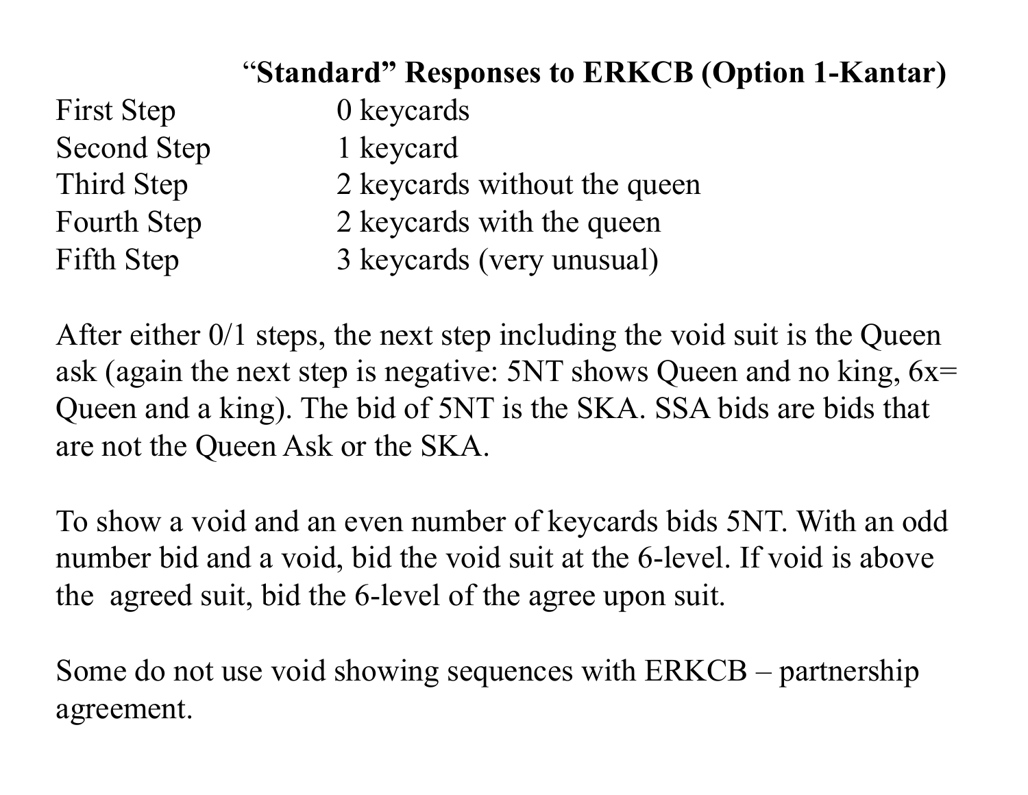## "Standard" Responses to ERKCB (Option 1-Kantar)

| | |
|---|---|
| First Step | 0 keycards |
| Second Step | 1 keycard |
| Third Step | 2 keycards without the queen |
| Fourth Step | 2 keycards with the queen |
| Fifth Step | 3 keycards (very unusual) |

After either 0/1 steps, the next step including the void suit is the Queen ask (again the next step is negative: 5NT shows Queen and no king, 6x= Queen and a king). The bid of 5NT is the SKA. SSA bids are bids that are not the Queen Ask or the SKA.

To show a void and an even number of keycards bids 5NT. With an odd number bid and a void, bid the void suit at the 6-level. If void is above the agreed suit, bid the 6-level of the agree upon suit.

Some do not use void showing sequences with ERKCB – partnership agreement.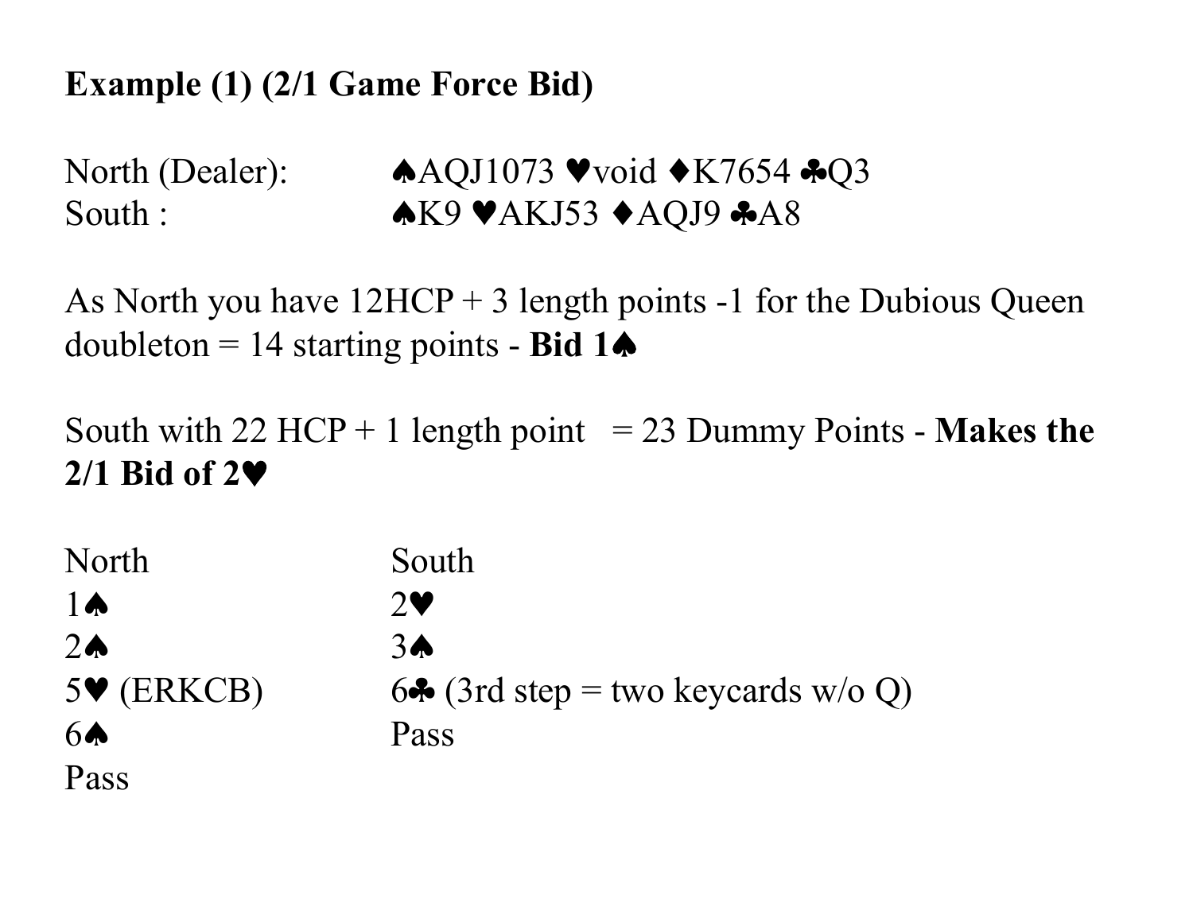**Example (1) (2/1 Game Force Bid)**

North (Dealer): ♠AQJ1073 ♥void ♦K7654 ♣Q3
South : ♠K9 ♥AKJ53 ♦AQJ9 ♣A8

As North you have 12HCP + 3 length points -1 for the Dubious Queen doubleton = 14 starting points - **Bid 1♠**

South with 22 HCP + 1 length point = 23 Dummy Points - **Makes the 2/1 Bid of 2♥**

| North | South |
| --- | --- |
| 1♠ | 2♥ |
| 2♠ | 3♠ |
| 5♥ (ERKCB) | 6♣ (3rd step = two keycards w/o Q) |
| 6♠ | Pass |
| Pass | |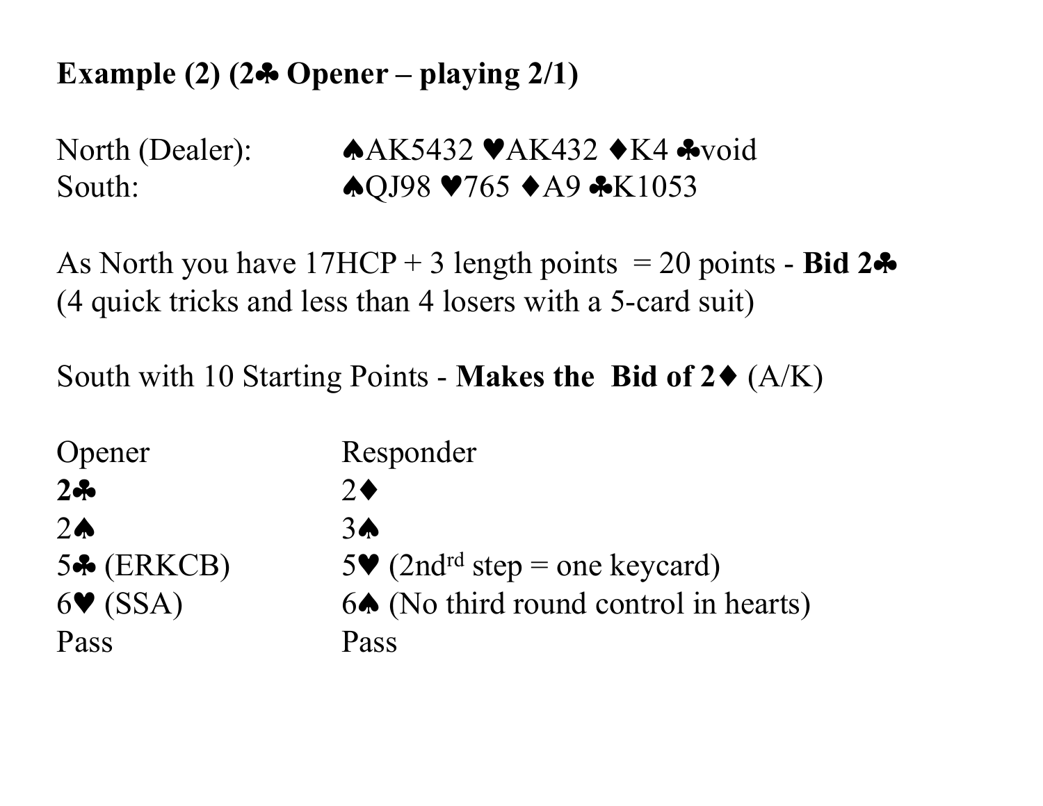**Example (2) (2♣ Opener – playing 2/1)**

North (Dealer): ♠AK5432 ♥AK432 ♦K4 ♣void
South: ♠QJ98 ♥765 ♦A9 ♣K1053

As North you have 17HCP + 3 length points = 20 points - **Bid 2♣** (4 quick tricks and less than 4 losers with a 5-card suit)

South with 10 Starting Points - **Makes the Bid of 2♦** (A/K)

| Opener | Responder |
|---|---|
| **2♣** | 2♦ |
| 2♠ | 3♠ |
| 5♣ (ERKCB) | 5♥ (2nd^rd step = one keycard) |
| 6♥ (SSA) | 6♠ (No third round control in hearts) |
| Pass | Pass |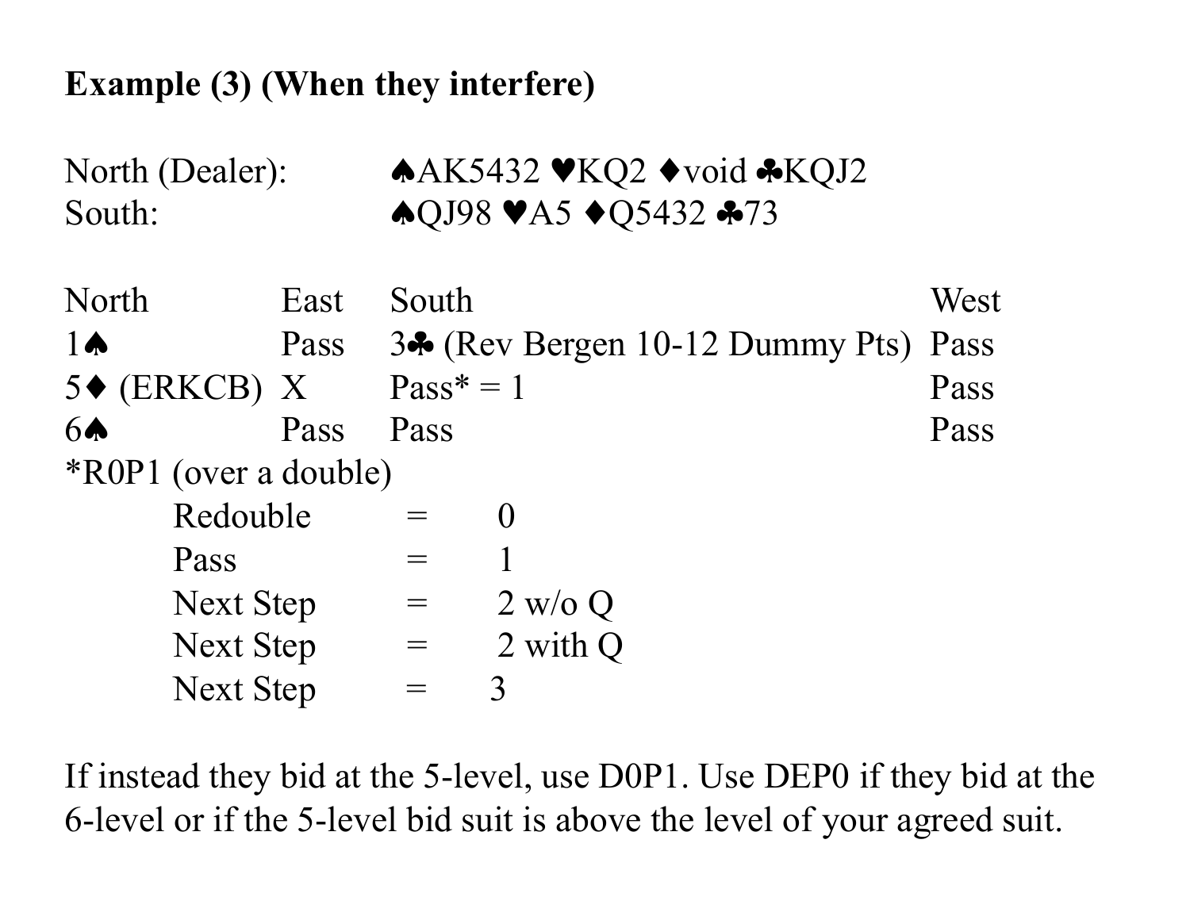**Example (3) (When they interfere)**

North (Dealer): ♠AK5432 ♥KQ2 ♦void ♣KQJ2
South: ♠QJ98 ♥A5 ♦Q5432 ♣73

| North | East | South | West |
|---|---|---|---|
| 1♠ | Pass | 3♣ (Rev Bergen 10-12 Dummy Pts) | Pass |
| 5♦ (ERKCB) | X | Pass* = 1 | Pass |
| 6♠ | Pass | Pass | Pass |

*R0P1 (over a double)

| | | |
|---|---|---|
| Redouble | = | 0 |
| Pass | = | 1 |
| Next Step | = | 2 w/o Q |
| Next Step | = | 2 with Q |
| Next Step | = | 3 |

If instead they bid at the 5-level, use D0P1. Use DEP0 if they bid at the 6-level or if the 5-level bid suit is above the level of your agreed suit.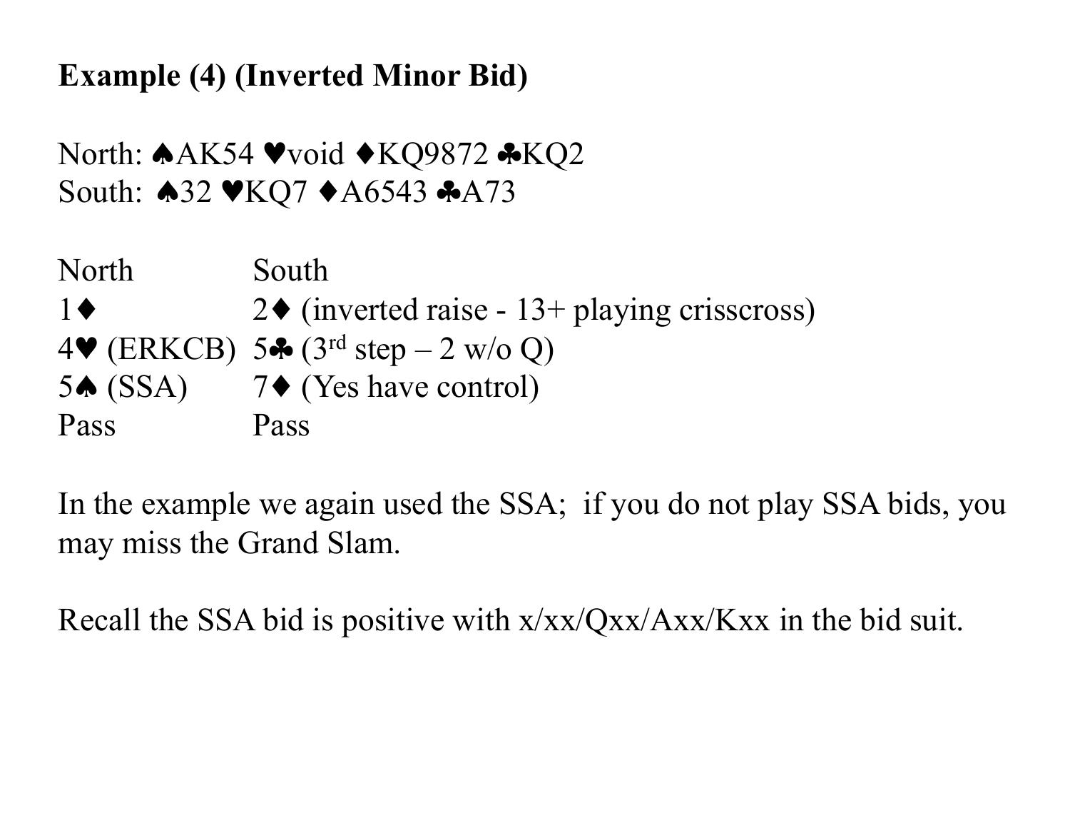**Example (4) (Inverted Minor Bid)**

North: ♠AK54 ♥void ♦KQ9872 ♣KQ2
South: ♠32 ♥KQ7 ♦A6543 ♣A73

| North | South |
|---|---|
| 1♦ | 2♦ (inverted raise - 13+ playing crisscross) |
| 4♥ (ERKCB) | 5♣ (3rd step – 2 w/o Q) |
| 5♠ (SSA) | 7♦ (Yes have control) |
| Pass | Pass |

In the example we again used the SSA; if you do not play SSA bids, you may miss the Grand Slam.

Recall the SSA bid is positive with x/xx/Qxx/Axx/Kxx in the bid suit.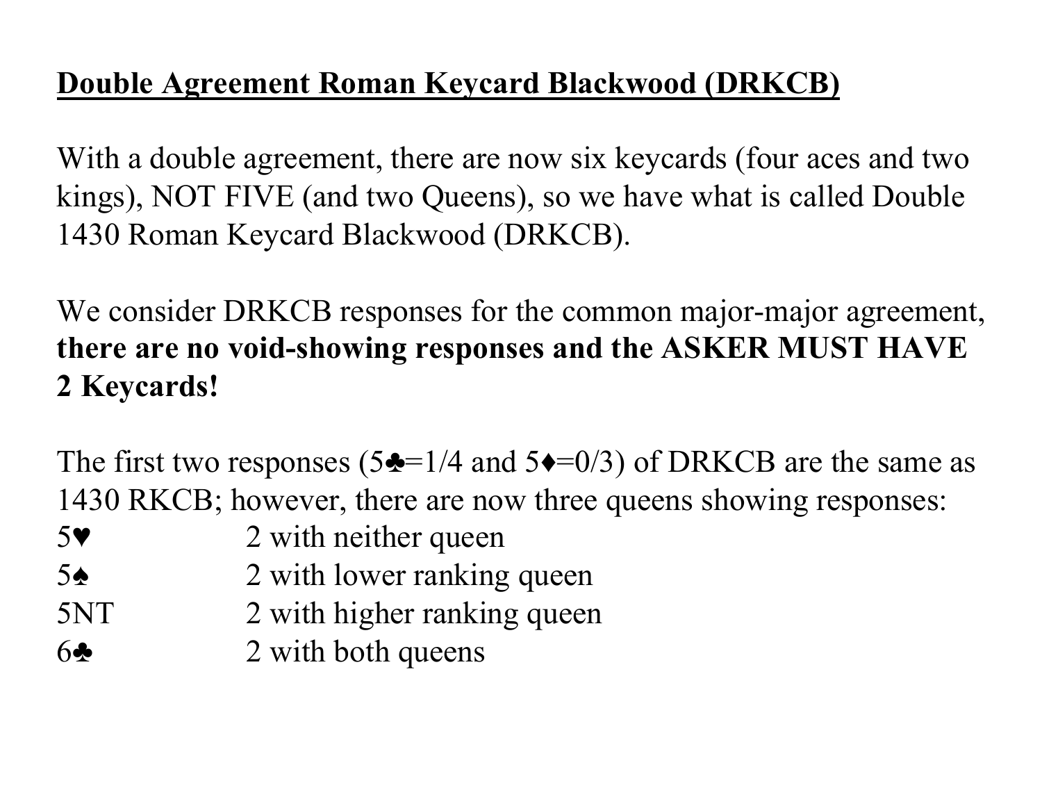**<u>Double Agreement Roman Keycard Blackwood (DRKCB)</u>**

With a double agreement, there are now six keycards (four aces and two kings), NOT FIVE (and two Queens), so we have what is called Double 1430 Roman Keycard Blackwood (DRKCB).

We consider DRKCB responses for the common major-major agreement, **there are no void-showing responses and the ASKER MUST HAVE 2 Keycards!**

The first two responses (5♣=1/4 and 5♦=0/3) of DRKCB are the same as 1430 RKCB; however, there are now three queens showing responses:

| | |
|---|---|
| 5♥ | 2 with neither queen |
| 5♠ | 2 with lower ranking queen |
| 5NT | 2 with higher ranking queen |
| 6♣ | 2 with both queens |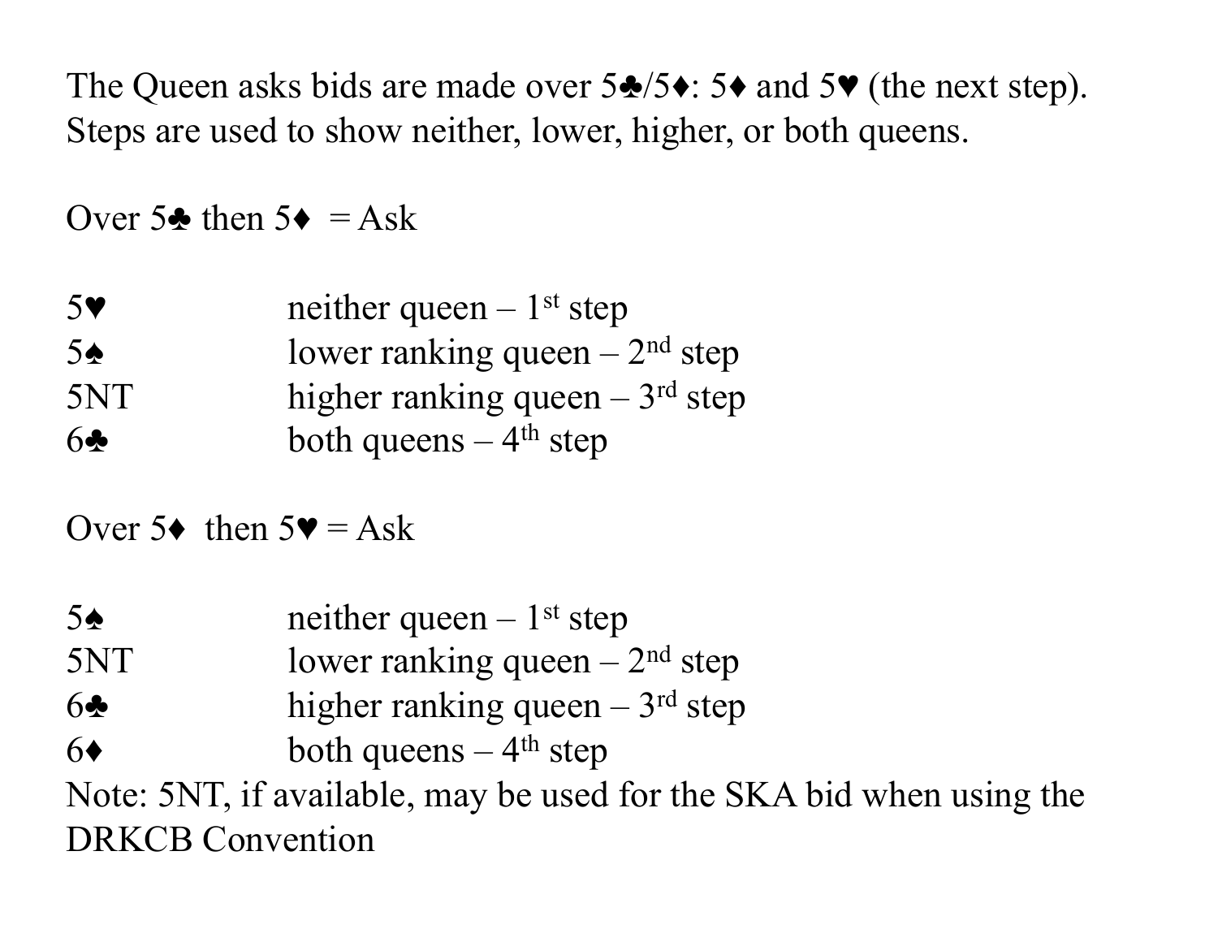The Queen asks bids are made over 5♣/5♦: 5♦ and 5♥ (the next step). Steps are used to show neither, lower, higher, or both queens.

Over 5♣ then 5♦ = Ask

| | |
|---|---|
| 5♥ | neither queen – 1st step |
| 5♠ | lower ranking queen – 2nd step |
| 5NT | higher ranking queen – 3rd step |
| 6♣ | both queens – 4th step |

Over 5♦ then 5♥ = Ask

| | |
|---|---|
| 5♠ | neither queen – 1st step |
| 5NT | lower ranking queen – 2nd step |
| 6♣ | higher ranking queen – 3rd step |
| 6♦ | both queens – 4th step |

Note: 5NT, if available, may be used for the SKA bid when using the DRKCB Convention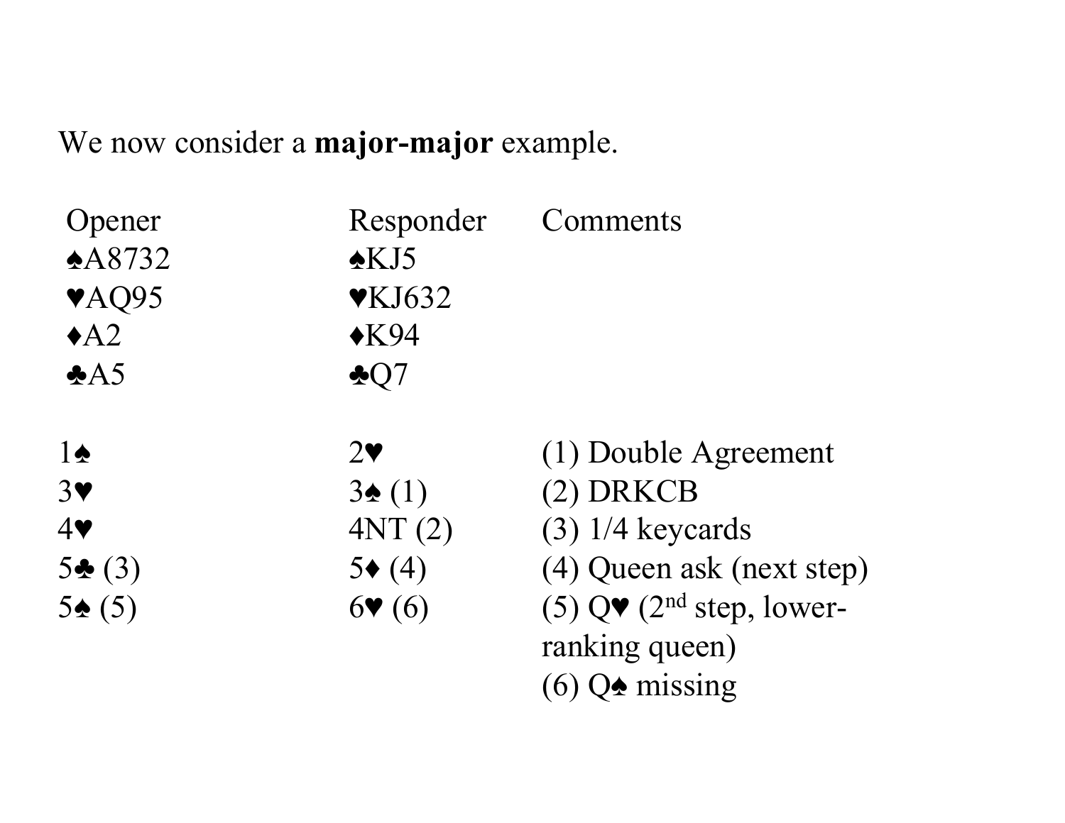We now consider a **major-major** example.

| Opener | Responder | Comments |
|---|---|---|
| ♠A8732 | ♠KJ5 | |
| ♥AQ95 | ♥KJ632 | |
| ♦A2 | ♦K94 | |
| ♣A5 | ♣Q7 | |

| Opener | Responder | Comments |
|---|---|---|
| 1♠ | 2♥ | (1) Double Agreement |
| 3♥ | 3♠ (1) | (2) DRKCB |
| 4♥ | 4NT (2) | (3) 1/4 keycards |
| 5♣ (3) | 5♦ (4) | (4) Queen ask (next step) |
| 5♠ (5) | 6♥ (6) | (5) Q♥ (2nd step, lower-ranking queen) |
| | | (6) Q♠ missing |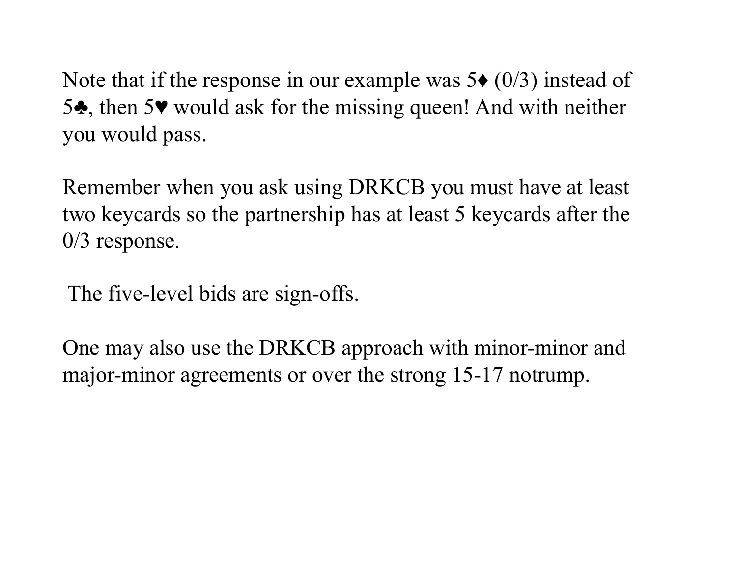Note that if the response in our example was 5♦ (0/3) instead of 5♣, then 5♥ would ask for the missing queen! And with neither you would pass.

Remember when you ask using DRKCB you must have at least two keycards so the partnership has at least 5 keycards after the 0/3 response.

The five-level bids are sign-offs.

One may also use the DRKCB approach with minor-minor and major-minor agreements or over the strong 15-17 notrump.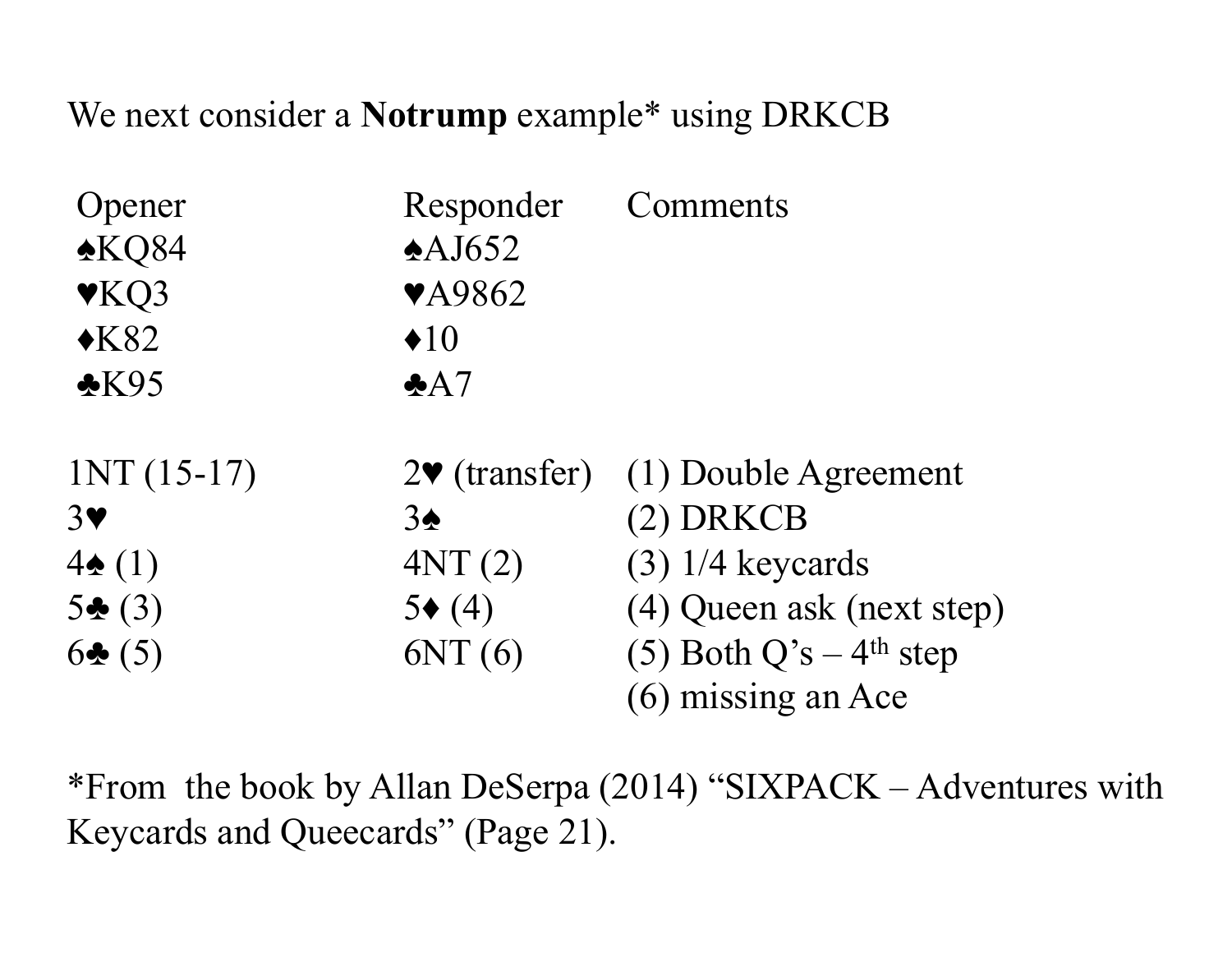We next consider a **Notrump** example* using DRKCB

| Opener | Responder | Comments |
|---|---|---|
| ♠KQ84 | ♠AJ652 | |
| ♥KQ3 | ♥A9862 | |
| ♦K82 | ♦10 | |
| ♣K95 | ♣A7 | |
| | | |
| 1NT (15-17) | 2♥ (transfer) | (1) Double Agreement |
| 3♥ | 3♠ | (2) DRKCB |
| 4♠ (1) | 4NT (2) | (3) 1/4 keycards |
| 5♣ (3) | 5♦ (4) | (4) Queen ask (next step) |
| 6♣ (5) | 6NT (6) | (5) Both Q's – 4th step |
| | | (6) missing an Ace |

*From the book by Allan DeSerpa (2014) "SIXPACK – Adventures with Keycards and Queecards" (Page 21).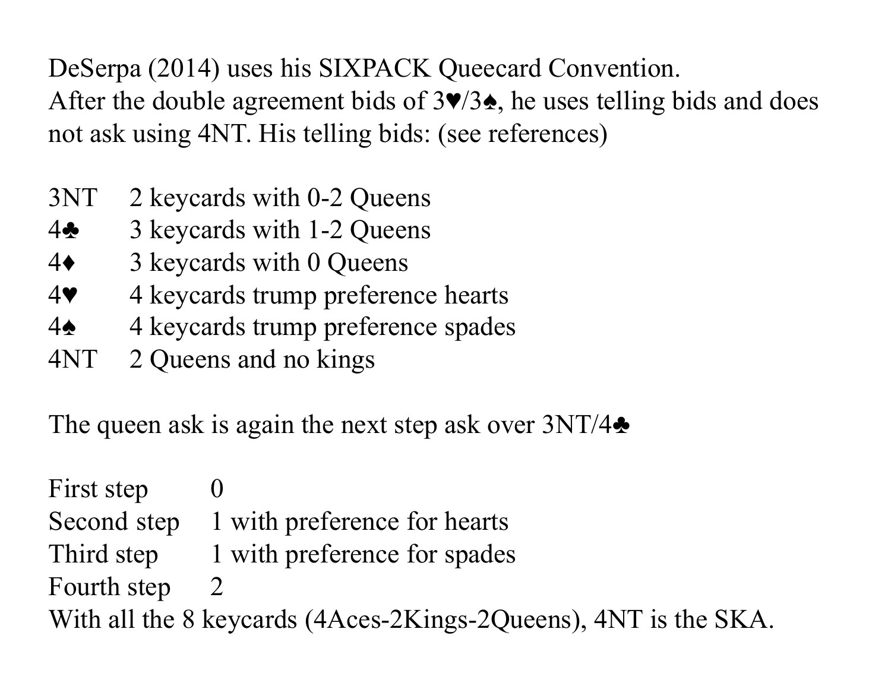DeSerpa (2014) uses his SIXPACK Queecard Convention.
After the double agreement bids of 3♥/3♠, he uses telling bids and does not ask using 4NT. His telling bids: (see references)

| | |
|---|---|
| 3NT | 2 keycards with 0-2 Queens |
| 4♣ | 3 keycards with 1-2 Queens |
| 4♦ | 3 keycards with 0 Queens |
| 4♥ | 4 keycards trump preference hearts |
| 4♠ | 4 keycards trump preference spades |
| 4NT | 2 Queens and no kings |

The queen ask is again the next step ask over 3NT/4♣

| | |
|---|---|
| First step | 0 |
| Second step | 1 with preference for hearts |
| Third step | 1 with preference for spades |
| Fourth step | 2 |

With all the 8 keycards (4Aces-2Kings-2Queens), 4NT is the SKA.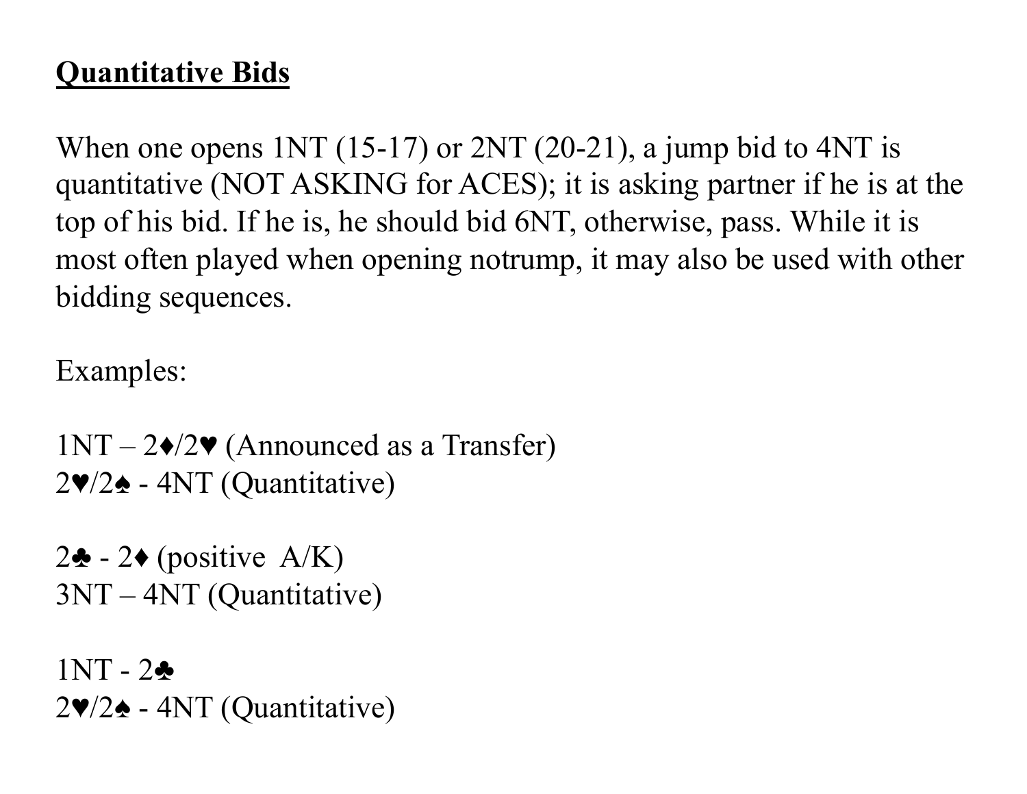## **Quantitative Bids**

When one opens 1NT (15-17) or 2NT (20-21), a jump bid to 4NT is quantitative (NOT ASKING for ACES); it is asking partner if he is at the top of his bid. If he is, he should bid 6NT, otherwise, pass. While it is most often played when opening notrump, it may also be used with other bidding sequences.

Examples:

1NT – 2♦/2♥ (Announced as a Transfer)
2♥/2♠ - 4NT (Quantitative)

2♣ - 2♦ (positive A/K)
3NT – 4NT (Quantitative)

1NT - 2♣
2♥/2♠ - 4NT (Quantitative)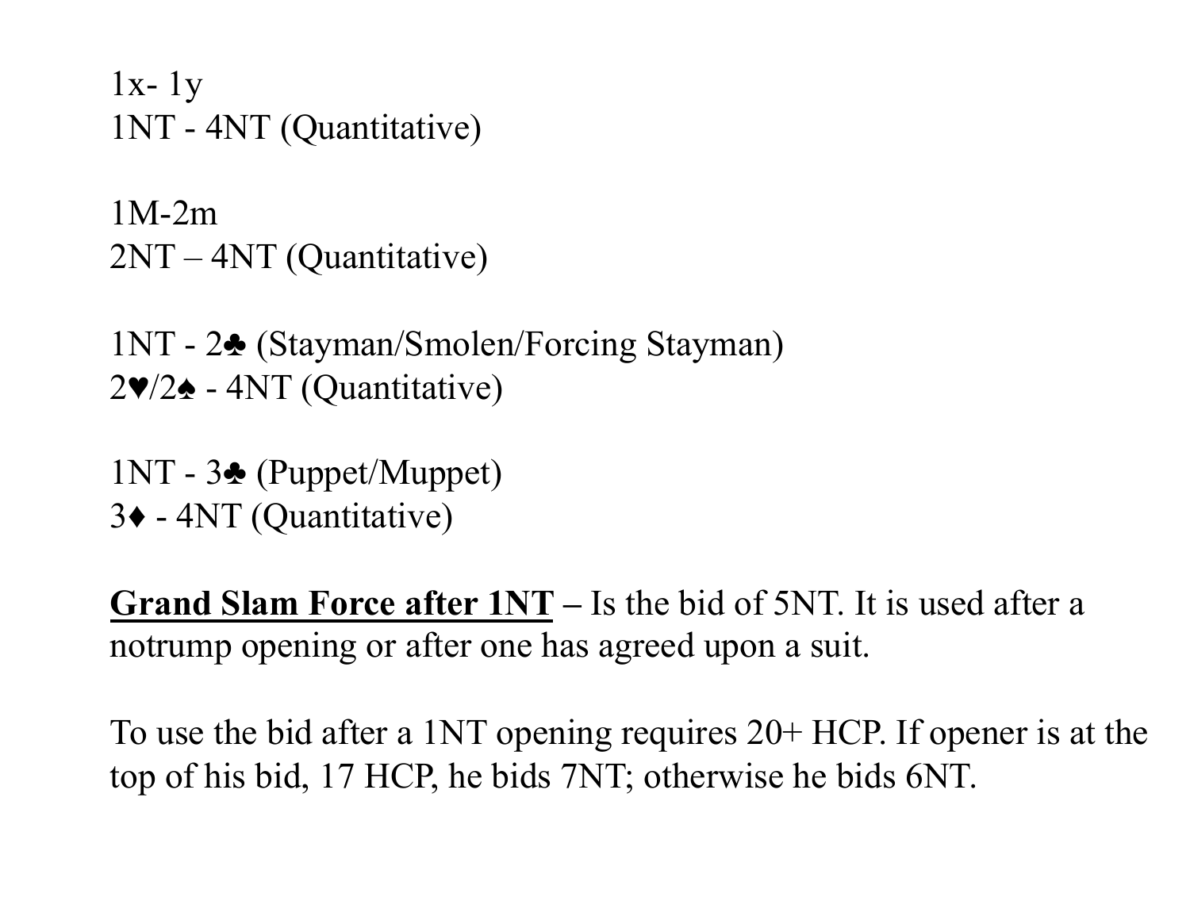1x- 1y
1NT - 4NT (Quantitative)

1M-2m
2NT – 4NT (Quantitative)

1NT - 2♣ (Stayman/Smolen/Forcing Stayman)
2♥/2♠ - 4NT (Quantitative)

1NT - 3♣ (Puppet/Muppet)
3♦ - 4NT (Quantitative)

**<u>Grand Slam Force after 1NT</u> –** Is the bid of 5NT. It is used after a notrump opening or after one has agreed upon a suit.

To use the bid after a 1NT opening requires 20+ HCP. If opener is at the top of his bid, 17 HCP, he bids 7NT; otherwise he bids 6NT.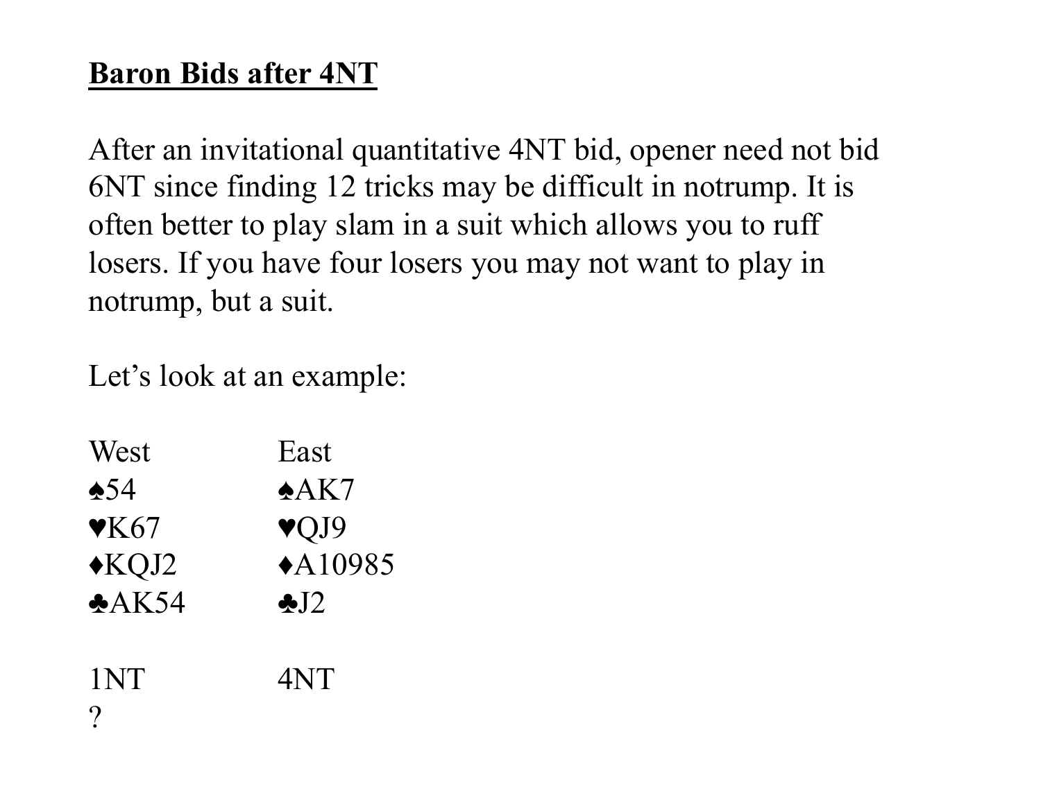## Baron Bids after 4NT

After an invitational quantitative 4NT bid, opener need not bid 6NT since finding 12 tricks may be difficult in notrump. It is often better to play slam in a suit which allows you to ruff losers. If you have four losers you may not want to play in notrump, but a suit.

Let's look at an example:

| West | East |
|---|---|
| ♠54 | ♠AK7 |
| ♥K67 | ♥QJ9 |
| ♦KQJ2 | ♦A10985 |
| ♣AK54 | ♣J2 |
| | |
| 1NT | 4NT |
| ? | |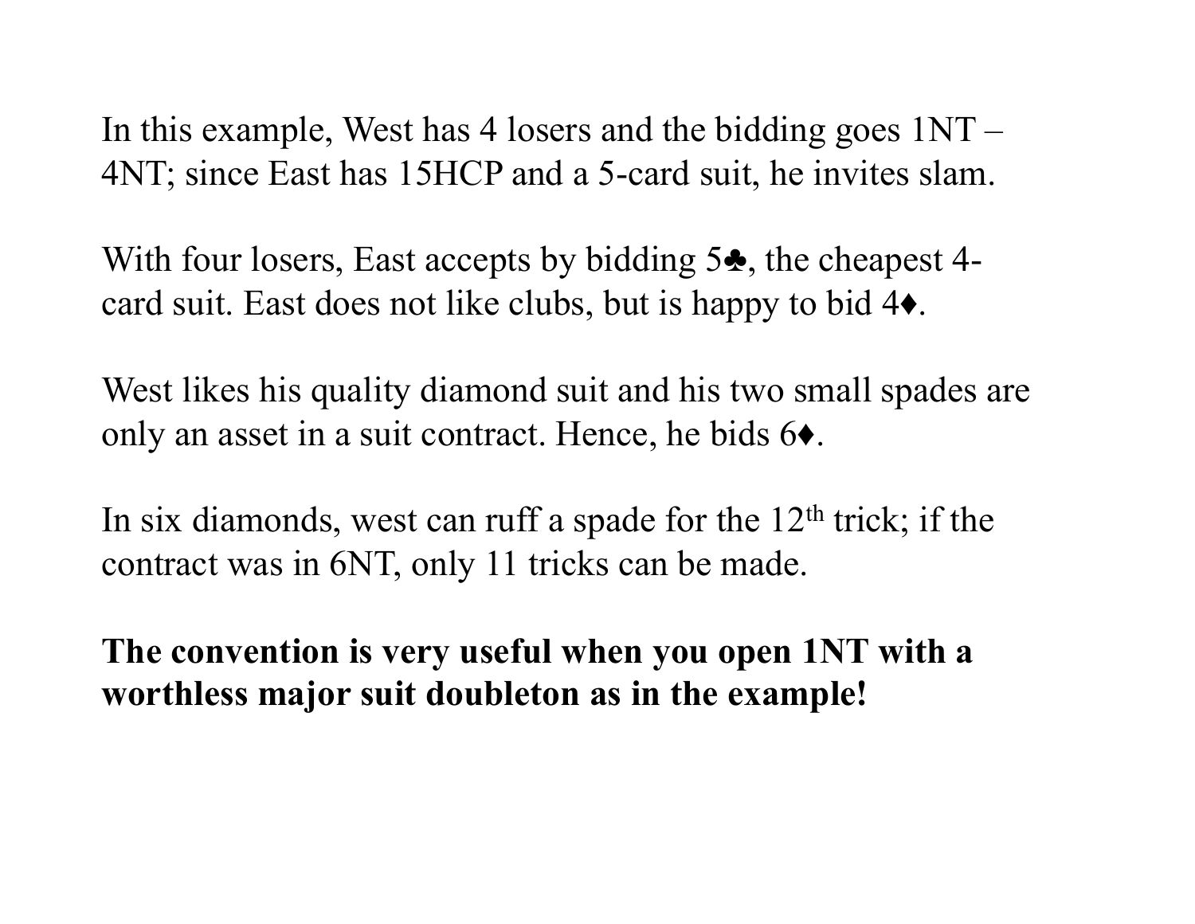In this example, West has 4 losers and the bidding goes 1NT – 4NT; since East has 15HCP and a 5-card suit, he invites slam.

With four losers, East accepts by bidding 5♣, the cheapest 4-card suit. East does not like clubs, but is happy to bid 4♦.

West likes his quality diamond suit and his two small spades are only an asset in a suit contract. Hence, he bids 6♦.

In six diamonds, west can ruff a spade for the 12th trick; if the contract was in 6NT, only 11 tricks can be made.

**The convention is very useful when you open 1NT with a worthless major suit doubleton as in the example!**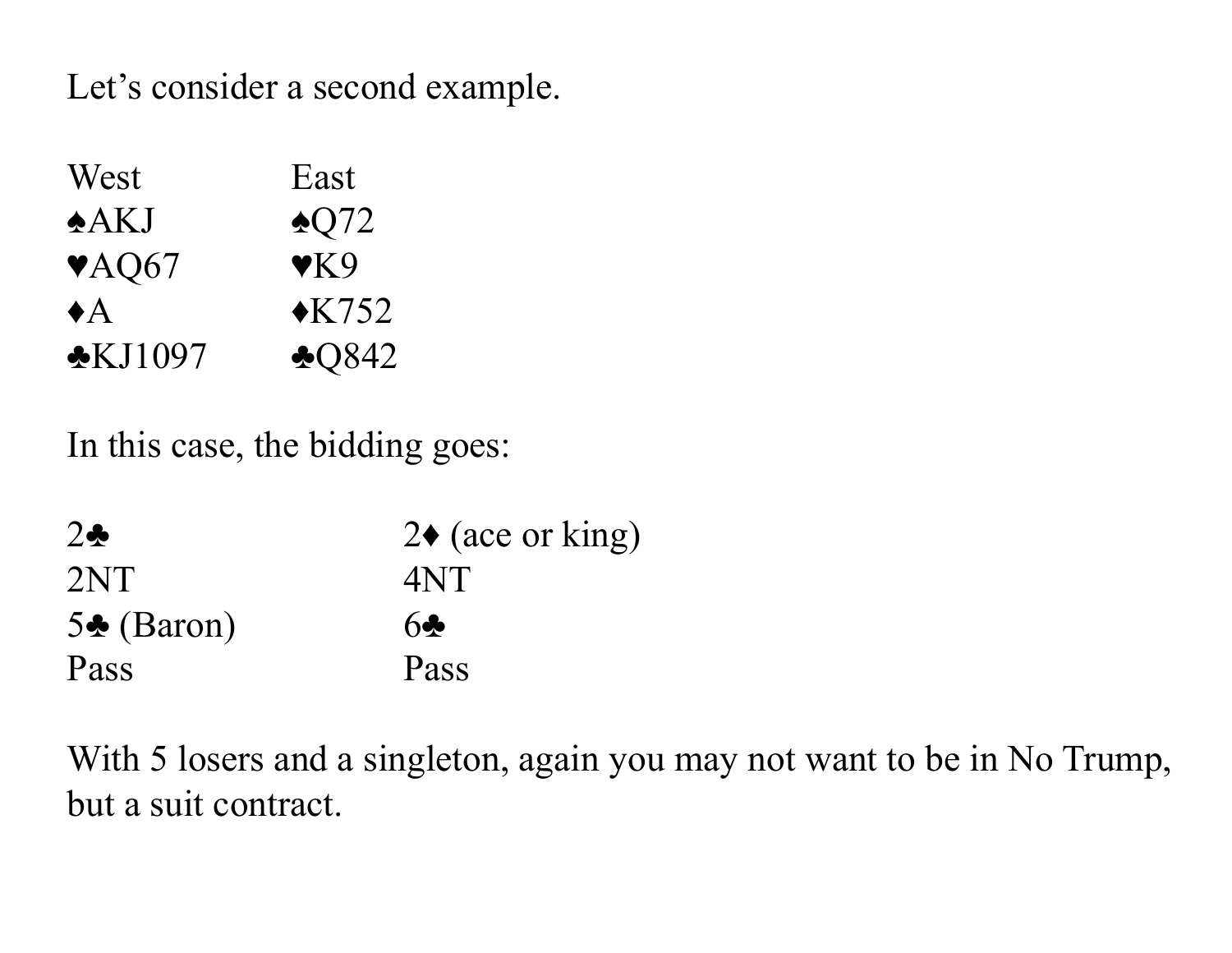Let's consider a second example.

| West | East |
|---|---|
| ♠AKJ | ♠Q72 |
| ♥AQ67 | ♥K9 |
| ♦A | ♦K752 |
| ♣KJ1097 | ♣Q842 |

In this case, the bidding goes:

| West | East |
|---|---|
| 2♣ | 2♦ (ace or king) |
| 2NT | 4NT |
| 5♣ (Baron) | 6♣ |
| Pass | Pass |

With 5 losers and a singleton, again you may not want to be in No Trump, but a suit contract.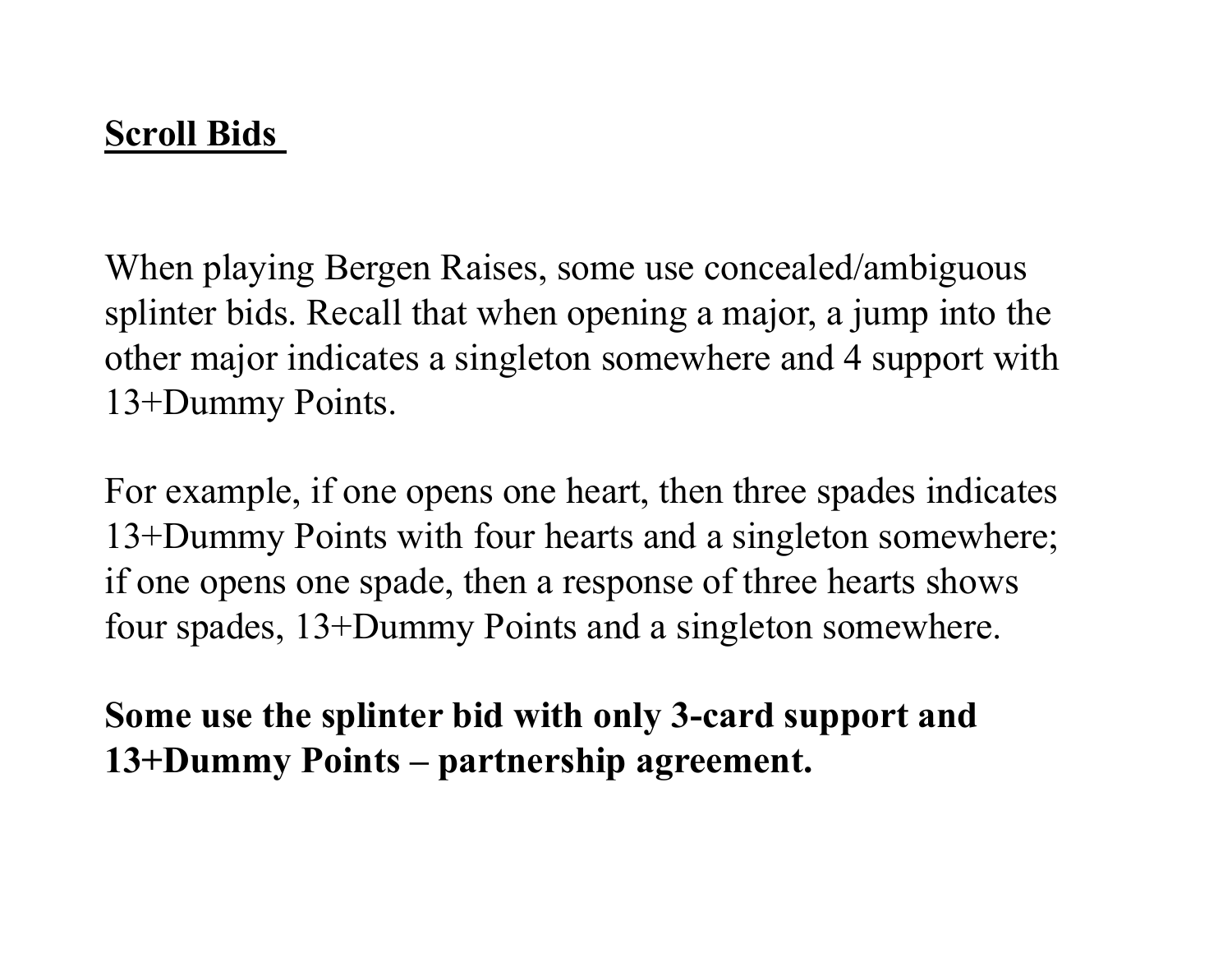## Scroll Bids

When playing Bergen Raises, some use concealed/ambiguous splinter bids. Recall that when opening a major, a jump into the other major indicates a singleton somewhere and 4 support with 13+Dummy Points.

For example, if one opens one heart, then three spades indicates 13+Dummy Points with four hearts and a singleton somewhere; if one opens one spade, then a response of three hearts shows four spades, 13+Dummy Points and a singleton somewhere.

**Some use the splinter bid with only 3-card support and 13+Dummy Points – partnership agreement.**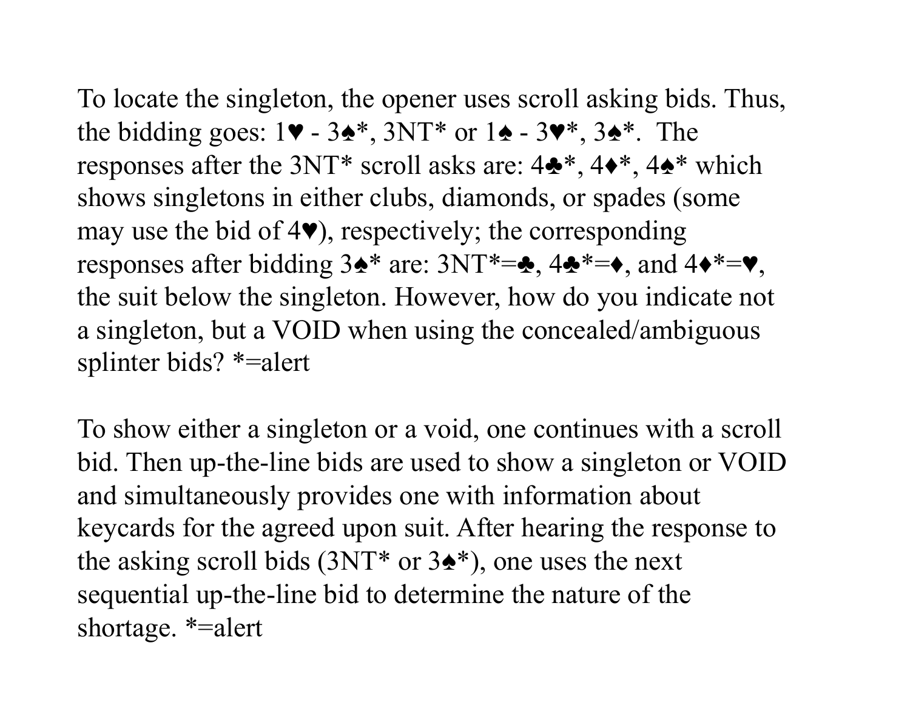To locate the singleton, the opener uses scroll asking bids. Thus, the bidding goes: 1♥ - 3♠*, 3NT* or 1♠ - 3♥*, 3♠*. The responses after the 3NT* scroll asks are: 4♣*, 4♦*, 4♠* which shows singletons in either clubs, diamonds, or spades (some may use the bid of 4♥), respectively; the corresponding responses after bidding 3♠* are: 3NT*=♣, 4♣*=♦, and 4♦*=♥, the suit below the singleton. However, how do you indicate not a singleton, but a VOID when using the concealed/ambiguous splinter bids? *=alert

To show either a singleton or a void, one continues with a scroll bid. Then up-the-line bids are used to show a singleton or VOID and simultaneously provides one with information about keycards for the agreed upon suit. After hearing the response to the asking scroll bids (3NT* or 3♠*), one uses the next sequential up-the-line bid to determine the nature of the shortage. *=alert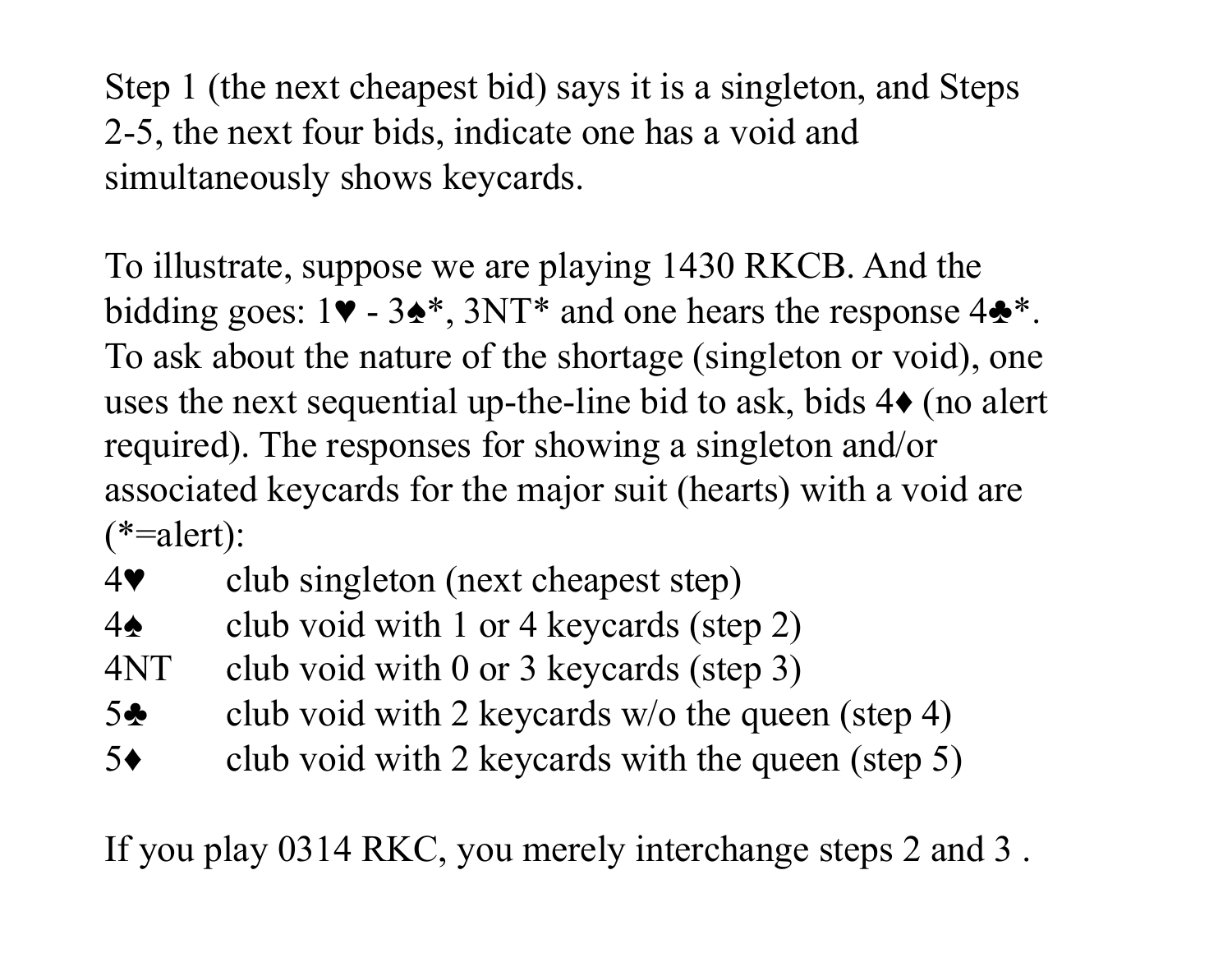Step 1 (the next cheapest bid) says it is a singleton, and Steps 2-5, the next four bids, indicate one has a void and simultaneously shows keycards.

To illustrate, suppose we are playing 1430 RKCB. And the bidding goes: 1♥ - 3♠*, 3NT* and one hears the response 4♣*. To ask about the nature of the shortage (singleton or void), one uses the next sequential up-the-line bid to ask, bids 4♦ (no alert required). The responses for showing a singleton and/or associated keycards for the major suit (hearts) with a void are (*=alert):

4♥ club singleton (next cheapest step)
4♠ club void with 1 or 4 keycards (step 2)
4NT club void with 0 or 3 keycards (step 3)
5♣ club void with 2 keycards w/o the queen (step 4)
5♦ club void with 2 keycards with the queen (step 5)

If you play 0314 RKC, you merely interchange steps 2 and 3 .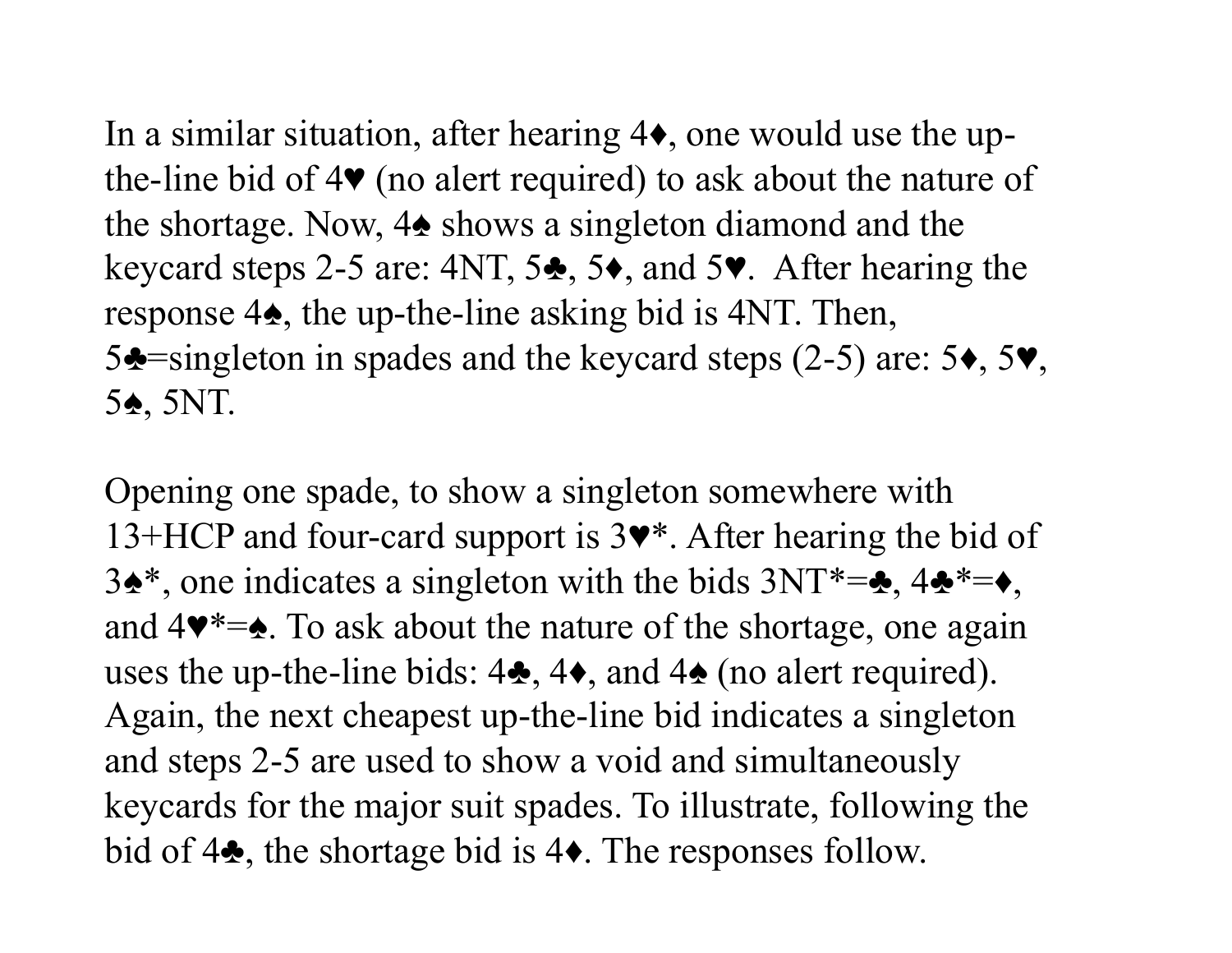In a similar situation, after hearing 4♦, one would use the up-the-line bid of 4♥ (no alert required) to ask about the nature of the shortage. Now, 4♠ shows a singleton diamond and the keycard steps 2-5 are: 4NT, 5♣, 5♦, and 5♥. After hearing the response 4♠, the up-the-line asking bid is 4NT. Then, 5♣=singleton in spades and the keycard steps (2-5) are: 5♦, 5♥, 5♠, 5NT.

Opening one spade, to show a singleton somewhere with 13+HCP and four-card support is 3♥*. After hearing the bid of 3♠*, one indicates a singleton with the bids 3NT*=♣, 4♣*=♦, and 4♥*=♠. To ask about the nature of the shortage, one again uses the up-the-line bids: 4♣, 4♦, and 4♠ (no alert required). Again, the next cheapest up-the-line bid indicates a singleton and steps 2-5 are used to show a void and simultaneously keycards for the major suit spades. To illustrate, following the bid of 4♣, the shortage bid is 4♦. The responses follow.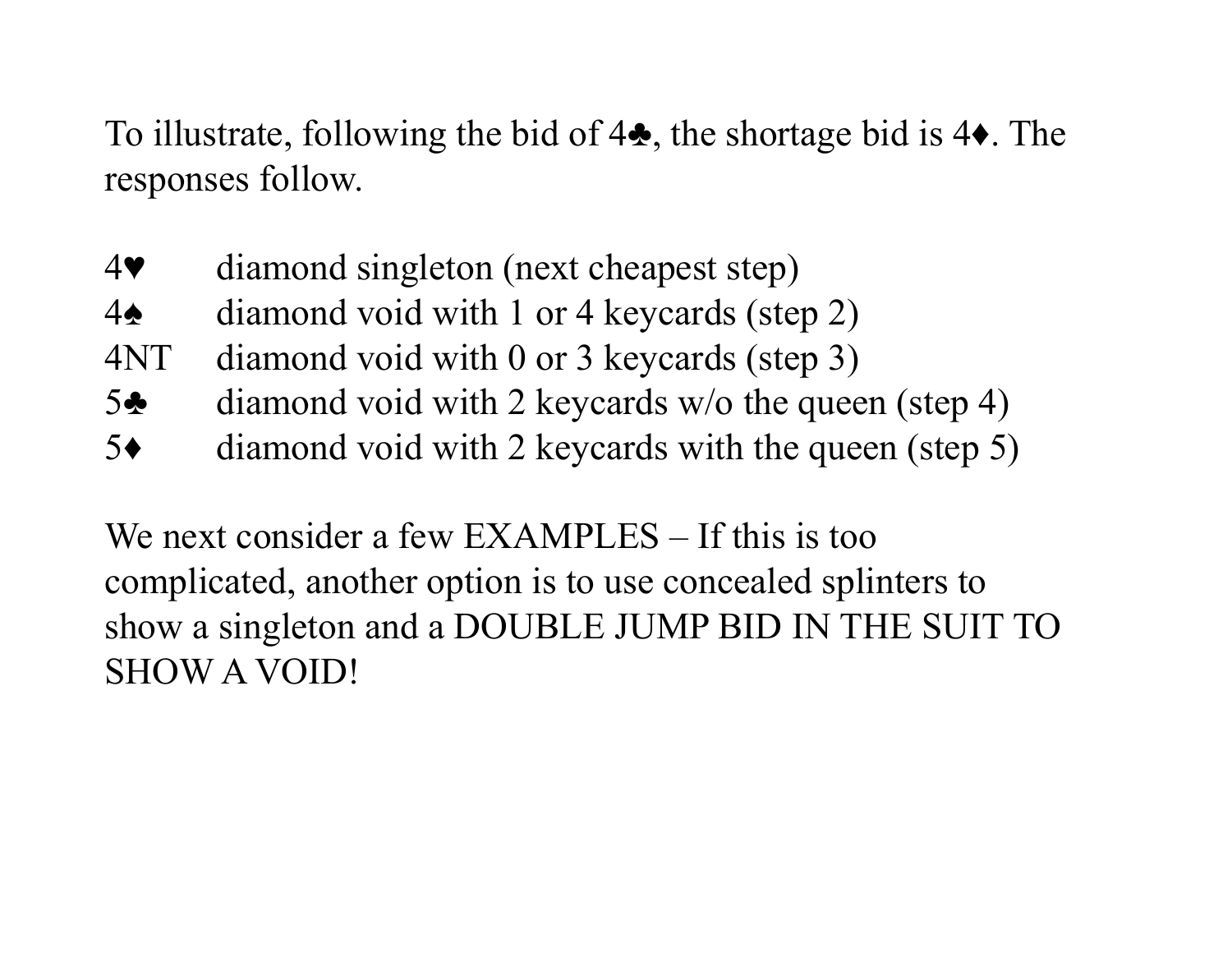To illustrate, following the bid of 4♣, the shortage bid is 4♦. The responses follow.

| | |
|---|---|
| 4♥ | diamond singleton (next cheapest step) |
| 4♠ | diamond void with 1 or 4 keycards (step 2) |
| 4NT | diamond void with 0 or 3 keycards (step 3) |
| 5♣ | diamond void with 2 keycards w/o the queen (step 4) |
| 5♦ | diamond void with 2 keycards with the queen (step 5) |

We next consider a few EXAMPLES – If this is too complicated, another option is to use concealed splinters to show a singleton and a DOUBLE JUMP BID IN THE SUIT TO SHOW A VOID!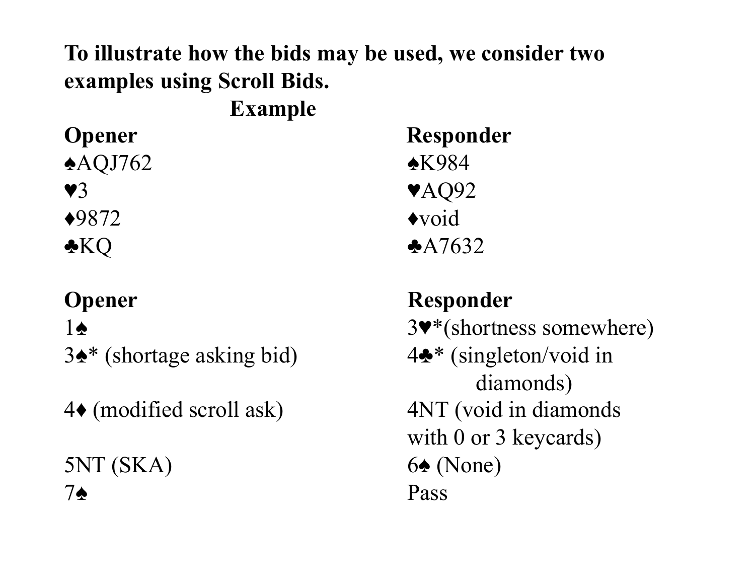**To illustrate how the bids may be used, we consider two examples using Scroll Bids.**

**Example**

| **Opener** | **Responder** |
| --- | --- |
| ♠AQJ762 | ♠K984 |
| ♥3 | ♥AQ92 |
| ♦9872 | ♦void |
| ♣KQ | ♣A7632 |

| **Opener** | **Responder** |
| --- | --- |
| 1♠ | 3♥*(shortness somewhere) |
| 3♠* (shortage asking bid) | 4♣* (singleton/void in diamonds) |
| 4♦ (modified scroll ask) | 4NT (void in diamonds with 0 or 3 keycards) |
| 5NT (SKA) | 6♠ (None) |
| 7♠ | Pass |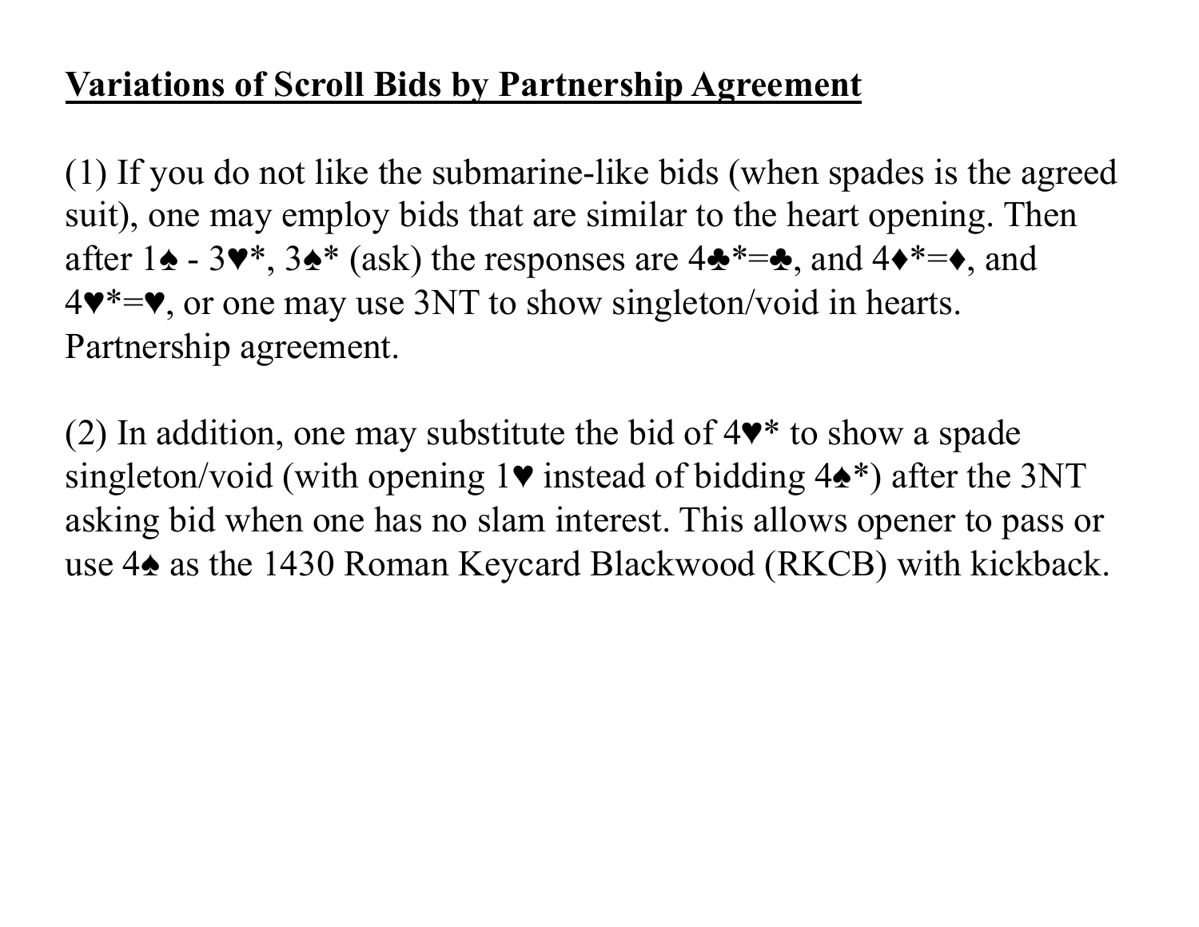## Variations of Scroll Bids by Partnership Agreement

(1) If you do not like the submarine-like bids (when spades is the agreed suit), one may employ bids that are similar to the heart opening. Then after 1♠ - 3♥*, 3♠* (ask) the responses are 4♣*=♣, and 4♦*=♦, and 4♥*=♥, or one may use 3NT to show singleton/void in hearts. Partnership agreement.

(2) In addition, one may substitute the bid of 4♥* to show a spade singleton/void (with opening 1♥ instead of bidding 4♠*) after the 3NT asking bid when one has no slam interest. This allows opener to pass or use 4♠ as the 1430 Roman Keycard Blackwood (RKCB) with kickback.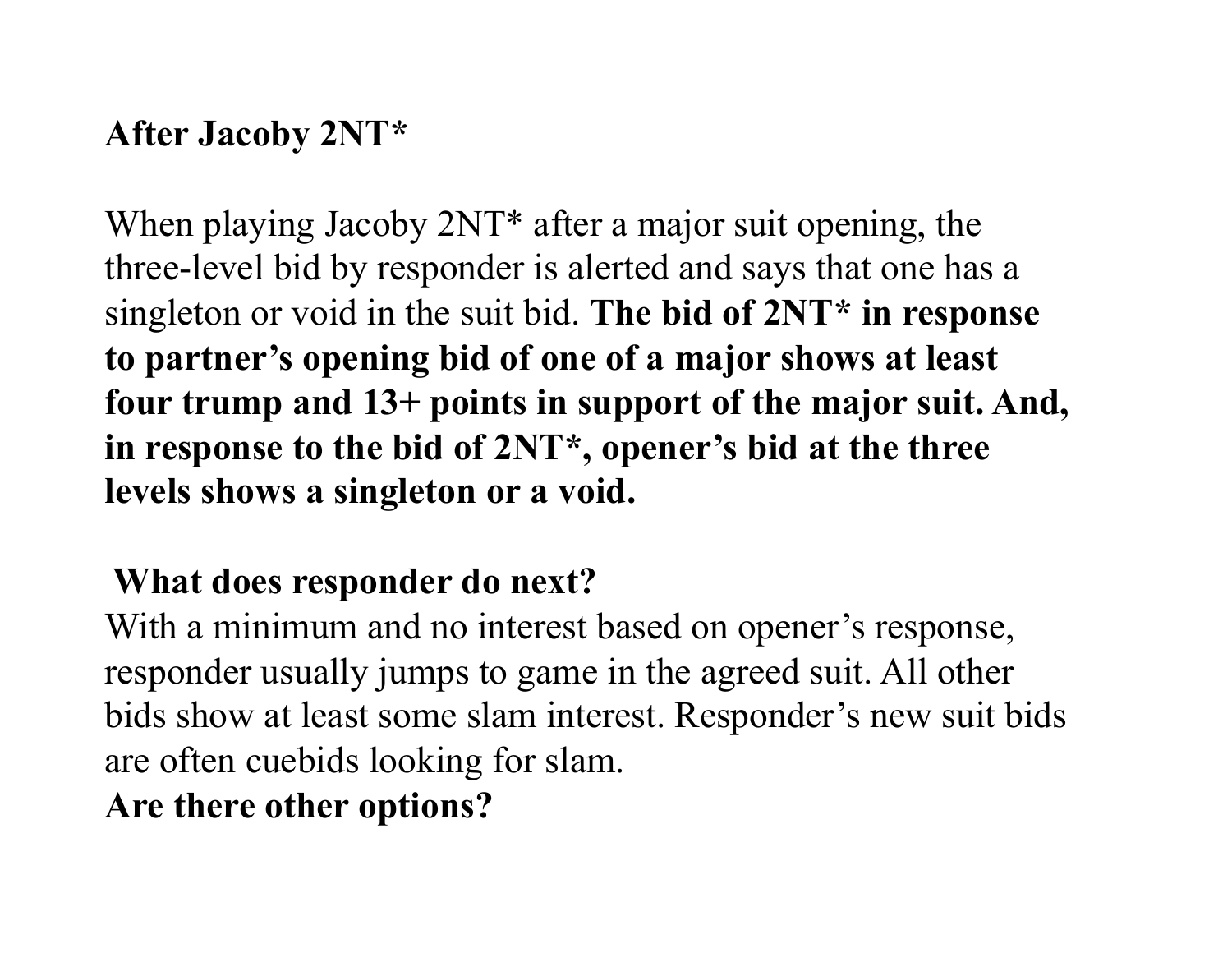**After Jacoby 2NT***

When playing Jacoby 2NT* after a major suit opening, the three-level bid by responder is alerted and says that one has a singleton or void in the suit bid. **The bid of 2NT* in response to partner's opening bid of one of a major shows at least four trump and 13+ points in support of the major suit. And, in response to the bid of 2NT*, opener's bid at the three levels shows a singleton or a void.**

**What does responder do next?**
With a minimum and no interest based on opener's response, responder usually jumps to game in the agreed suit. All other bids show at least some slam interest. Responder's new suit bids are often cuebids looking for slam.
**Are there other options?**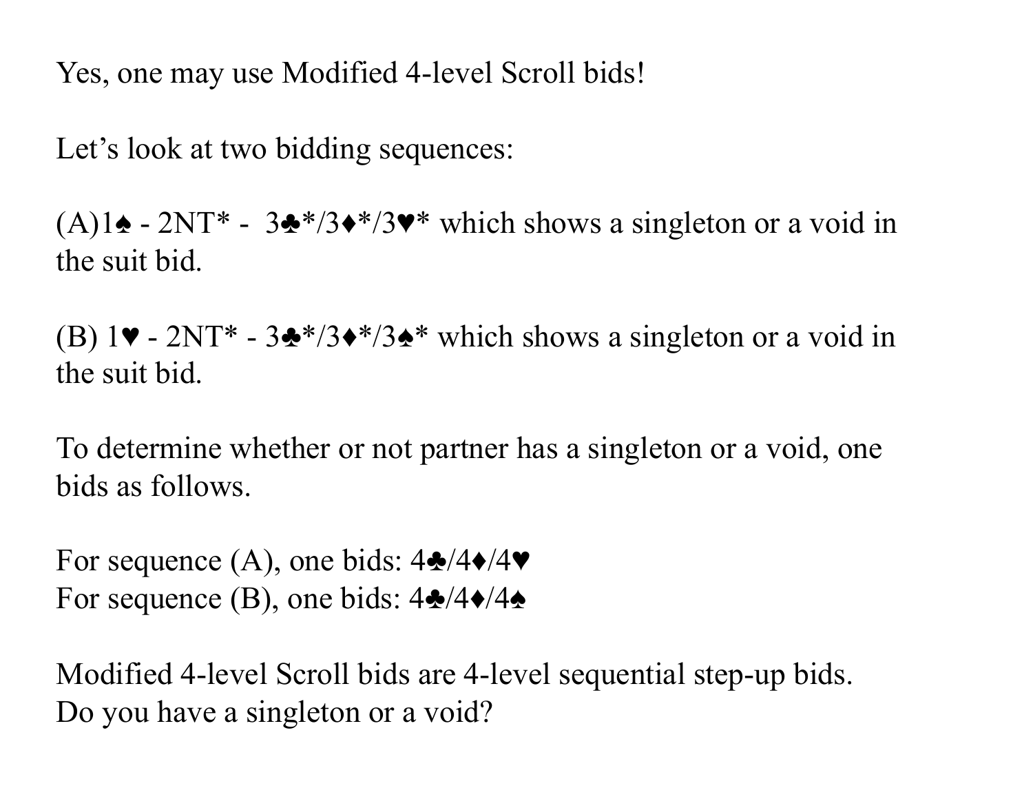Yes, one may use Modified 4-level Scroll bids!

Let's look at two bidding sequences:

(A)1♠ - 2NT* - 3♣*/3♦*/3♥* which shows a singleton or a void in the suit bid.

(B) 1♥ - 2NT* - 3♣*/3♦*/3♠* which shows a singleton or a void in the suit bid.

To determine whether or not partner has a singleton or a void, one bids as follows.

For sequence (A), one bids: 4♣/4♦/4♥
For sequence (B), one bids: 4♣/4♦/4♠

Modified 4-level Scroll bids are 4-level sequential step-up bids.
Do you have a singleton or a void?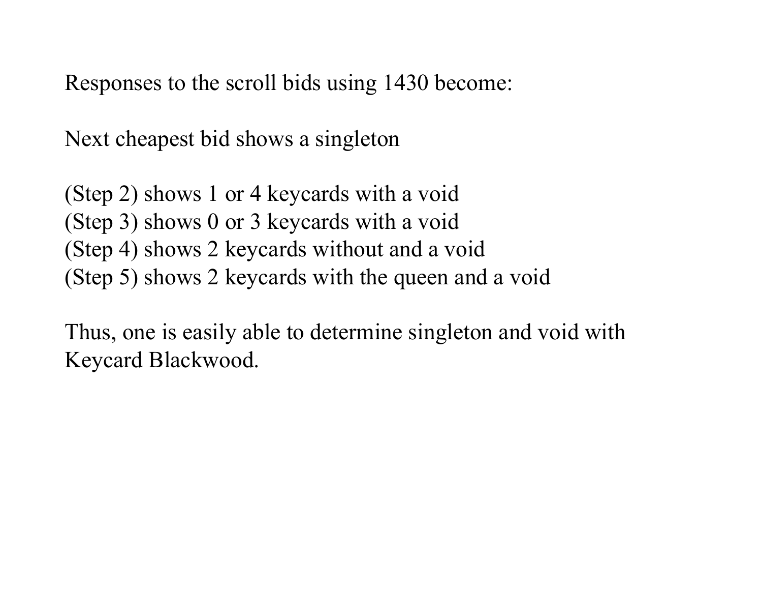Responses to the scroll bids using 1430 become:

Next cheapest bid shows a singleton

(Step 2) shows 1 or 4 keycards with a void
(Step 3) shows 0 or 3 keycards with a void
(Step 4) shows 2 keycards without and a void
(Step 5) shows 2 keycards with the queen and a void

Thus, one is easily able to determine singleton and void with Keycard Blackwood.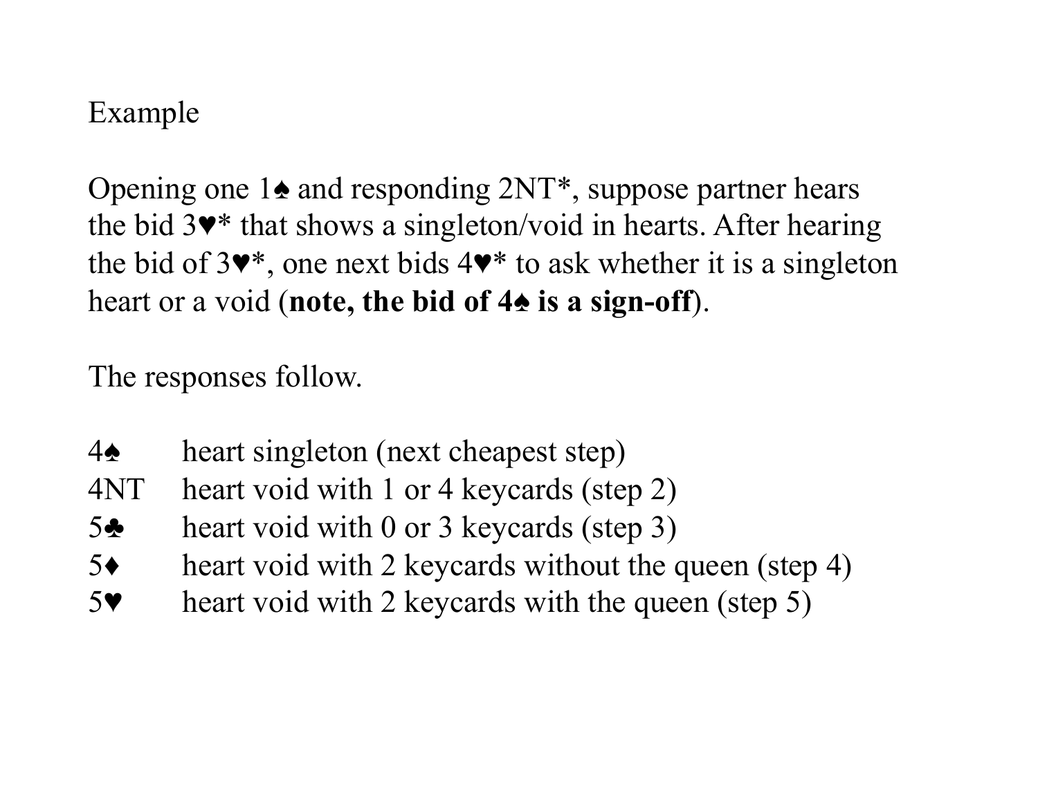Example

Opening one 1♠ and responding 2NT*, suppose partner hears the bid 3♥* that shows a singleton/void in hearts. After hearing the bid of 3♥*, one next bids 4♥* to ask whether it is a singleton heart or a void (**note, the bid of 4♠ is a sign-off**).

The responses follow.

| | |
|---|---|
| 4♠ | heart singleton (next cheapest step) |
| 4NT | heart void with 1 or 4 keycards (step 2) |
| 5♣ | heart void with 0 or 3 keycards (step 3) |
| 5♦ | heart void with 2 keycards without the queen (step 4) |
| 5♥ | heart void with 2 keycards with the queen (step 5) |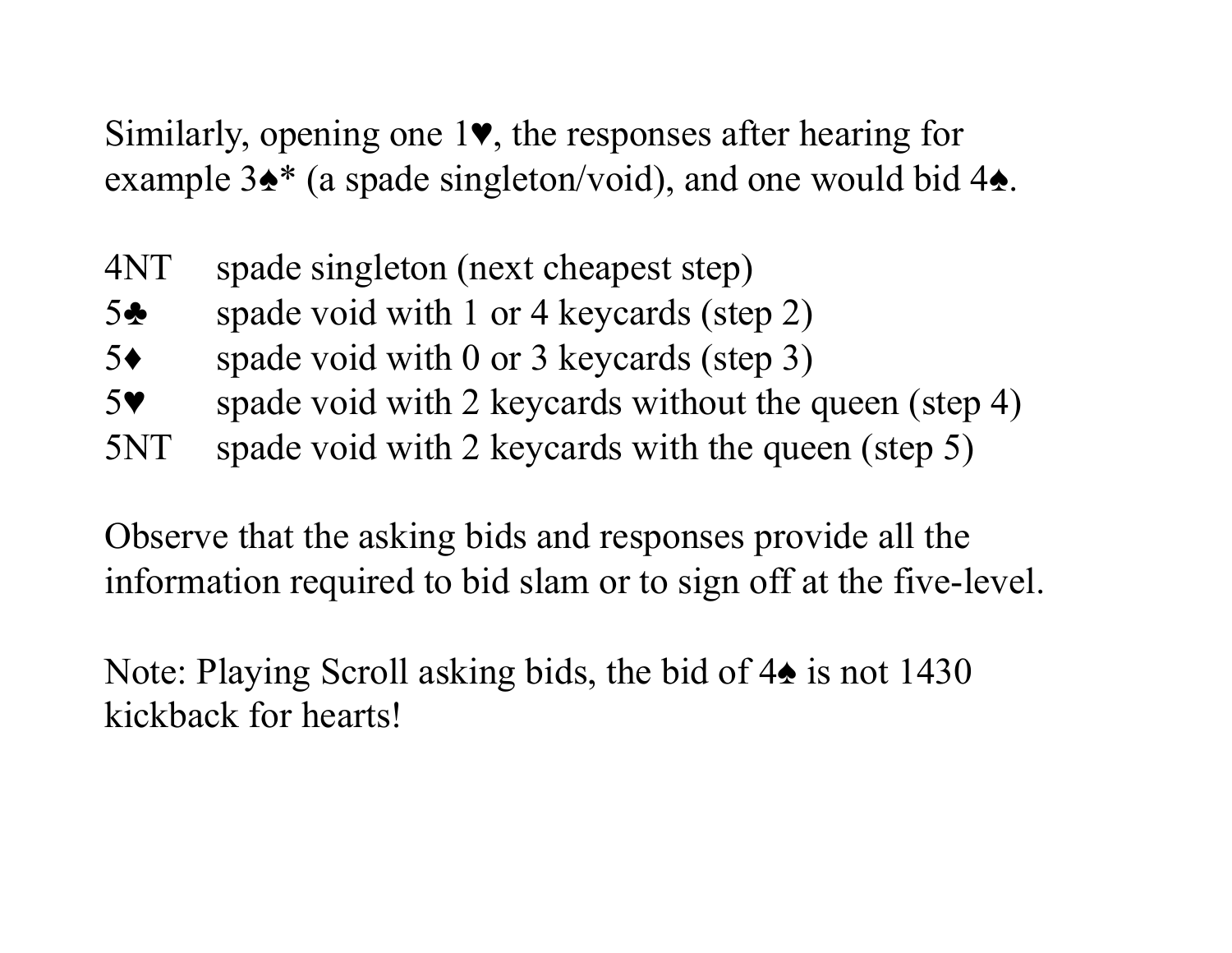Similarly, opening one 1♥, the responses after hearing for example 3♠* (a spade singleton/void), and one would bid 4♠.

| | |
|---|---|
| 4NT | spade singleton (next cheapest step) |
| 5♣ | spade void with 1 or 4 keycards (step 2) |
| 5♦ | spade void with 0 or 3 keycards (step 3) |
| 5♥ | spade void with 2 keycards without the queen (step 4) |
| 5NT | spade void with 2 keycards with the queen (step 5) |

Observe that the asking bids and responses provide all the information required to bid slam or to sign off at the five-level.

Note: Playing Scroll asking bids, the bid of 4♠ is not 1430 kickback for hearts!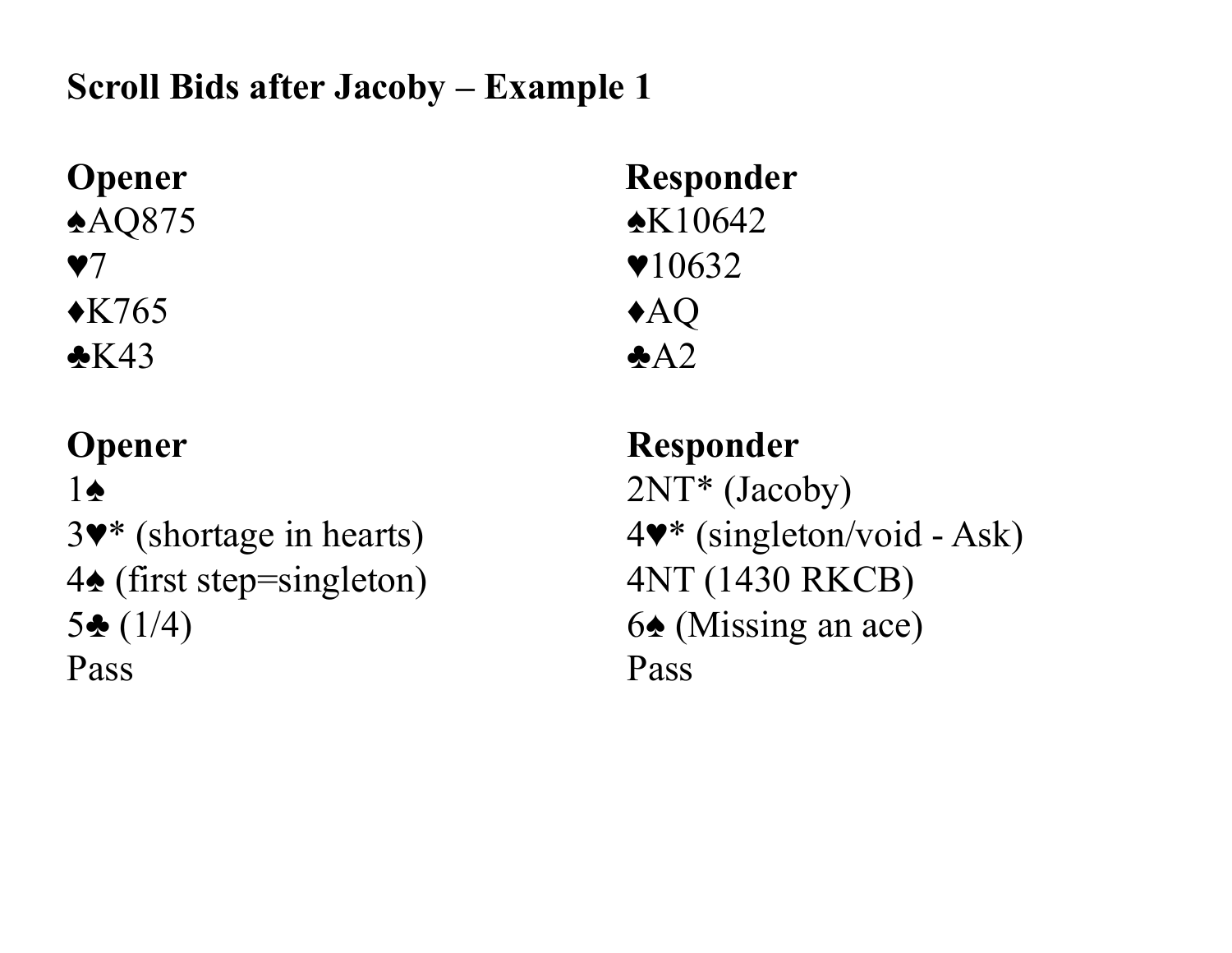**Scroll Bids after Jacoby – Example 1**

| Opener | Responder |
|---|---|
| ♠AQ875 | ♠K10642 |
| ♥7 | ♥10632 |
| ♦K765 | ♦AQ |
| ♣K43 | ♣A2 |

| Opener | Responder |
|---|---|
| 1♠ | 2NT* (Jacoby) |
| 3♥* (shortage in hearts) | 4♥* (singleton/void - Ask) |
| 4♠ (first step=singleton) | 4NT (1430 RKCB) |
| 5♣ (1/4) | 6♠ (Missing an ace) |
| Pass | Pass |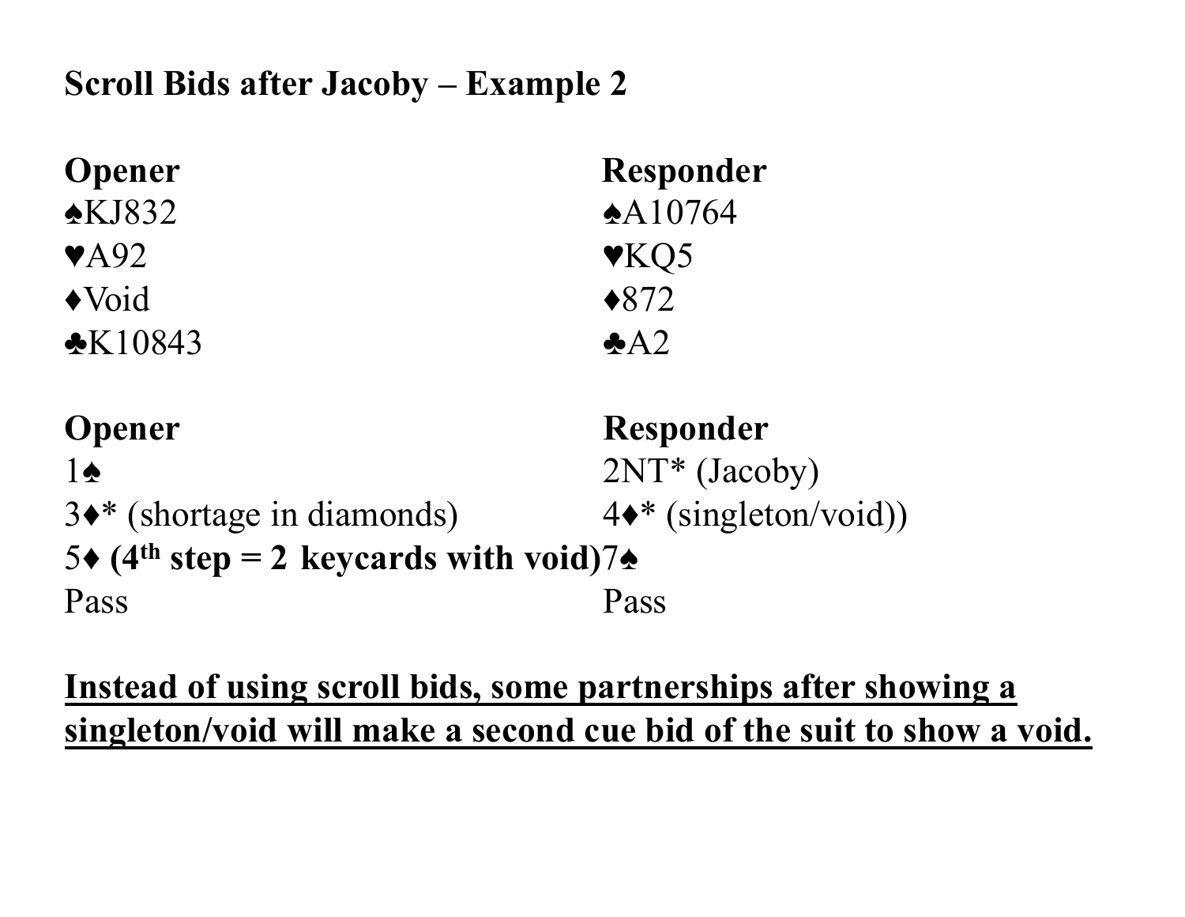**Scroll Bids after Jacoby – Example 2**

| Opener | Responder |
|---|---|
| ♠KJ832 | ♠A10764 |
| ♥A92 | ♥KQ5 |
| ♦Void | ♦872 |
| ♣K10843 | ♣A2 |

| Opener | Responder |
|---|---|
| 1♠ | 2NT* (Jacoby) |
| 3♦* (shortage in diamonds) | 4♦* (singleton/void)) |
| **5♦ (4th step = 2 keycards with void)** | **7♠** |
| Pass | Pass |

<u>**Instead of using scroll bids, some partnerships after showing a singleton/void will make a second cue bid of the suit to show a void.**</u>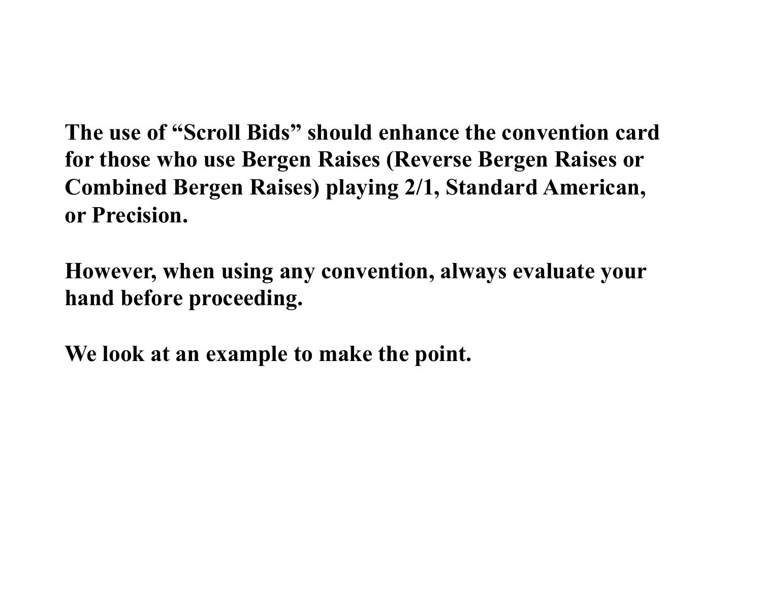**The use of “Scroll Bids” should enhance the convention card for those who use Bergen Raises (Reverse Bergen Raises or Combined Bergen Raises) playing 2/1, Standard American, or Precision.**

**However, when using any convention, always evaluate your hand before proceeding.**

**We look at an example to make the point.**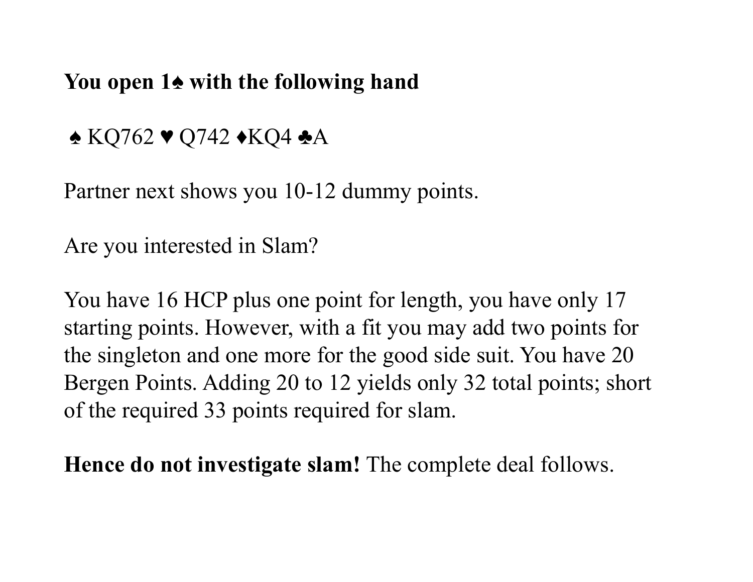**You open 1♠ with the following hand**

♠ KQ762 ♥ Q742 ♦KQ4 ♣A

Partner next shows you 10-12 dummy points.

Are you interested in Slam?

You have 16 HCP plus one point for length, you have only 17 starting points. However, with a fit you may add two points for the singleton and one more for the good side suit. You have 20 Bergen Points. Adding 20 to 12 yields only 32 total points; short of the required 33 points required for slam.

**Hence do not investigate slam!** The complete deal follows.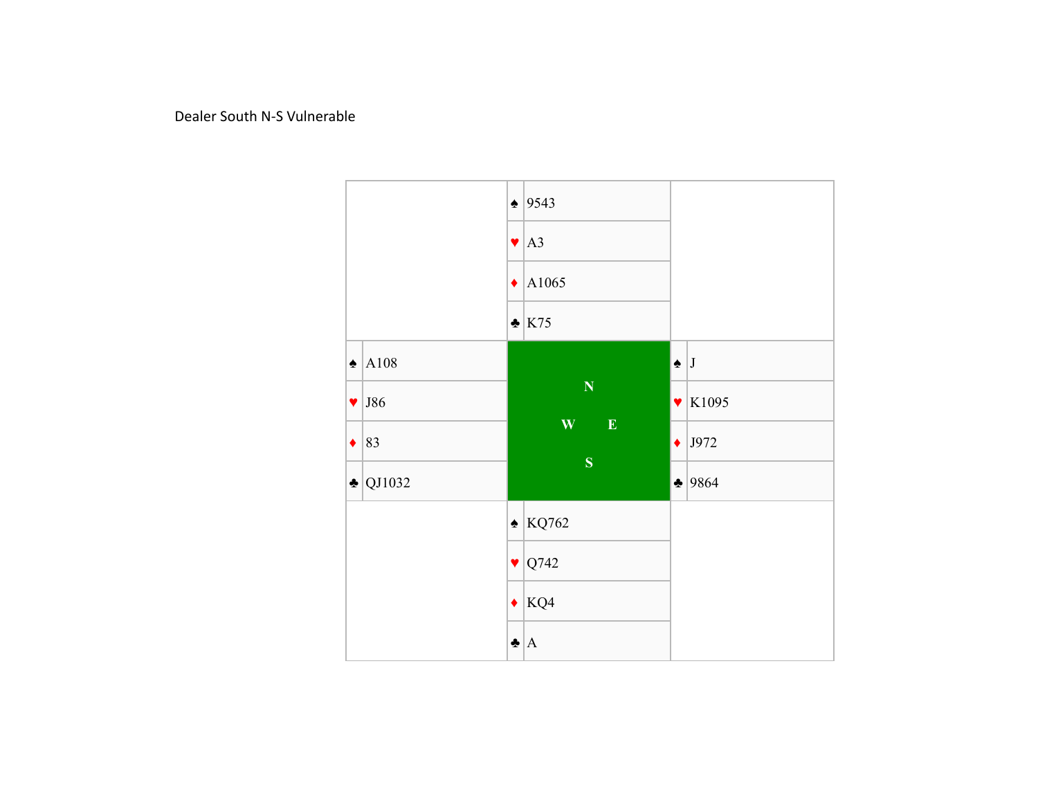Dealer South N-S Vulnerable

| | North | |
|---|---|---|
| | ♠ 9543 | |
| | ♥ A3 | |
| | ♦ A1065 | |
| | ♣ K75 | |
| **West** | | **East** |
| ♠ A108 | | ♠ J |
| ♥ J86 | | ♥ K1095 |
| ♦ 83 | | ♦ J972 |
| ♣ QJ1032 | | ♣ 9864 |
| | **South** | |
| | ♠ KQ762 | |
| | ♥ Q742 | |
| | ♦ KQ4 | |
| | ♣ A | |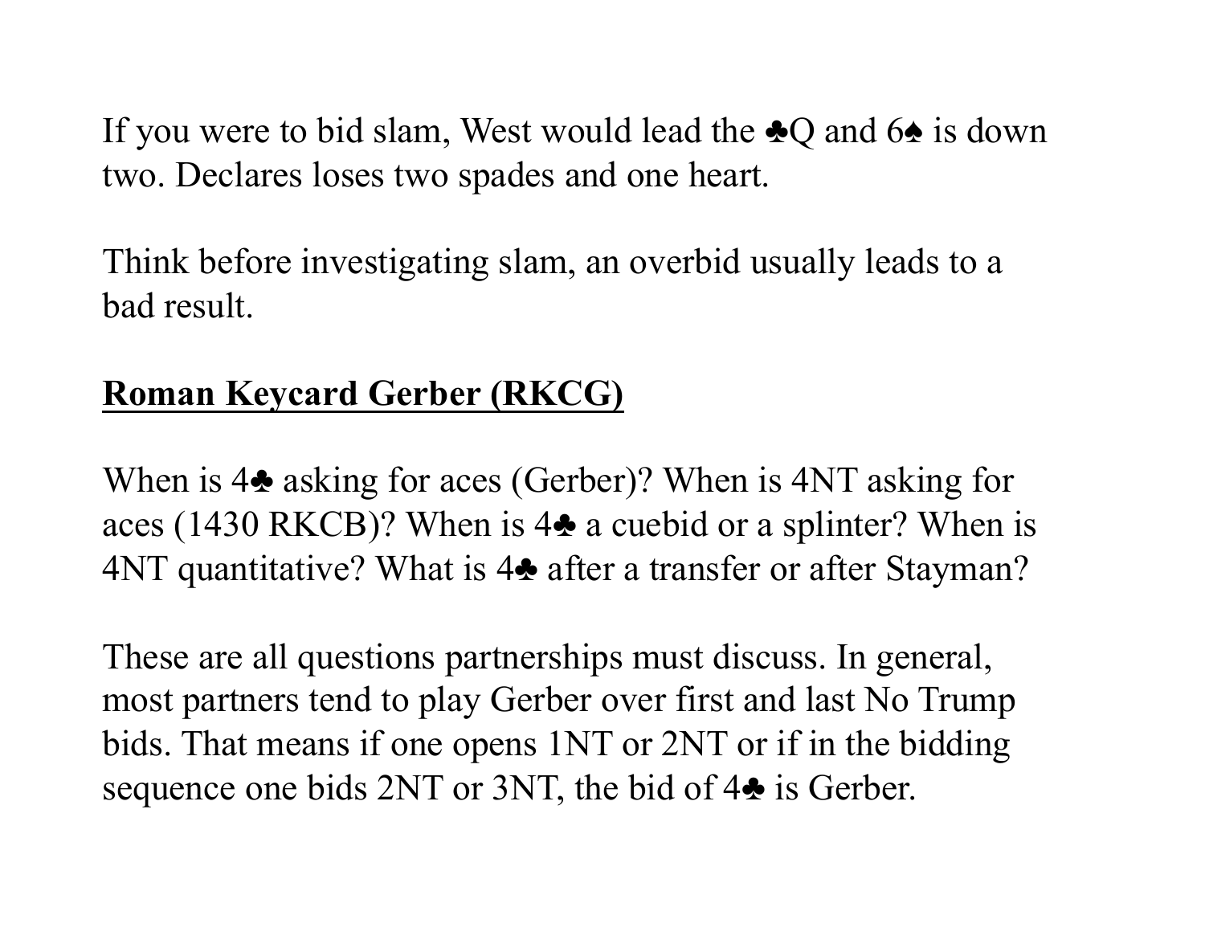If you were to bid slam, West would lead the ♣Q and 6♠ is down two. Declares loses two spades and one heart.

Think before investigating slam, an overbid usually leads to a bad result.

## Roman Keycard Gerber (RKCG)

When is 4♣ asking for aces (Gerber)? When is 4NT asking for aces (1430 RKCB)? When is 4♣ a cuebid or a splinter? When is 4NT quantitative? What is 4♣ after a transfer or after Stayman?

These are all questions partnerships must discuss. In general, most partners tend to play Gerber over first and last No Trump bids. That means if one opens 1NT or 2NT or if in the bidding sequence one bids 2NT or 3NT, the bid of 4♣ is Gerber.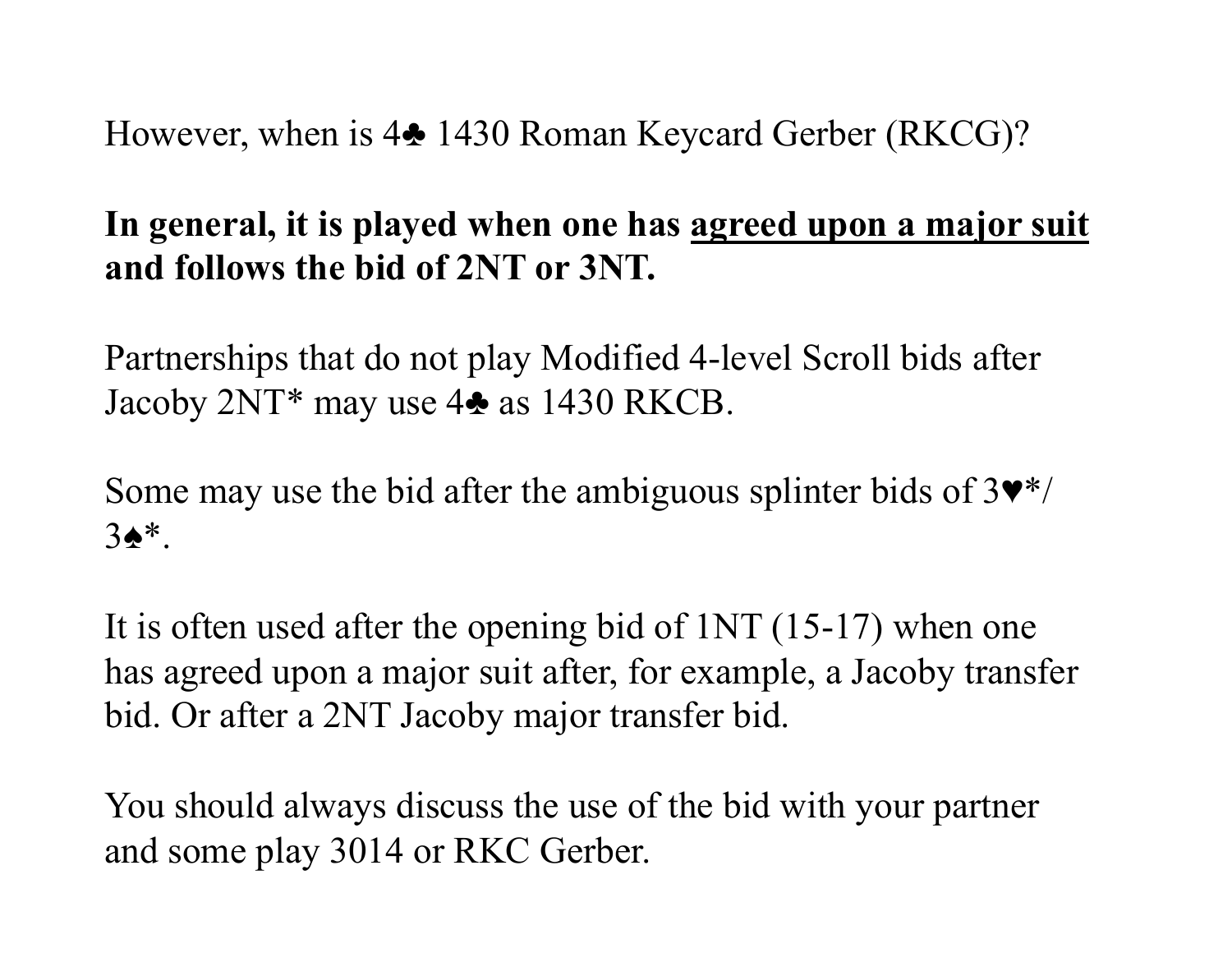However, when is 4♣ 1430 Roman Keycard Gerber (RKCG)?

**In general, it is played when one has <u>agreed upon a major suit</u> and follows the bid of 2NT or 3NT.**

Partnerships that do not play Modified 4-level Scroll bids after Jacoby 2NT* may use 4♣ as 1430 RKCB.

Some may use the bid after the ambiguous splinter bids of 3♥*/ 3♠*.

It is often used after the opening bid of 1NT (15-17) when one has agreed upon a major suit after, for example, a Jacoby transfer bid. Or after a 2NT Jacoby major transfer bid.

You should always discuss the use of the bid with your partner and some play 3014 or RKC Gerber.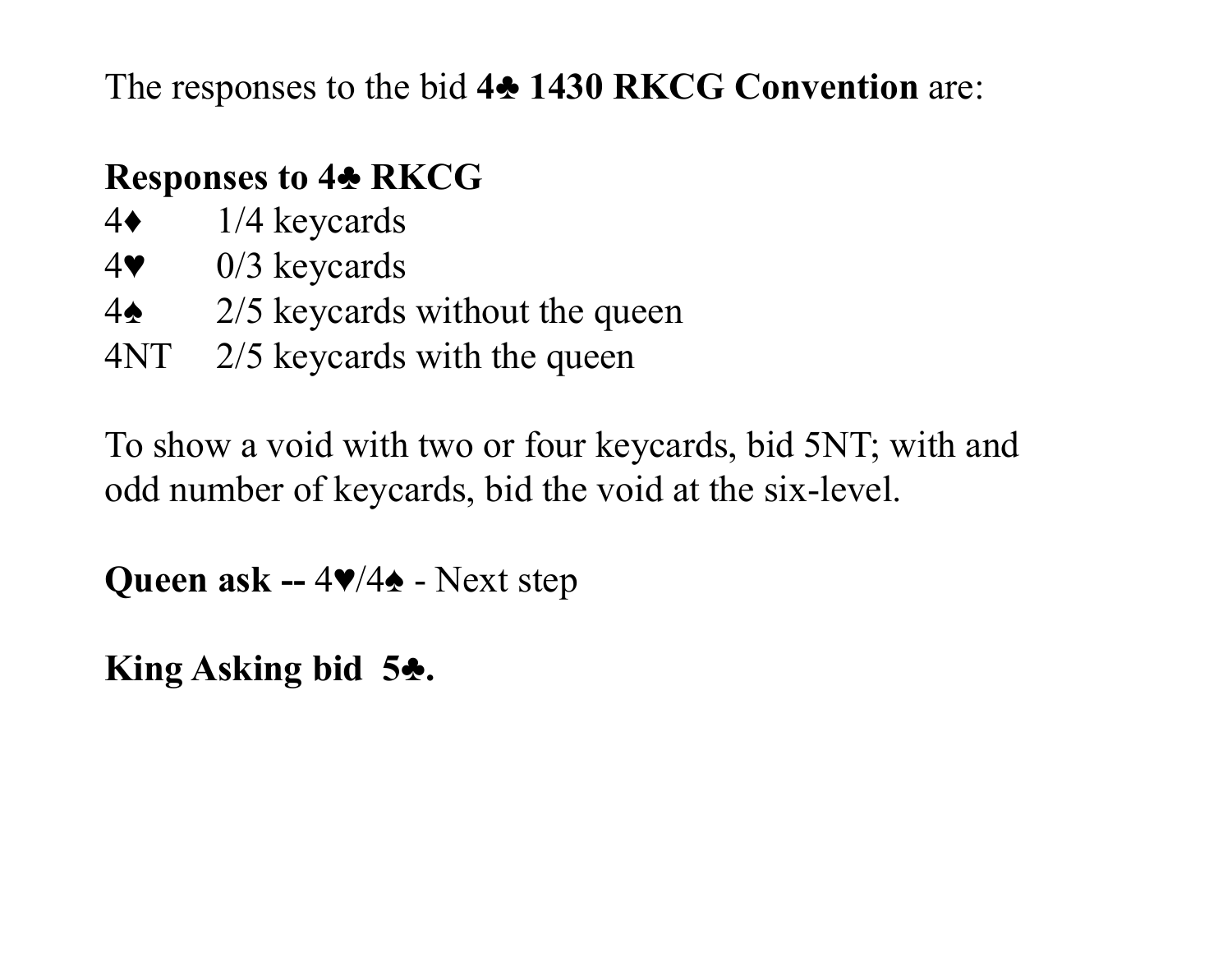The responses to the bid **4♣ 1430 RKCG Convention** are:

**Responses to 4♣ RKCG**

| | |
|---|---|
| 4♦ | 1/4 keycards |
| 4♥ | 0/3 keycards |
| 4♠ | 2/5 keycards without the queen |
| 4NT | 2/5 keycards with the queen |

To show a void with two or four keycards, bid 5NT; with and odd number of keycards, bid the void at the six-level.

**Queen ask --** 4♥/4♠ - Next step

**King Asking bid 5♣.**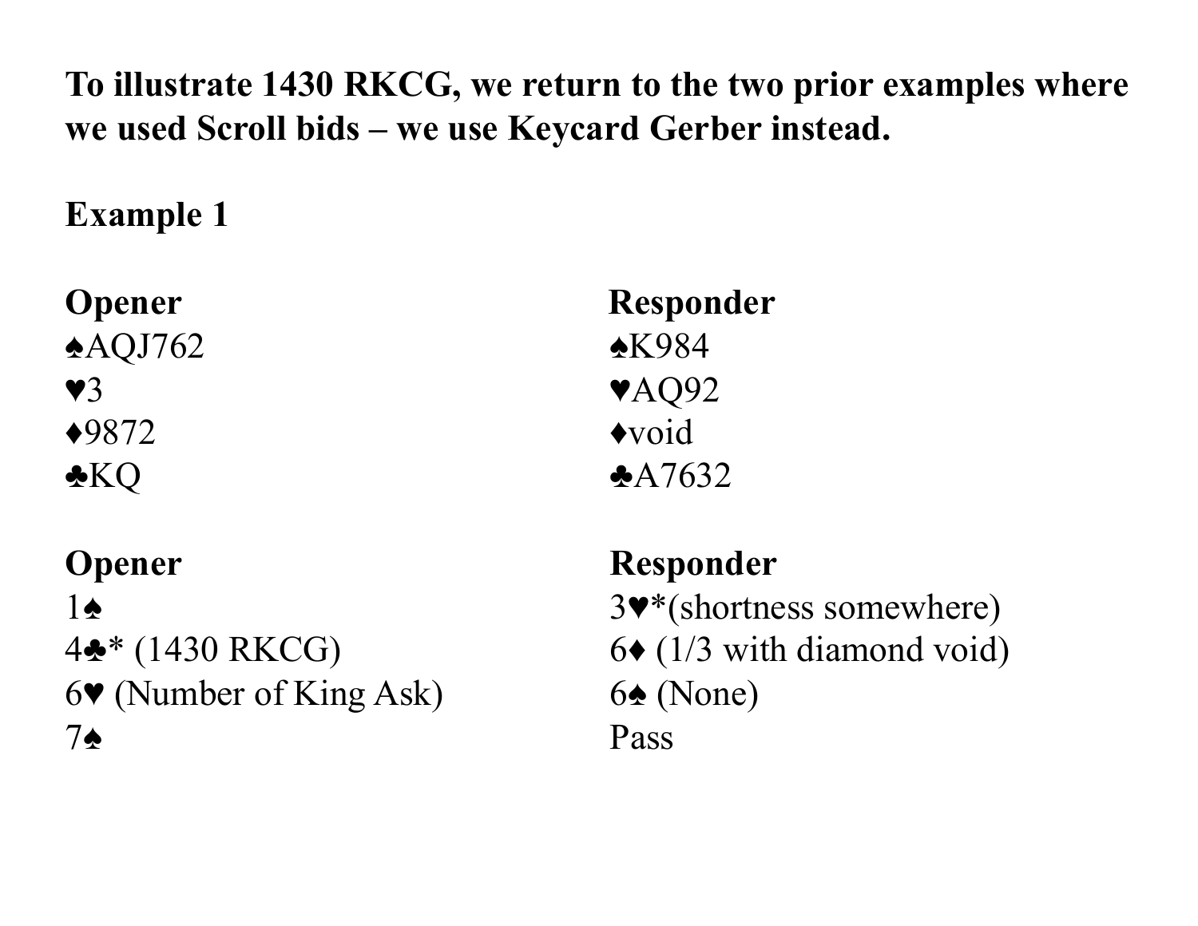**To illustrate 1430 RKCG, we return to the two prior examples where we used Scroll bids – we use Keycard Gerber instead.**

**Example 1**

| **Opener** | **Responder** |
|---|---|
| ♠AQJ762 | ♠K984 |
| ♥3 | ♥AQ92 |
| ♦9872 | ♦void |
| ♣KQ | ♣A7632 |

| **Opener** | **Responder** |
|---|---|
| 1♠ | 3♥*(shortness somewhere) |
| 4♣* (1430 RKCG) | 6♦ (1/3 with diamond void) |
| 6♥ (Number of King Ask) | 6♠ (None) |
| 7♠ | Pass |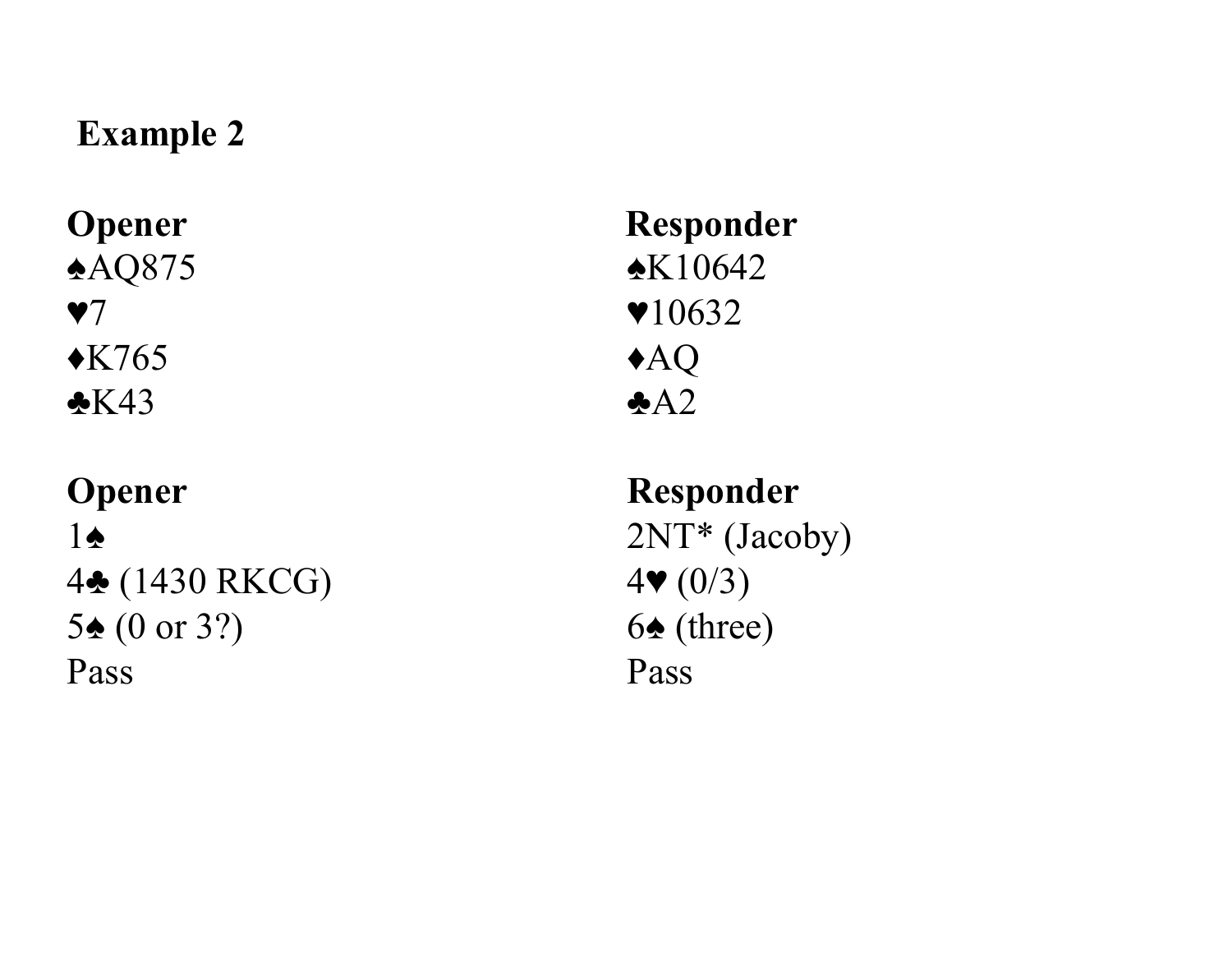**Example 2**

| **Opener** | **Responder** |
|---|---|
| ♠AQ875 | ♠K10642 |
| ♥7 | ♥10632 |
| ♦K765 | ♦AQ |
| ♣K43 | ♣A2 |

| **Opener** | **Responder** |
|---|---|
| 1♠ | 2NT* (Jacoby) |
| 4♣ (1430 RKCG) | 4♥ (0/3) |
| 5♠ (0 or 3?) | 6♠ (three) |
| Pass | Pass |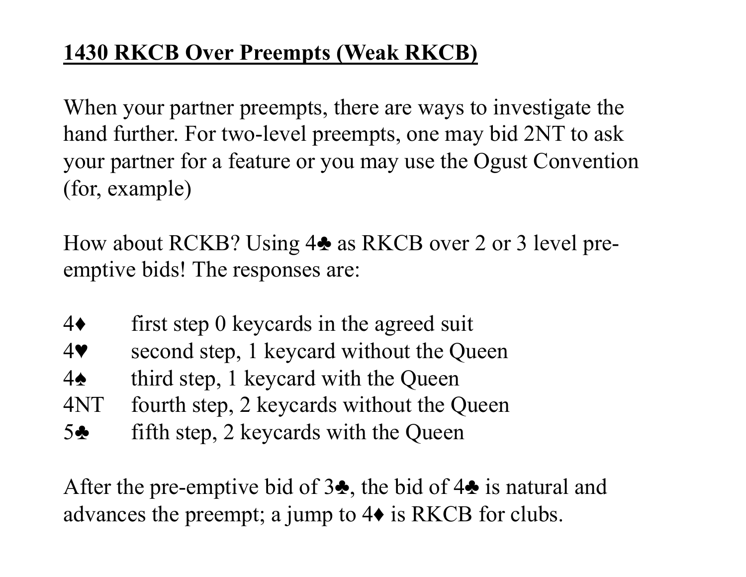**1430 RKCB Over Preempts (Weak RKCB)**

When your partner preempts, there are ways to investigate the hand further. For two-level preempts, one may bid 2NT to ask your partner for a feature or you may use the Ogust Convention (for, example)

How about RCKB? Using 4♣ as RKCB over 2 or 3 level pre-emptive bids! The responses are:

| | |
|---|---|
| 4♦ | first step 0 keycards in the agreed suit |
| 4♥ | second step, 1 keycard without the Queen |
| 4♠ | third step, 1 keycard with the Queen |
| 4NT | fourth step, 2 keycards without the Queen |
| 5♣ | fifth step, 2 keycards with the Queen |

After the pre-emptive bid of 3♣, the bid of 4♣ is natural and advances the preempt; a jump to 4♦ is RKCB for clubs.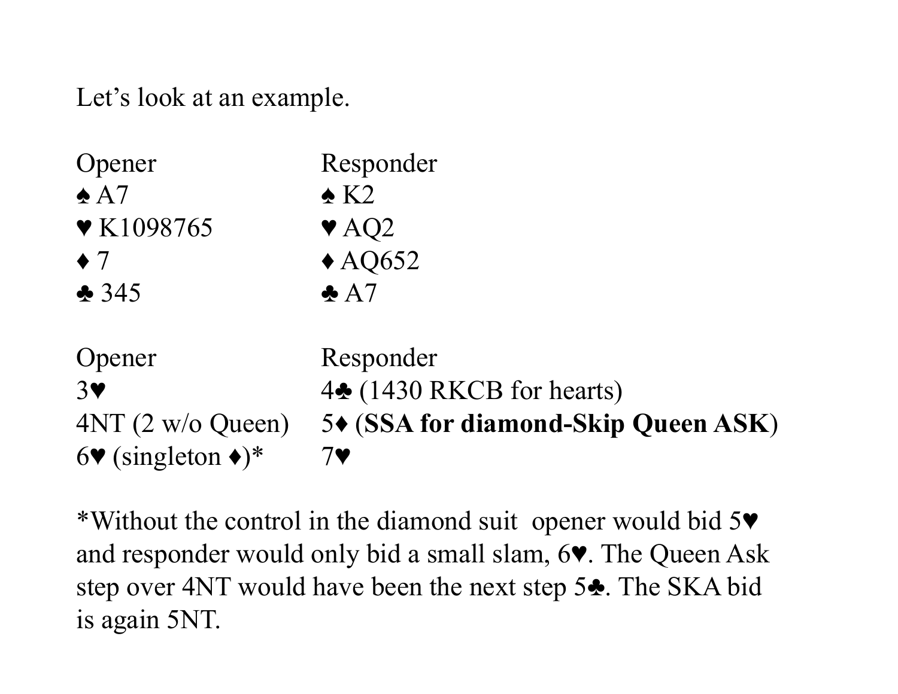Let's look at an example.

| Opener | Responder |
|---|---|
| ♠ A7 | ♠ K2 |
| ♥ K1098765 | ♥ AQ2 |
| ♦ 7 | ♦ AQ652 |
| ♣ 345 | ♣ A7 |

| Opener | Responder |
|---|---|
| 3♥ | 4♣ (1430 RKCB for hearts) |
| 4NT (2 w/o Queen) | 5♦ (**SSA for diamond-Skip Queen ASK**) |
| 6♥ (singleton ♦)* | 7♥ |

*Without the control in the diamond suit opener would bid 5♥ and responder would only bid a small slam, 6♥. The Queen Ask step over 4NT would have been the next step 5♣. The SKA bid is again 5NT.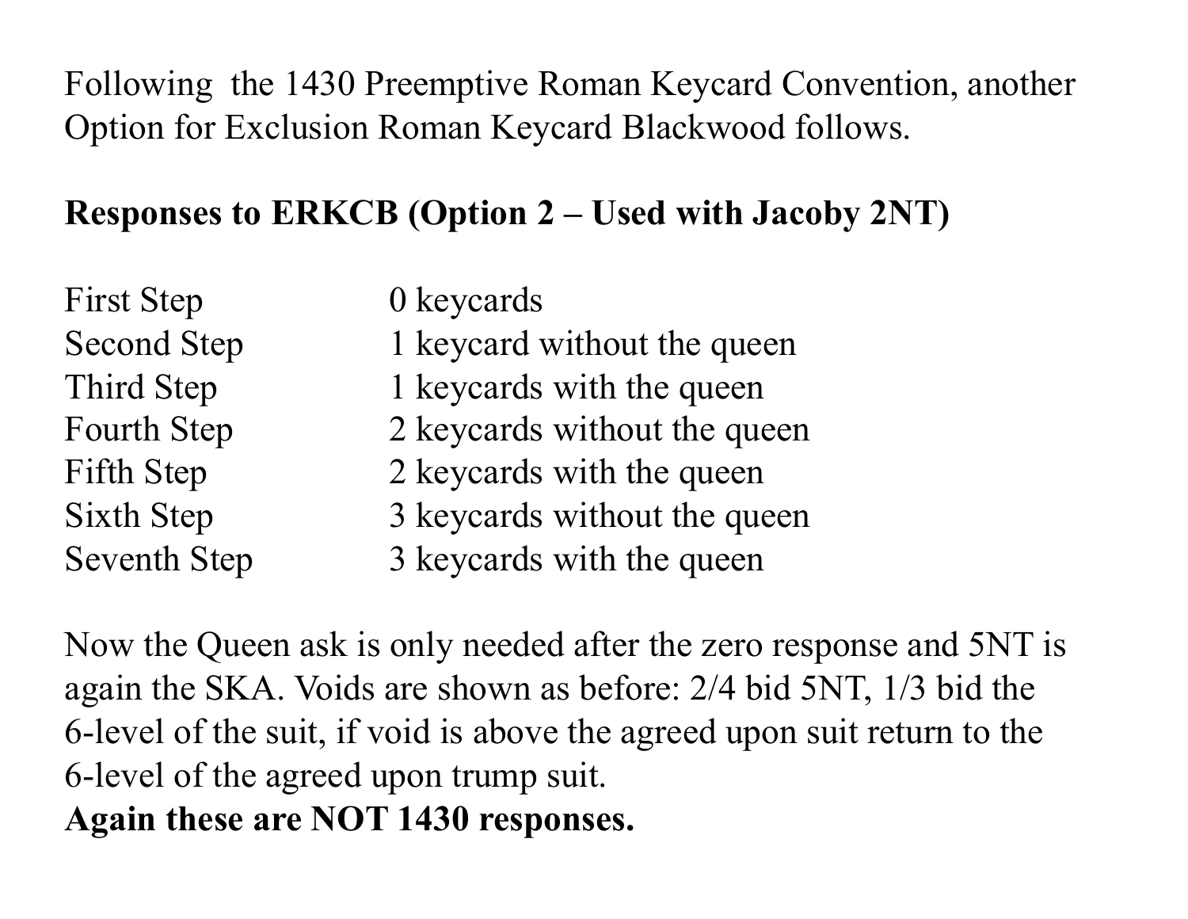Following  the 1430 Preemptive Roman Keycard Convention, another Option for Exclusion Roman Keycard Blackwood follows.

**Responses to ERKCB (Option 2 – Used with Jacoby 2NT)**

| | |
|---|---|
| First Step | 0 keycards |
| Second Step | 1 keycard without the queen |
| Third Step | 1 keycards with the queen |
| Fourth Step | 2 keycards without the queen |
| Fifth Step | 2 keycards with the queen |
| Sixth Step | 3 keycards without the queen |
| Seventh Step | 3 keycards with the queen |

Now the Queen ask is only needed after the zero response and 5NT is again the SKA. Voids are shown as before: 2/4 bid 5NT, 1/3 bid the 6-level of the suit, if void is above the agreed upon suit return to the 6-level of the agreed upon trump suit.

**Again these are NOT 1430 responses.**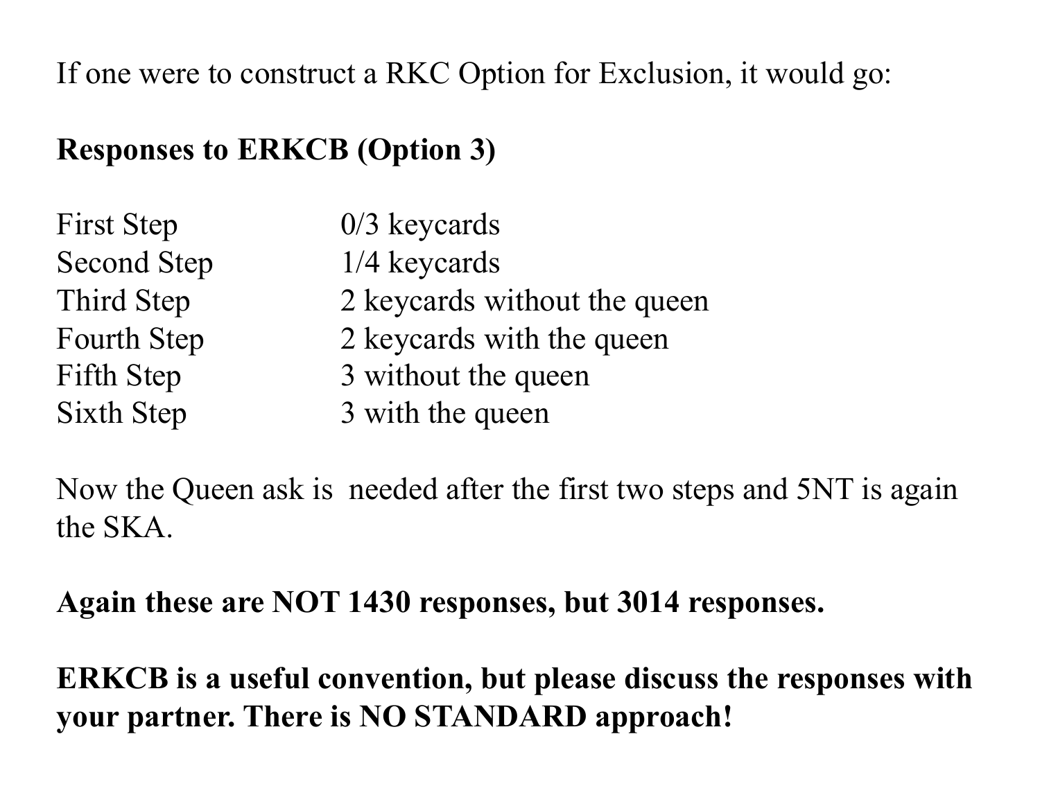If one were to construct a RKC Option for Exclusion, it would go:

**Responses to ERKCB (Option 3)**

| | |
|---|---|
| First Step | 0/3 keycards |
| Second Step | 1/4 keycards |
| Third Step | 2 keycards without the queen |
| Fourth Step | 2 keycards with the queen |
| Fifth Step | 3 without the queen |
| Sixth Step | 3 with the queen |

Now the Queen ask is needed after the first two steps and 5NT is again the SKA.

**Again these are NOT 1430 responses, but 3014 responses.**

**ERKCB is a useful convention, but please discuss the responses with your partner. There is NO STANDARD approach!**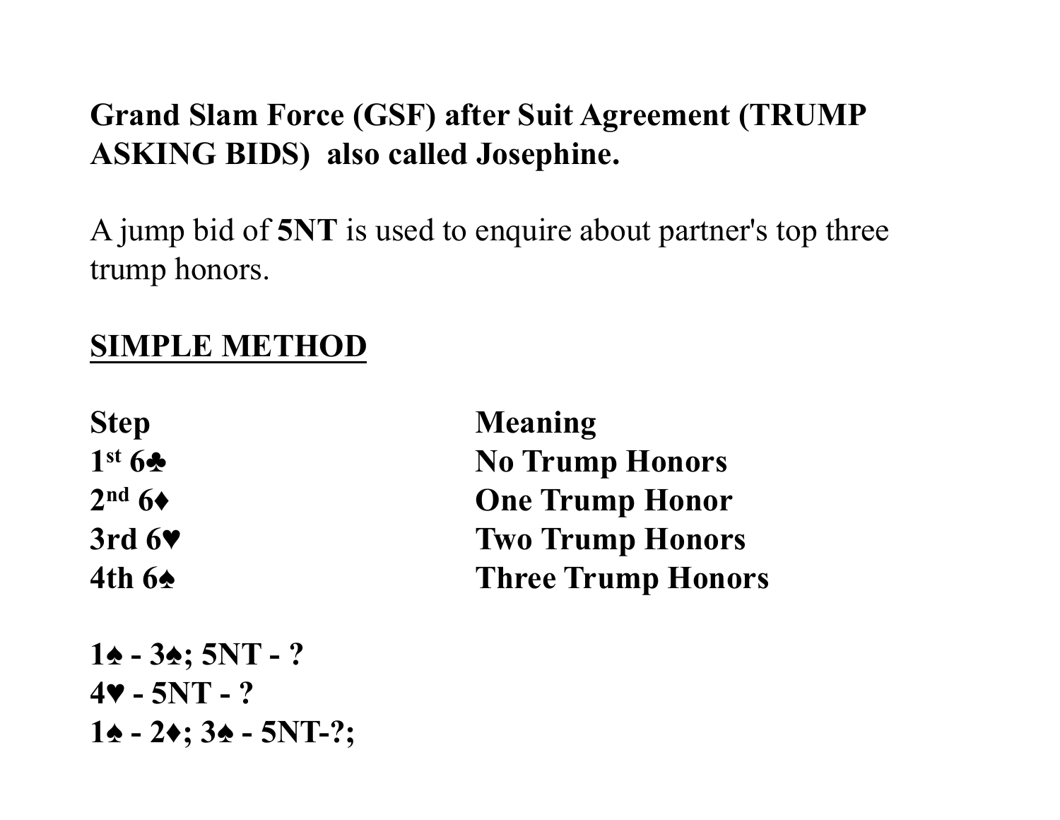**Grand Slam Force (GSF) after Suit Agreement (TRUMP ASKING BIDS) also called Josephine.**

A jump bid of **5NT** is used to enquire about partner's top three trump honors.

**SIMPLE METHOD**

| Step | Meaning |
| --- | --- |
| **1st 6♣** | **No Trump Honors** |
| **2nd 6♦** | **One Trump Honor** |
| **3rd 6♥** | **Two Trump Honors** |
| **4th 6♠** | **Three Trump Honors** |

**1♠ - 3♠; 5NT - ?**
**4♥ - 5NT - ?**
**1♠ - 2♦; 3♠ - 5NT-?;**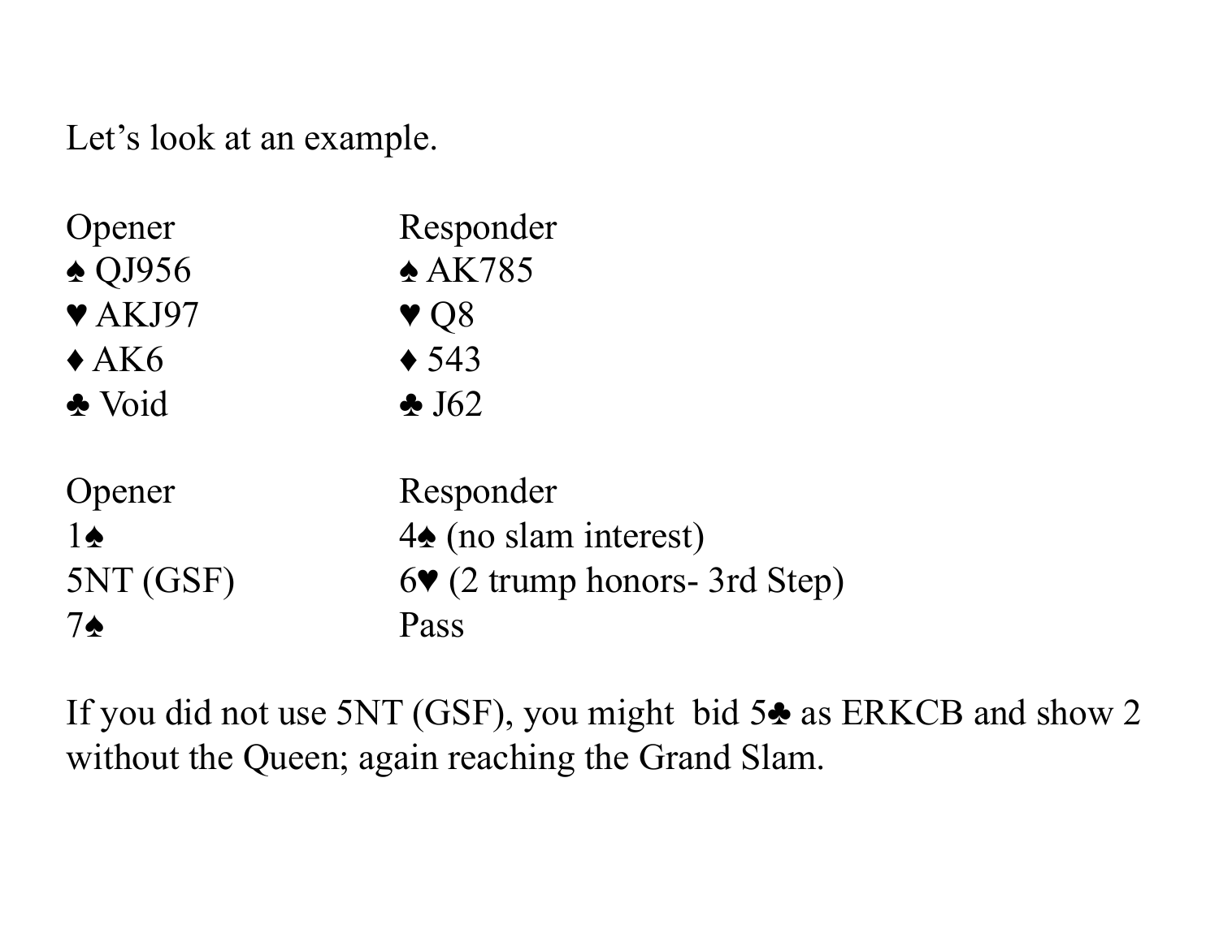Let's look at an example.

| Opener | Responder |
|---|---|
| ♠ QJ956 | ♠ AK785 |
| ♥ AKJ97 | ♥ Q8 |
| ♦ AK6 | ♦ 543 |
| ♣ Void | ♣ J62 |

| Opener | Responder |
|---|---|
| 1♠ | 4♠ (no slam interest) |
| 5NT (GSF) | 6♥ (2 trump honors- 3rd Step) |
| 7♠ | Pass |

If you did not use 5NT (GSF), you might bid 5♣ as ERKCB and show 2 without the Queen; again reaching the Grand Slam.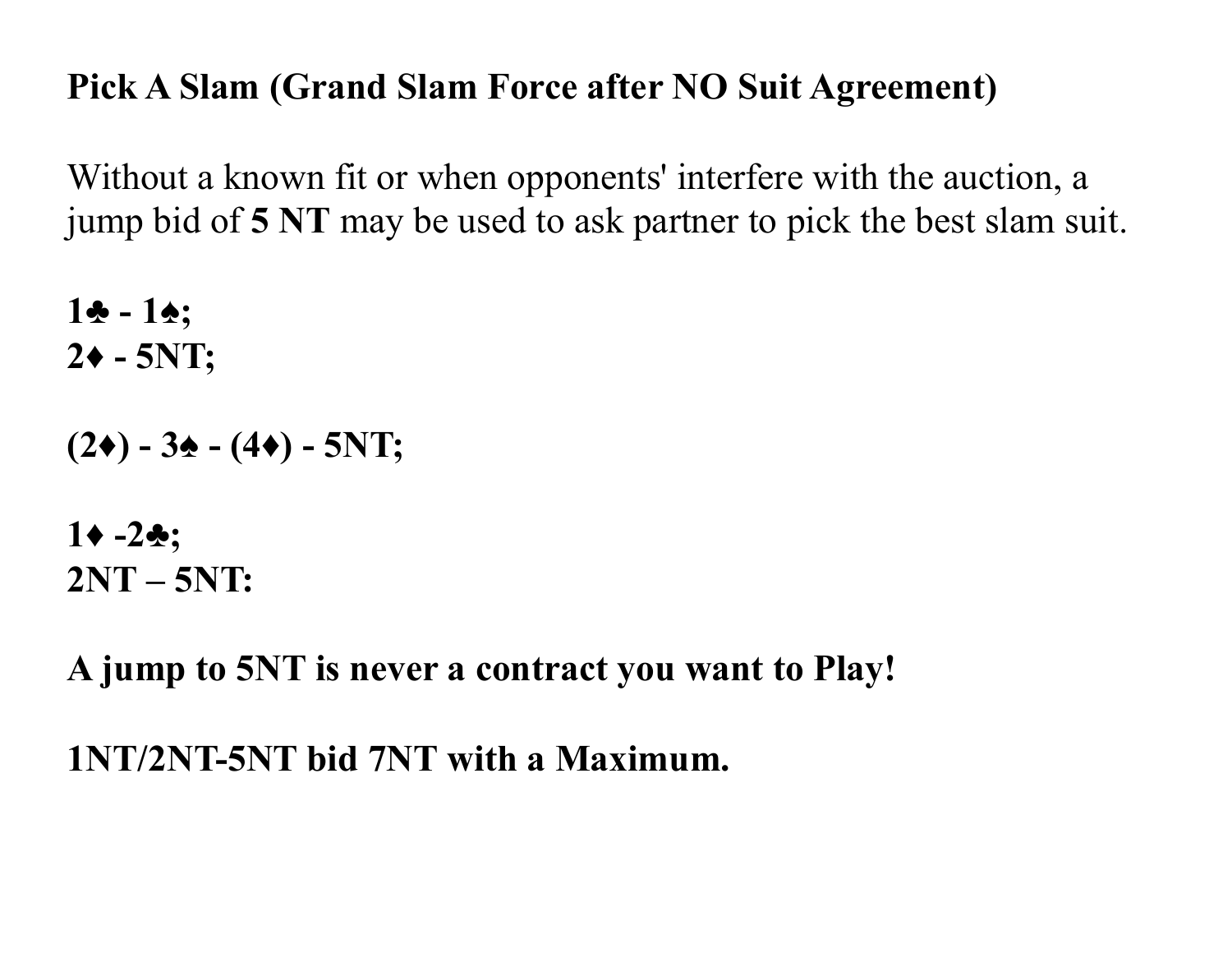**Pick A Slam (Grand Slam Force after NO Suit Agreement)**

Without a known fit or when opponents' interfere with the auction, a jump bid of **5 NT** may be used to ask partner to pick the best slam suit.

**1♣ - 1♠;**
**2♦ - 5NT;**

**(2♦) - 3♠ - (4♦) - 5NT;**

**1♦ -2♣;**
**2NT – 5NT:**

**A jump to 5NT is never a contract you want to Play!**

**1NT/2NT-5NT bid 7NT with a Maximum.**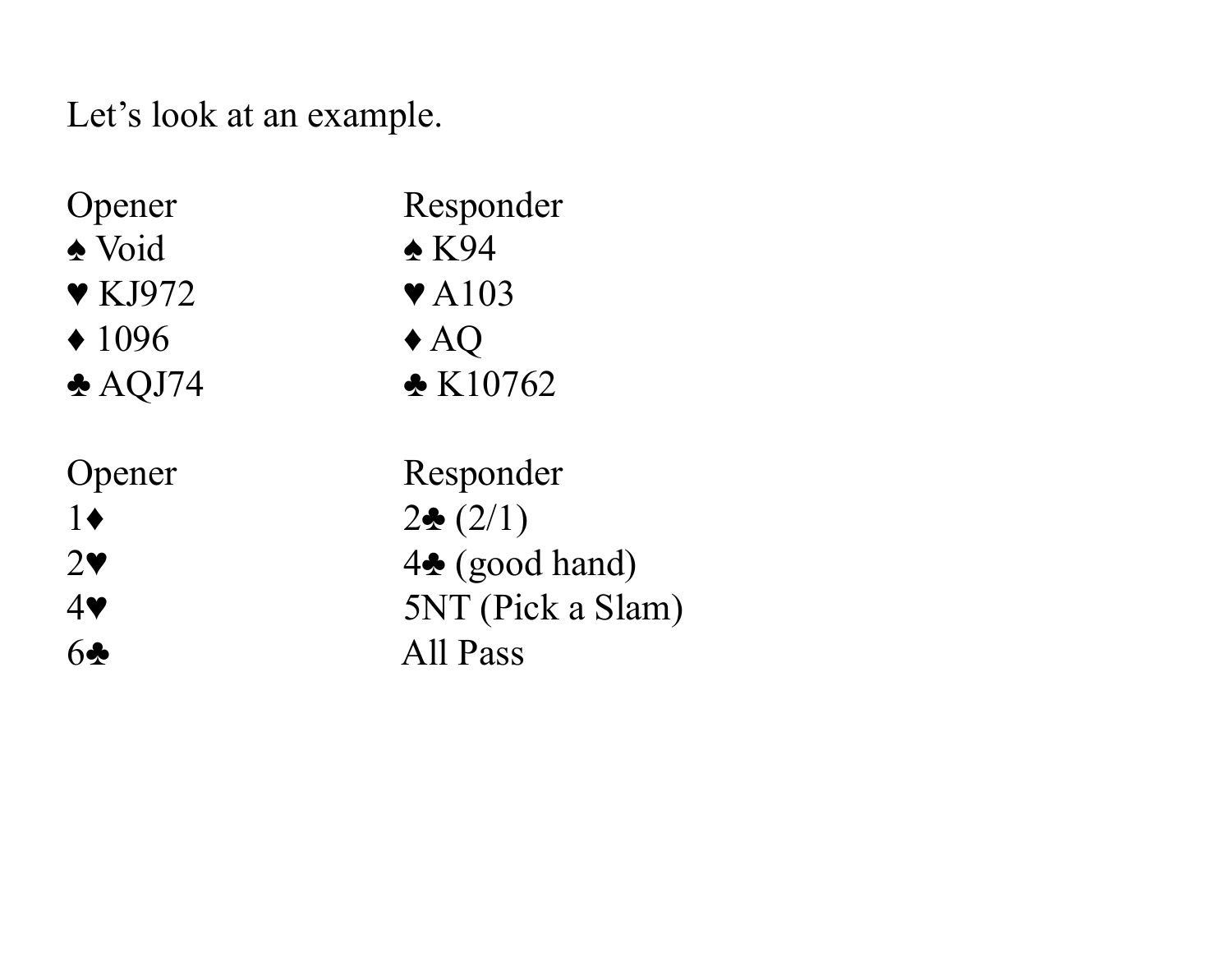Let's look at an example.

| Opener | Responder |
|---|---|
| ♠ Void | ♠ K94 |
| ♥ KJ972 | ♥ A103 |
| ♦ 1096 | ♦ AQ |
| ♣ AQJ74 | ♣ K10762 |

| Opener | Responder |
|---|---|
| 1♦ | 2♣ (2/1) |
| 2♥ | 4♣ (good hand) |
| 4♥ | 5NT (Pick a Slam) |
| 6♣ | All Pass |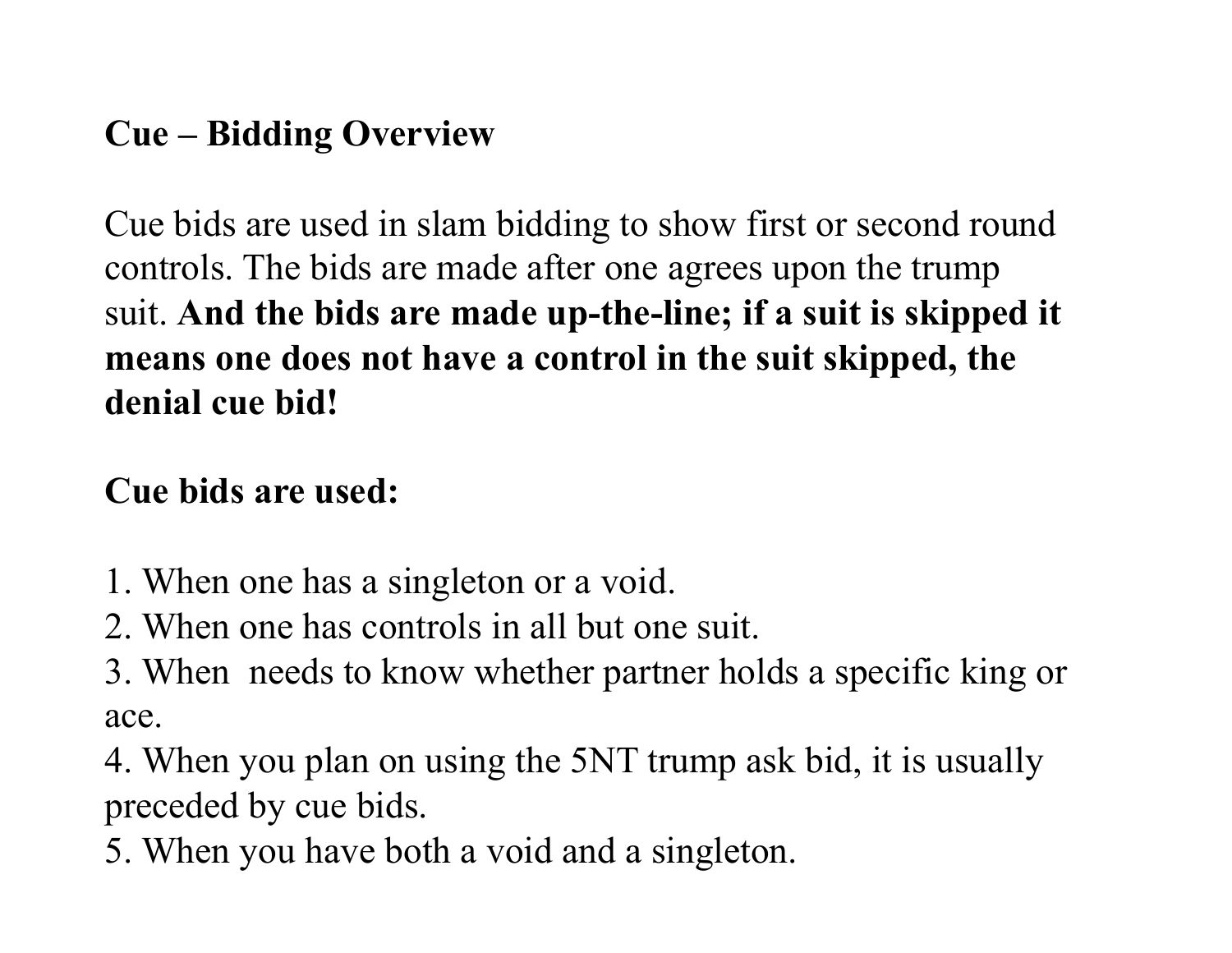## Cue – Bidding Overview

Cue bids are used in slam bidding to show first or second round controls. The bids are made after one agrees upon the trump suit. **And the bids are made up-the-line; if a suit is skipped it means one does not have a control in the suit skipped, the denial cue bid!**

**Cue bids are used:**

1. When one has a singleton or a void.
2. When one has controls in all but one suit.
3. When  needs to know whether partner holds a specific king or ace.
4. When you plan on using the 5NT trump ask bid, it is usually preceded by cue bids.
5. When you have both a void and a singleton.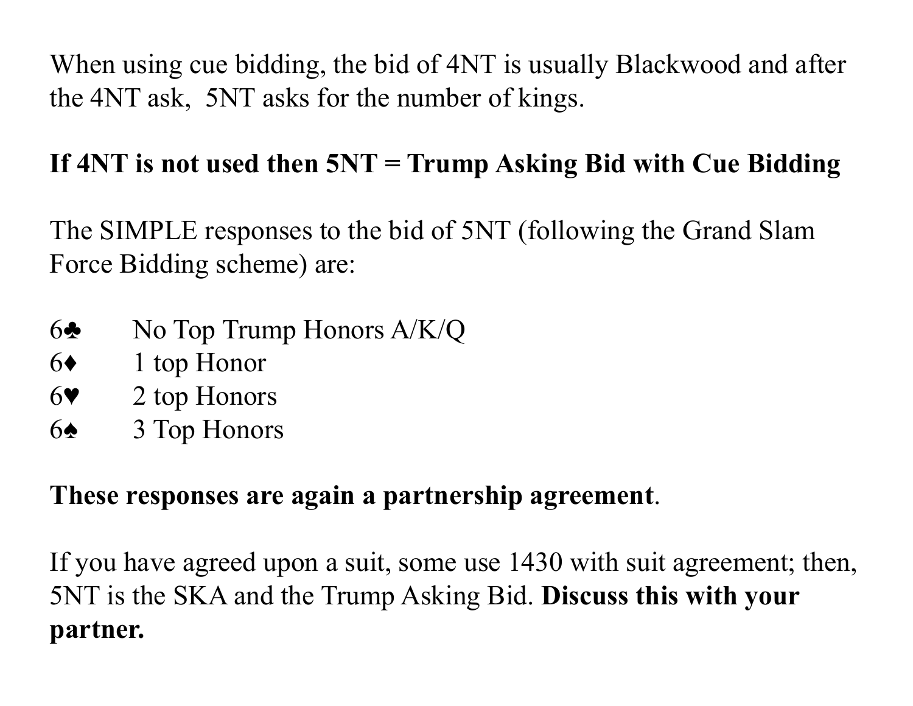When using cue bidding, the bid of 4NT is usually Blackwood and after the 4NT ask, 5NT asks for the number of kings.

**If 4NT is not used then 5NT = Trump Asking Bid with Cue Bidding**

The SIMPLE responses to the bid of 5NT (following the Grand Slam Force Bidding scheme) are:

6♣ No Top Trump Honors A/K/Q
6♦ 1 top Honor
6♥ 2 top Honors
6♠ 3 Top Honors

**These responses are again a partnership agreement**.

If you have agreed upon a suit, some use 1430 with suit agreement; then, 5NT is the SKA and the Trump Asking Bid. **Discuss this with your partner.**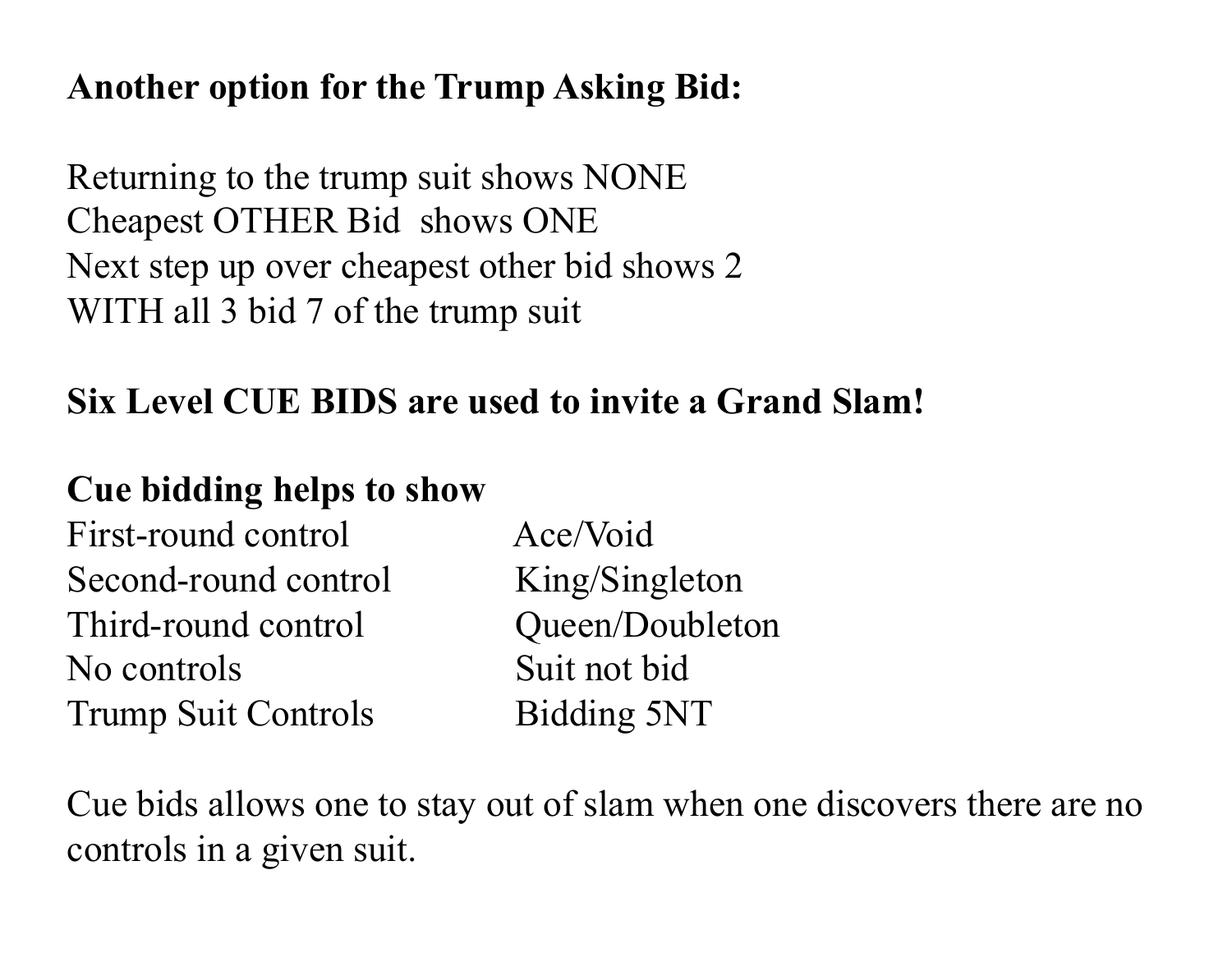**Another option for the Trump Asking Bid:**

Returning to the trump suit shows NONE
Cheapest OTHER Bid shows ONE
Next step up over cheapest other bid shows 2
WITH all 3 bid 7 of the trump suit

**Six Level CUE BIDS are used to invite a Grand Slam!**

**Cue bidding helps to show**

| | |
|---|---|
| First-round control | Ace/Void |
| Second-round control | King/Singleton |
| Third-round control | Queen/Doubleton |
| No controls | Suit not bid |
| Trump Suit Controls | Bidding 5NT |

Cue bids allows one to stay out of slam when one discovers there are no controls in a given suit.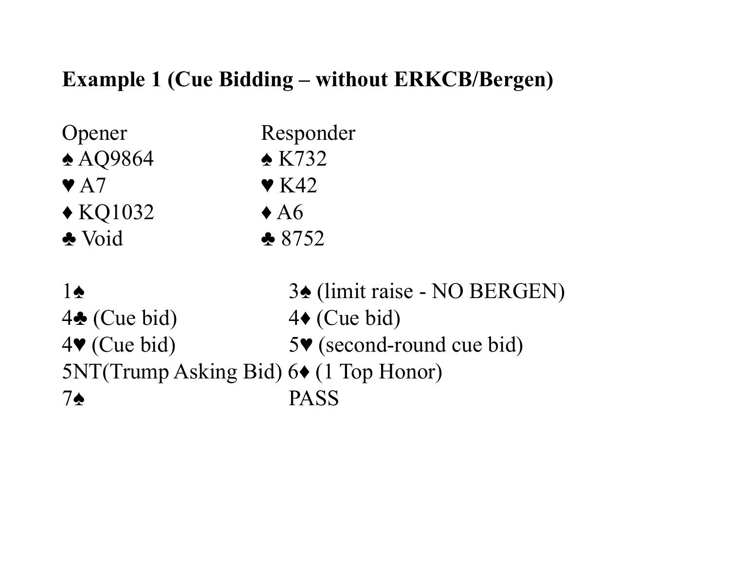## Example 1 (Cue Bidding – without ERKCB/Bergen)

| Opener | Responder |
|---|---|
| ♠ AQ9864 | ♠ K732 |
| ♥ A7 | ♥ K42 |
| ♦ KQ1032 | ♦ A6 |
| ♣ Void | ♣ 8752 |

| Opener | Responder |
|---|---|
| 1♠ | 3♠ (limit raise - NO BERGEN) |
| 4♣ (Cue bid) | 4♦ (Cue bid) |
| 4♥ (Cue bid) | 5♥ (second-round cue bid) |
| 5NT(Trump Asking Bid) | 6♦ (1 Top Honor) |
| 7♠ | PASS |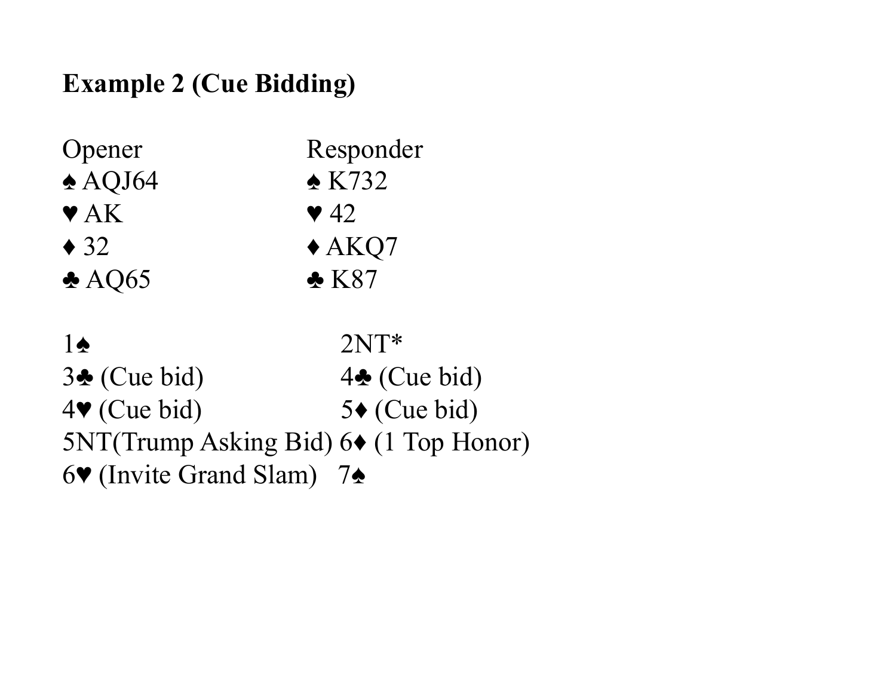**Example 2 (Cue Bidding)**

| Opener | Responder |
|---|---|
| ♠ AQJ64 | ♠ K732 |
| ♥ AK | ♥ 42 |
| ♦ 32 | ♦ AKQ7 |
| ♣ AQ65 | ♣ K87 |

| Opener | Responder |
|---|---|
| 1♠ | 2NT* |
| 3♣ (Cue bid) | 4♣ (Cue bid) |
| 4♥ (Cue bid) | 5♦ (Cue bid) |
| 5NT(Trump Asking Bid) | 6♦ (1 Top Honor) |
| 6♥ (Invite Grand Slam) | 7♠ |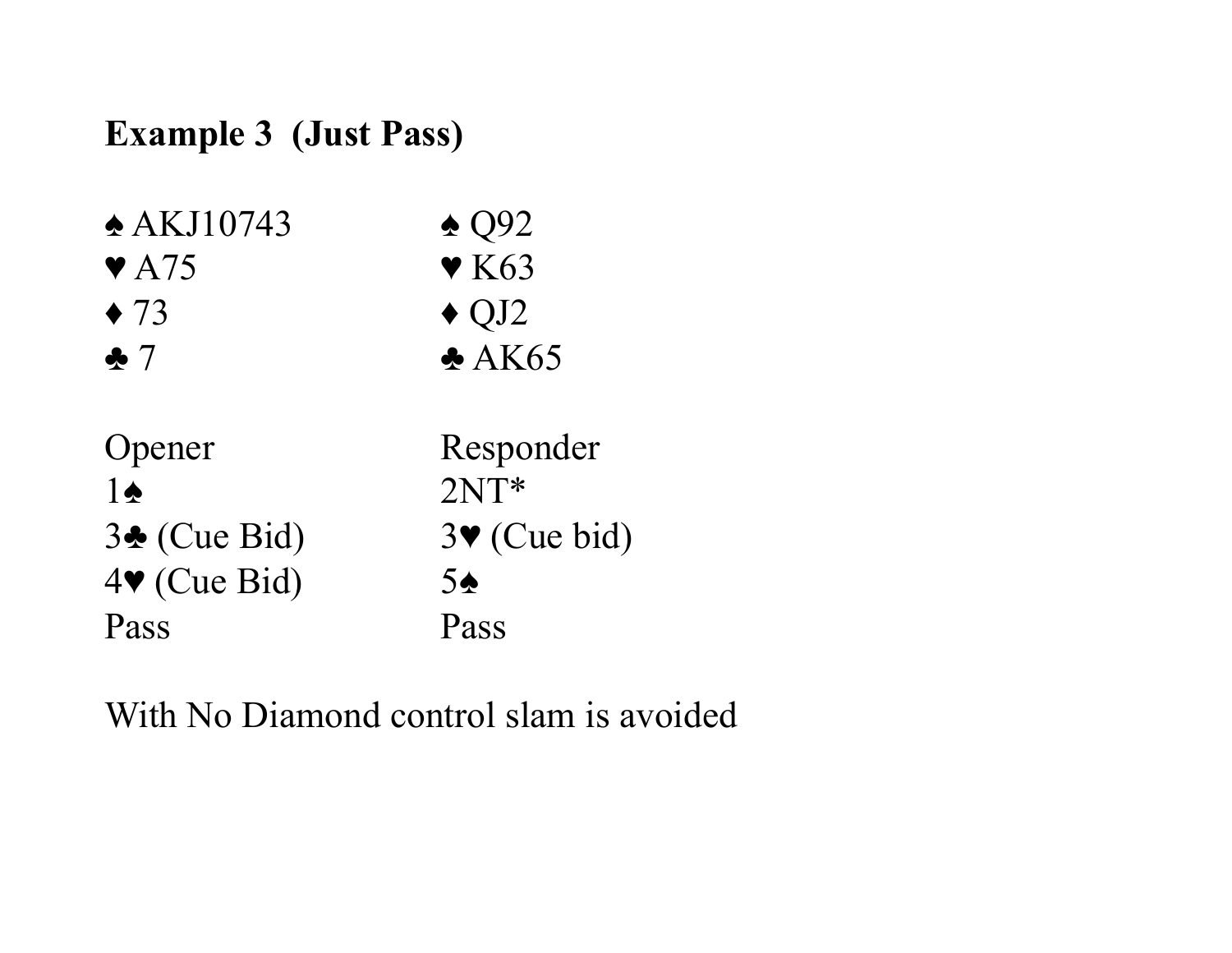**Example 3 (Just Pass)**

| | |
|---|---|
| ♠ AKJ10743 | ♠ Q92 |
| ♥ A75 | ♥ K63 |
| ♦ 73 | ♦ QJ2 |
| ♣ 7 | ♣ AK65 |

| Opener | Responder |
|---|---|
| 1♠ | 2NT* |
| 3♣ (Cue Bid) | 3♥ (Cue bid) |
| 4♥ (Cue Bid) | 5♠ |
| Pass | Pass |

With No Diamond control slam is avoided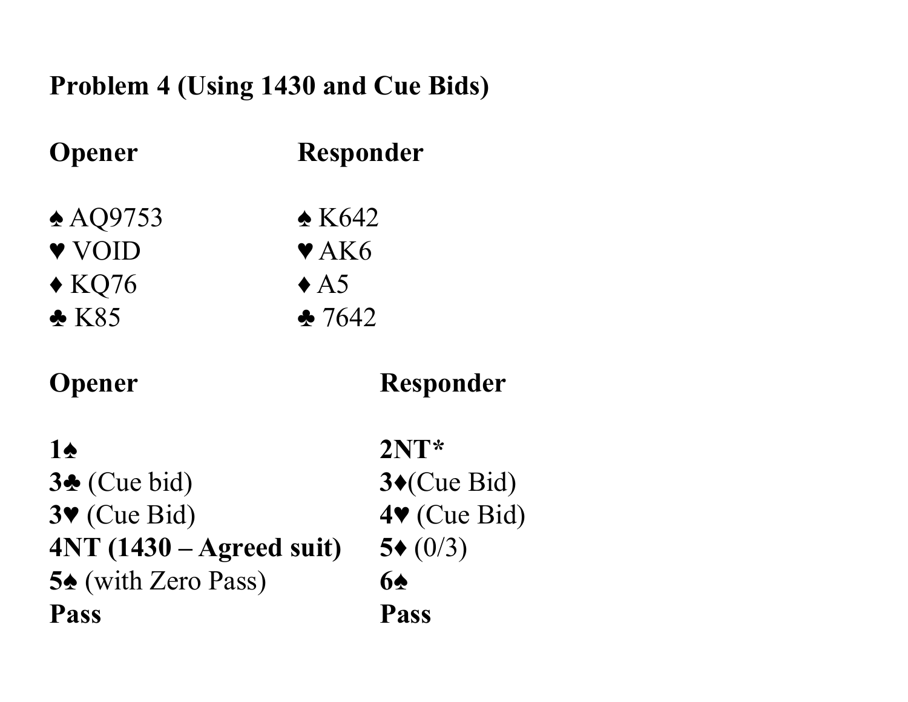**Problem 4 (Using 1430 and Cue Bids)**

| **Opener** | **Responder** |
|---|---|
| ♠ AQ9753 | ♠ K642 |
| ♥ VOID | ♥ AK6 |
| ♦ KQ76 | ♦ A5 |
| ♣ K85 | ♣ 7642 |

| **Opener** | **Responder** |
|---|---|
| **1♠** | **2NT*** |
| **3♣** (Cue bid) | **3♦**(Cue Bid) |
| **3♥** (Cue Bid) | **4♥** (Cue Bid) |
| **4NT (1430 – Agreed suit)** | **5♦** (0/3) |
| **5♠** (with Zero Pass) | **6♠** |
| **Pass** | **Pass** |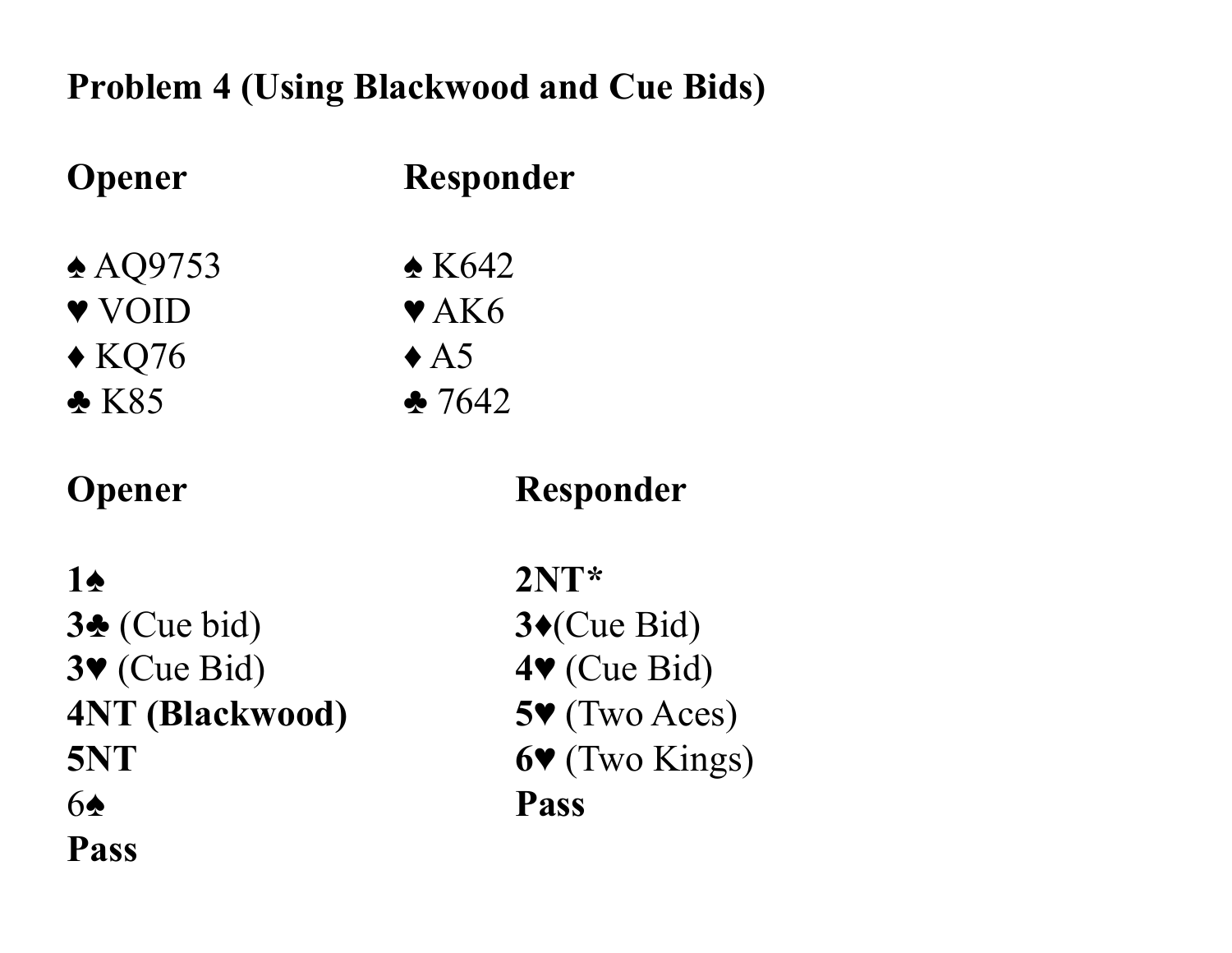**Problem 4 (Using Blackwood and Cue Bids)**

| **Opener** | **Responder** |
|---|---|
| ♠ AQ9753 | ♠ K642 |
| ♥ VOID | ♥ AK6 |
| ♦ KQ76 | ♦ A5 |
| ♣ K85 | ♣ 7642 |

| **Opener** | **Responder** |
|---|---|
| **1♠** | **2NT*** |
| **3♣** (Cue bid) | **3♦**(Cue Bid) |
| **3♥** (Cue Bid) | **4♥** (Cue Bid) |
| **4NT (Blackwood)** | **5♥** (Two Aces) |
| **5NT** | **6♥** (Two Kings) |
| 6♠ | **Pass** |
| **Pass** | |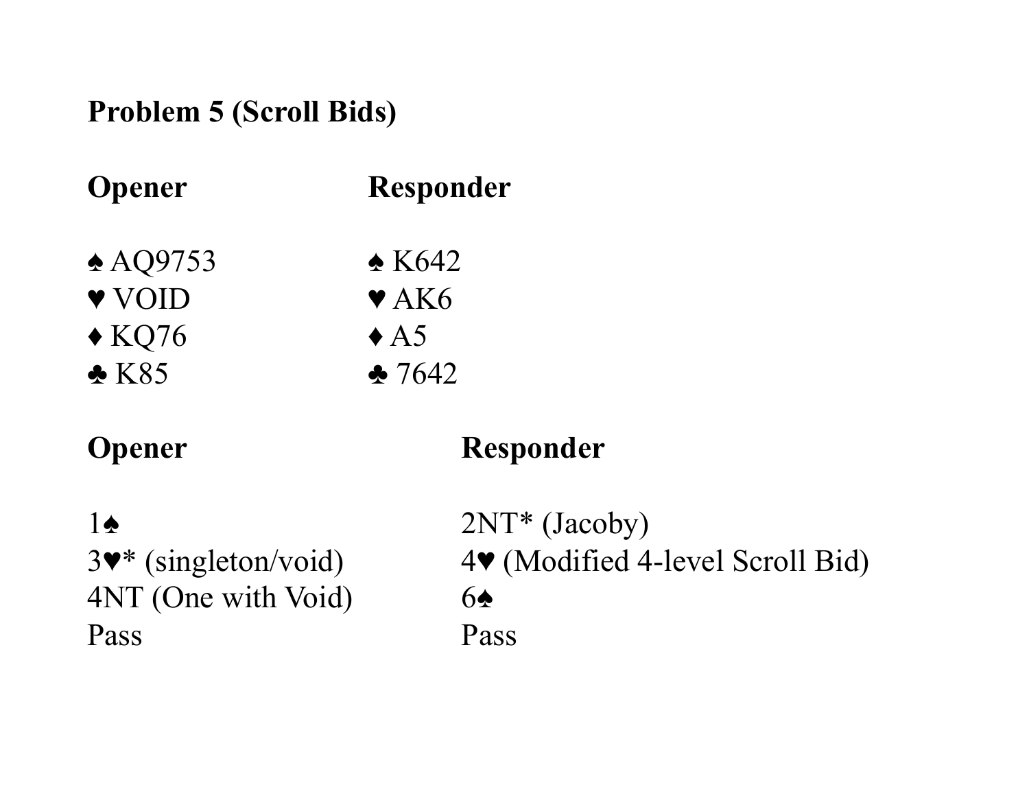**Problem 5 (Scroll Bids)**

| Opener | Responder |
|---|---|
| ♠ AQ9753 | ♠ K642 |
| ♥ VOID | ♥ AK6 |
| ♦ KQ76 | ♦ A5 |
| ♣ K85 | ♣ 7642 |

| Opener | Responder |
|---|---|
| 1♠ | 2NT* (Jacoby) |
| 3♥* (singleton/void) | 4♥ (Modified 4-level Scroll Bid) |
| 4NT (One with Void) | 6♠ |
| Pass | Pass |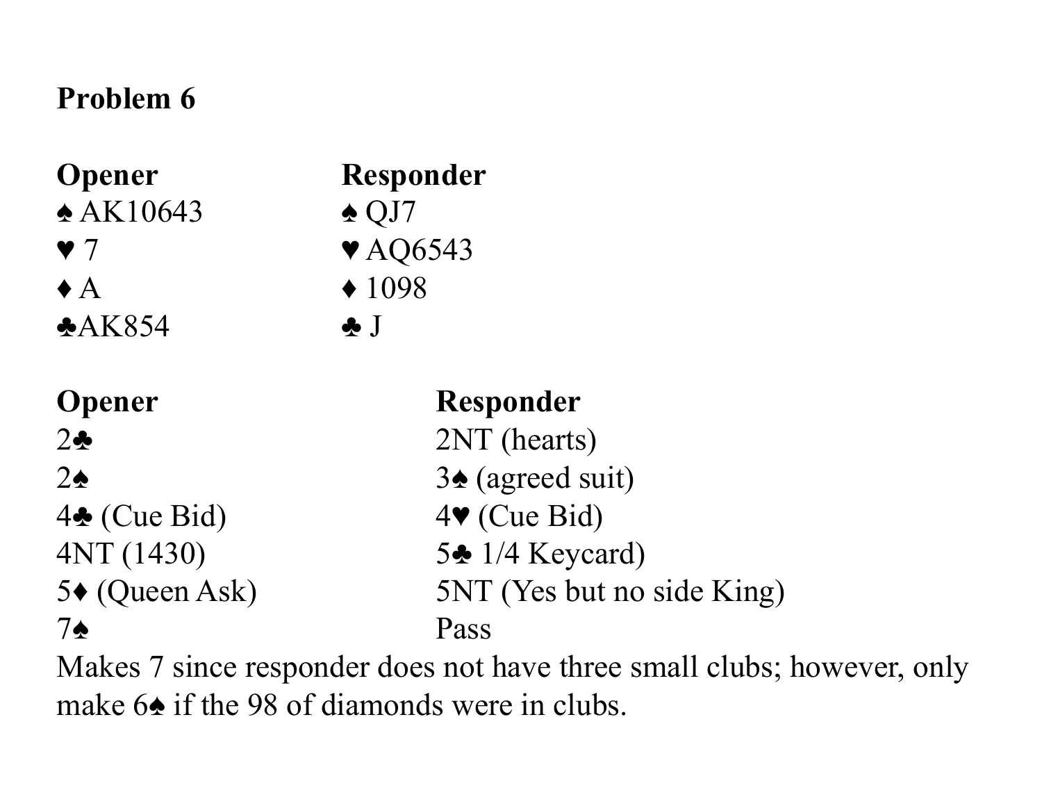**Problem 6**

| Opener | Responder |
| --- | --- |
| ♠ AK10643 | ♠ QJ7 |
| ♥ 7 | ♥ AQ6543 |
| ♦ A | ♦ 1098 |
| ♣AK854 | ♣ J |

| Opener | Responder |
| --- | --- |
| 2♣ | 2NT (hearts) |
| 2♠ | 3♠ (agreed suit) |
| 4♣ (Cue Bid) | 4♥ (Cue Bid) |
| 4NT (1430) | 5♣ 1/4 Keycard) |
| 5♦ (Queen Ask) | 5NT (Yes but no side King) |
| 7♠ | Pass |

Makes 7 since responder does not have three small clubs; however, only make 6♠ if the 98 of diamonds were in clubs.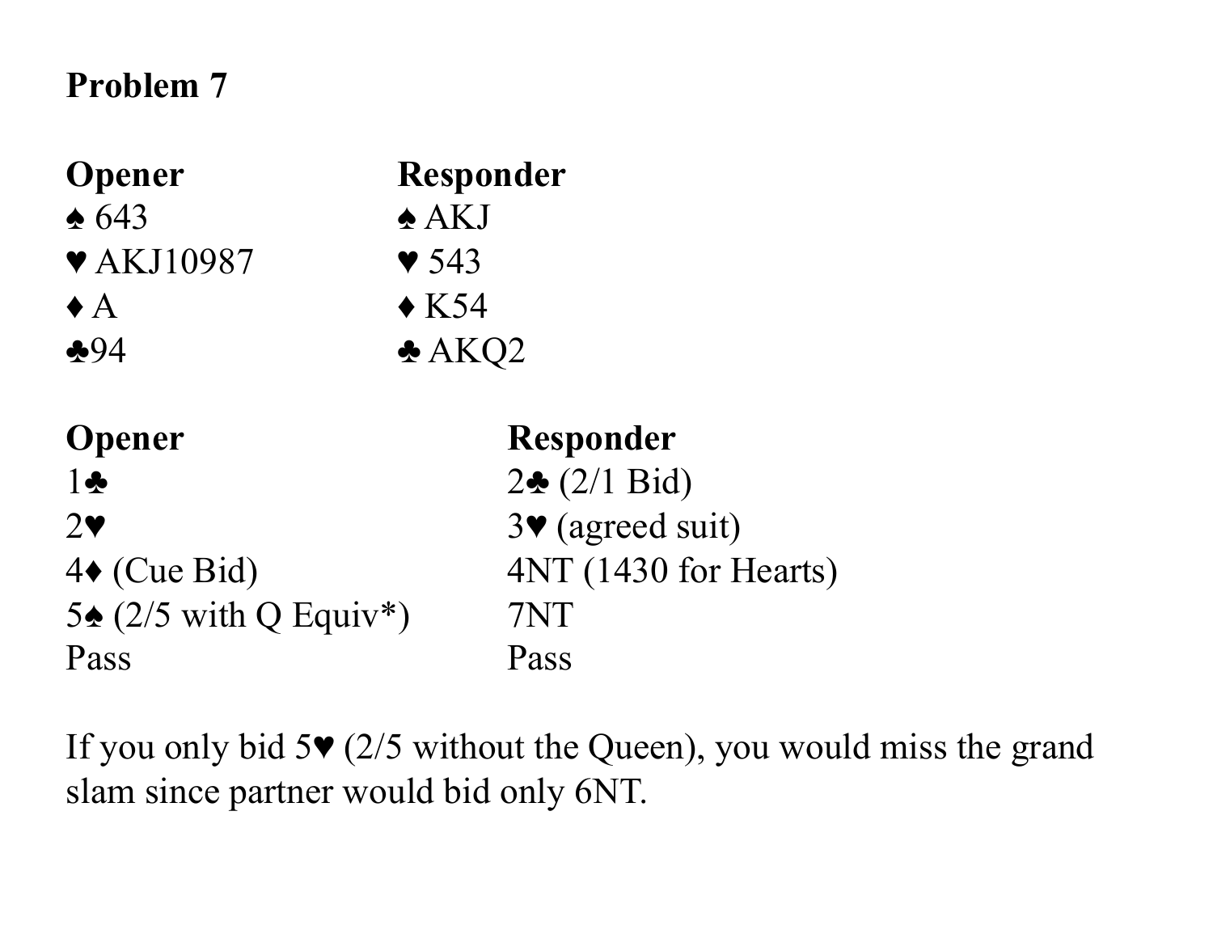**Problem 7**

| Opener | Responder |
|---|---|
| ♠ 643 | ♠ AKJ |
| ♥ AKJ10987 | ♥ 543 |
| ♦ A | ♦ K54 |
| ♣94 | ♣ AKQ2 |

| Opener | Responder |
|---|---|
| 1♣ | 2♣ (2/1 Bid) |
| 2♥ | 3♥ (agreed suit) |
| 4♦ (Cue Bid) | 4NT (1430 for Hearts) |
| 5♠ (2/5 with Q Equiv*) | 7NT |
| Pass | Pass |

If you only bid 5♥ (2/5 without the Queen), you would miss the grand slam since partner would bid only 6NT.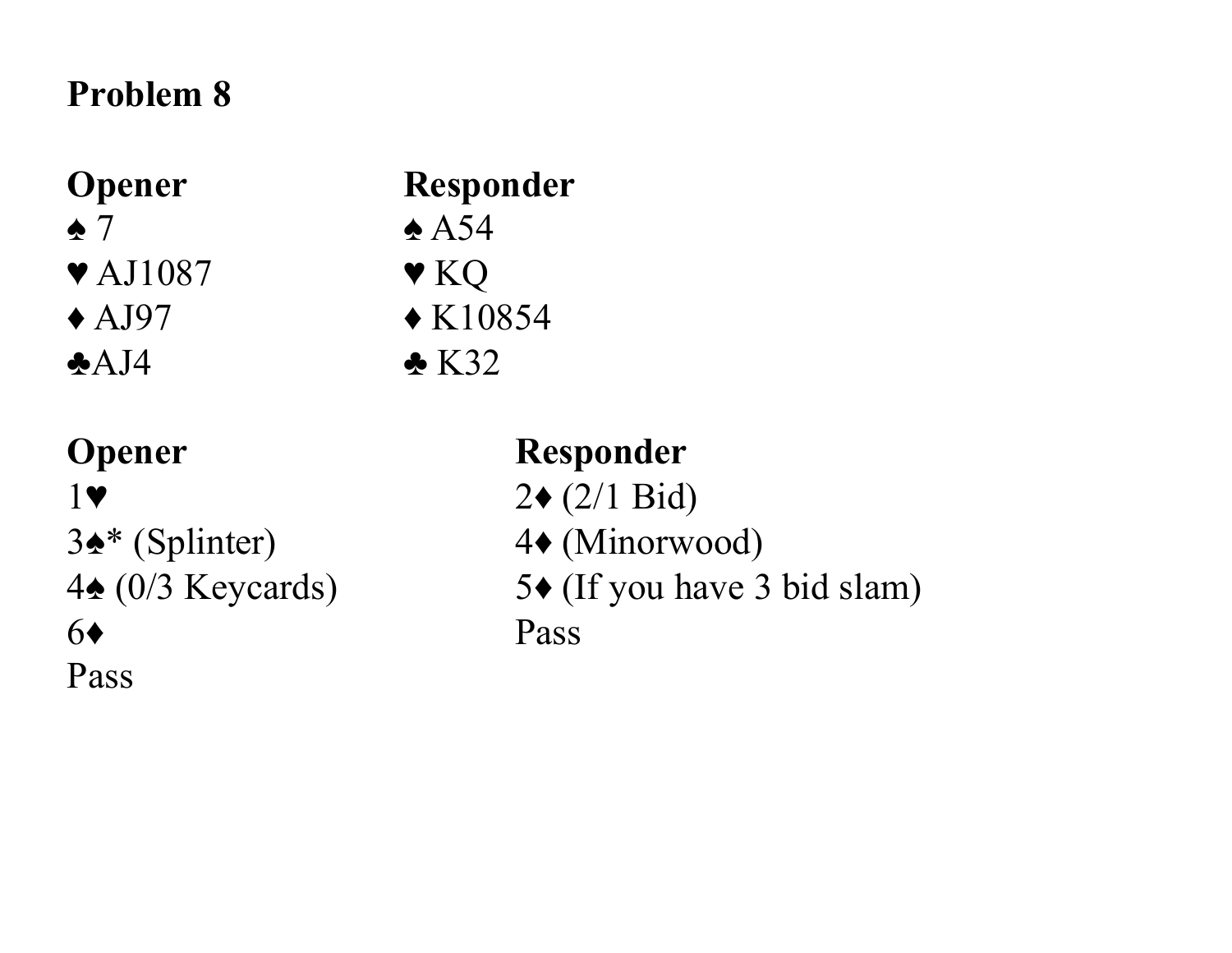**Problem 8**

| Opener | Responder |
|---|---|
| ♠ 7 | ♠ A54 |
| ♥ AJ1087 | ♥ KQ |
| ♦ AJ97 | ♦ K10854 |
| ♣AJ4 | ♣ K32 |

| Opener | Responder |
|---|---|
| 1♥ | 2♦ (2/1 Bid) |
| 3♠* (Splinter) | 4♦ (Minorwood) |
| 4♠ (0/3 Keycards) | 5♦ (If you have 3 bid slam) |
| 6♦ | Pass |
| Pass | |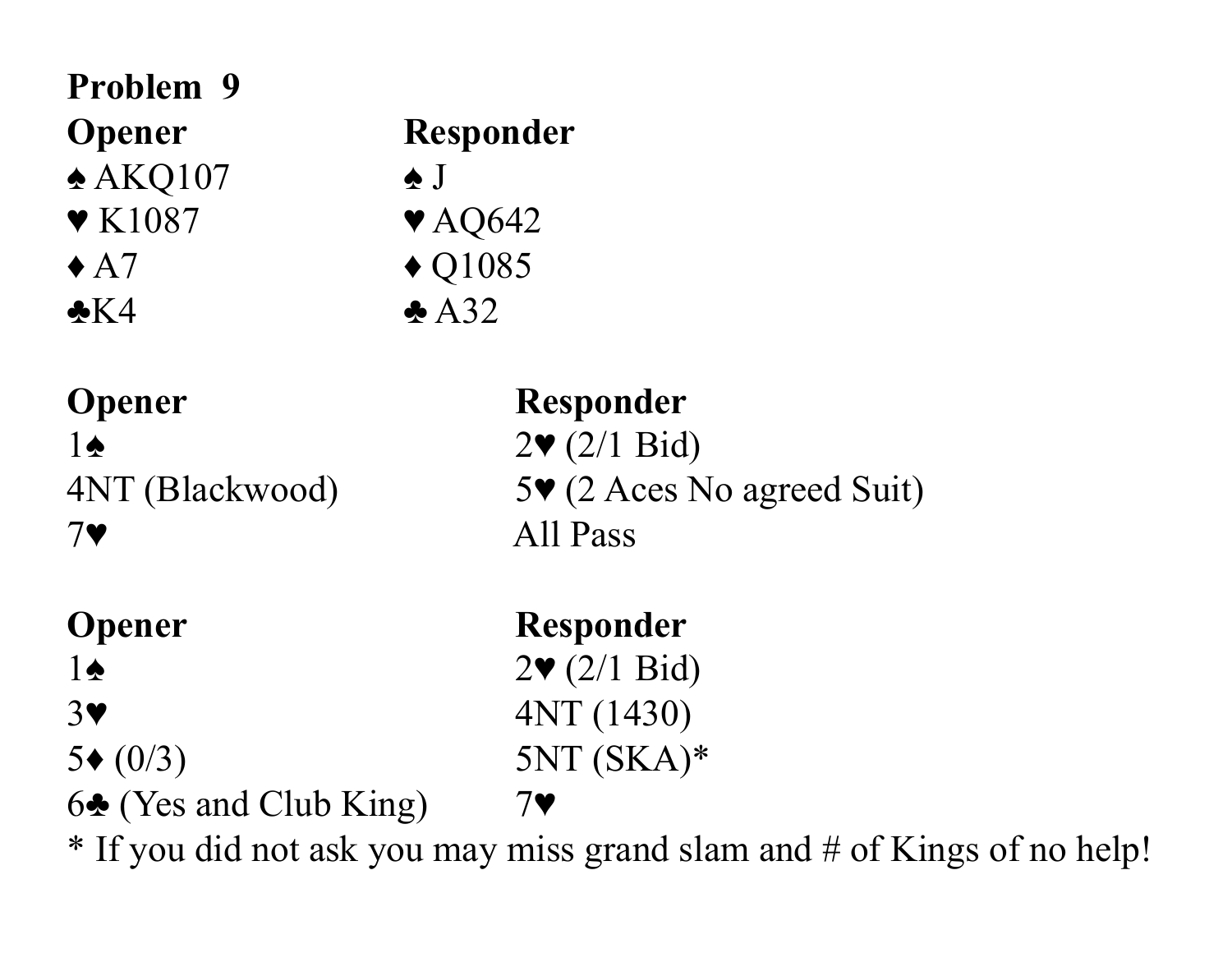**Problem 9**

| Opener | Responder |
|---|---|
| ♠ AKQ107 | ♠ J |
| ♥ K1087 | ♥ AQ642 |
| ♦ A7 | ♦ Q1085 |
| ♣K4 | ♣ A32 |

| Opener | Responder |
|---|---|
| 1♠ | 2♥ (2/1 Bid) |
| 4NT (Blackwood) | 5♥ (2 Aces No agreed Suit) |
| 7♥ | All Pass |

| Opener | Responder |
|---|---|
| 1♠ | 2♥ (2/1 Bid) |
| 3♥ | 4NT (1430) |
| 5♦ (0/3) | 5NT (SKA)* |
| 6♣ (Yes and Club King) | 7♥ |

* If you did not ask you may miss grand slam and # of Kings of no help!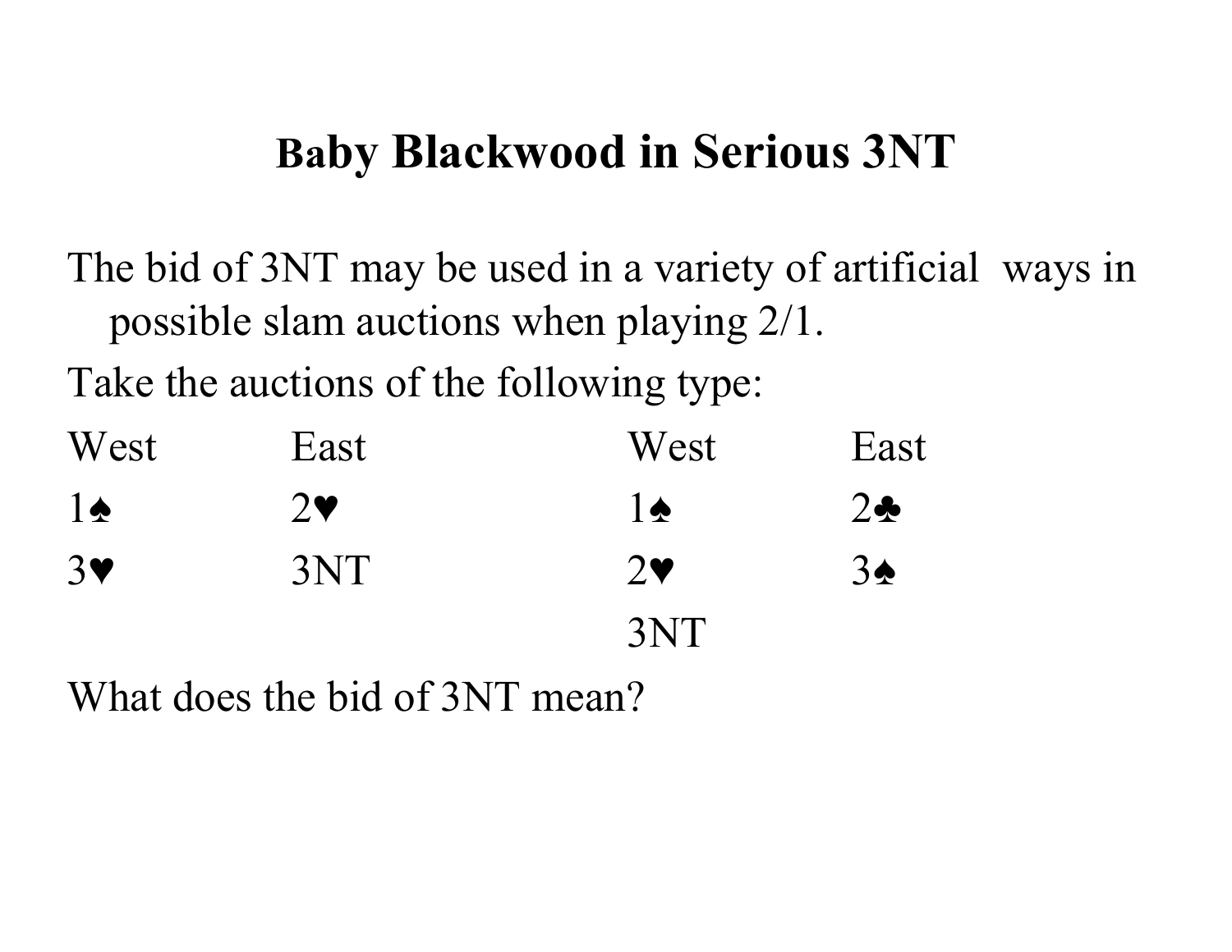# Baby Blackwood in Serious 3NT

The bid of 3NT may be used in a variety of artificial ways in possible slam auctions when playing 2/1.

Take the auctions of the following type:

| West | East | West | East |
|---|---|---|---|
| 1♠ | 2♥ | 1♠ | 2♣ |
| 3♥ | 3NT | 2♥ | 3♠ |
| | | 3NT | |

What does the bid of 3NT mean?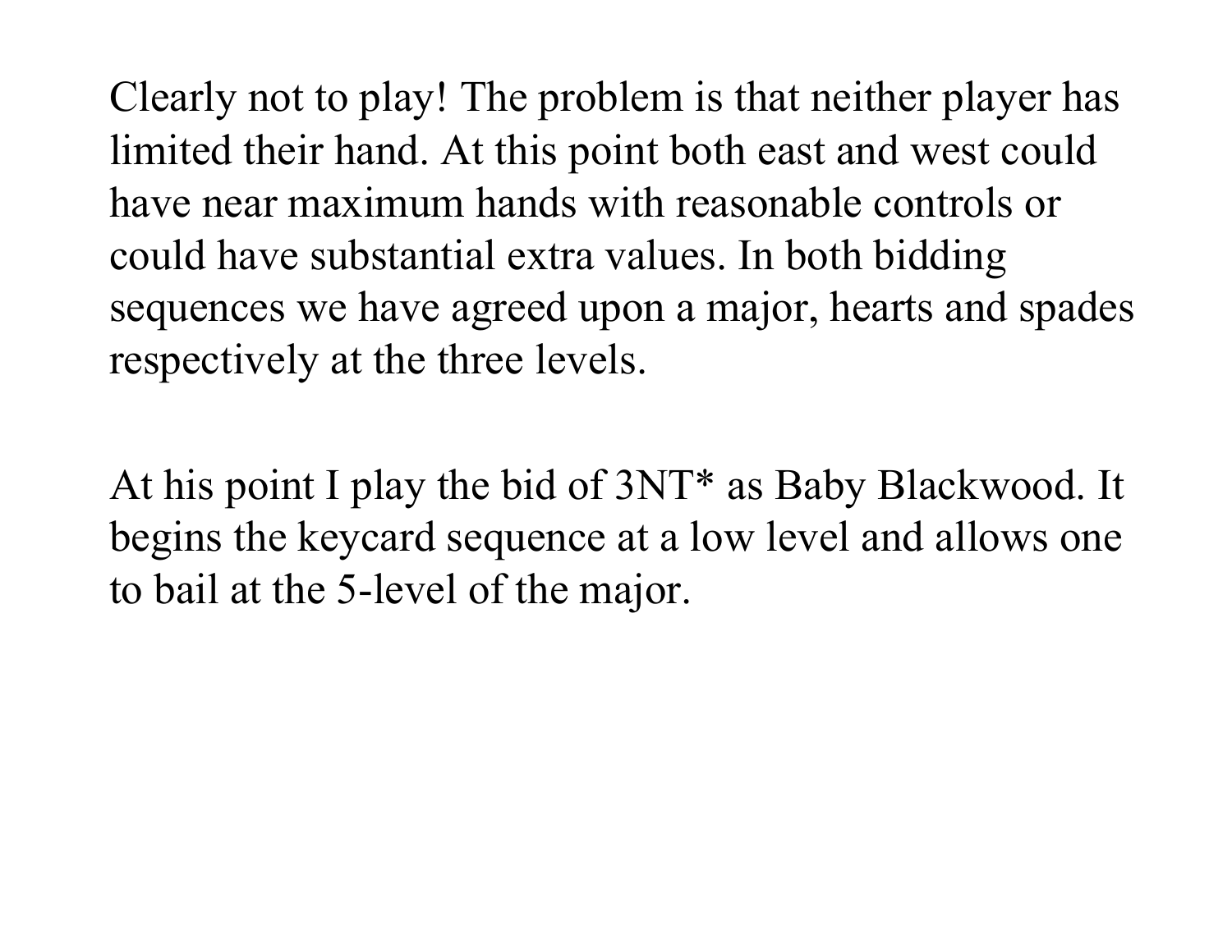Clearly not to play! The problem is that neither player has limited their hand. At this point both east and west could have near maximum hands with reasonable controls or could have substantial extra values. In both bidding sequences we have agreed upon a major, hearts and spades respectively at the three levels.

At his point I play the bid of 3NT* as Baby Blackwood. It begins the keycard sequence at a low level and allows one to bail at the 5-level of the major.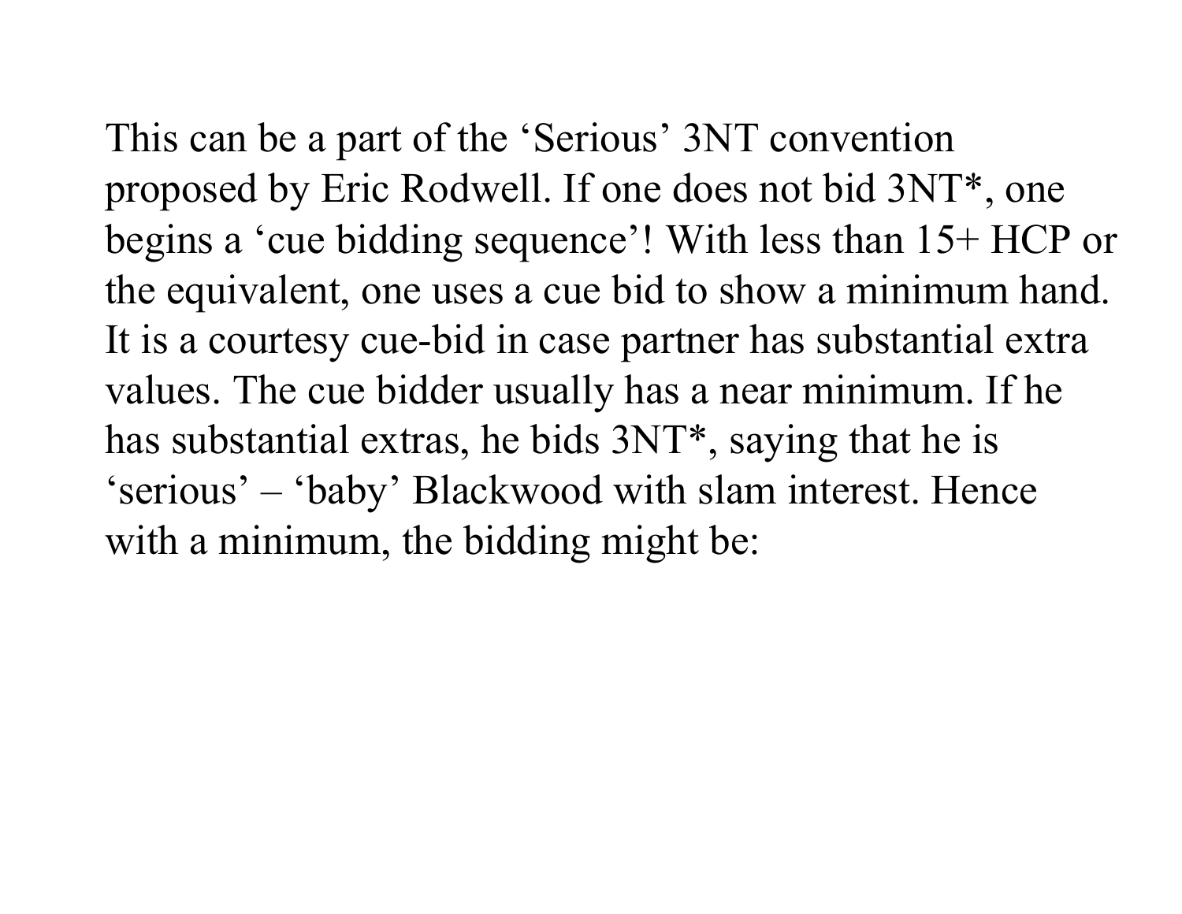This can be a part of the ‘Serious’ 3NT convention proposed by Eric Rodwell. If one does not bid 3NT*, one begins a ‘cue bidding sequence’! With less than 15+ HCP or the equivalent, one uses a cue bid to show a minimum hand. It is a courtesy cue-bid in case partner has substantial extra values. The cue bidder usually has a near minimum. If he has substantial extras, he bids 3NT*, saying that he is ‘serious’ – ‘baby’ Blackwood with slam interest. Hence with a minimum, the bidding might be: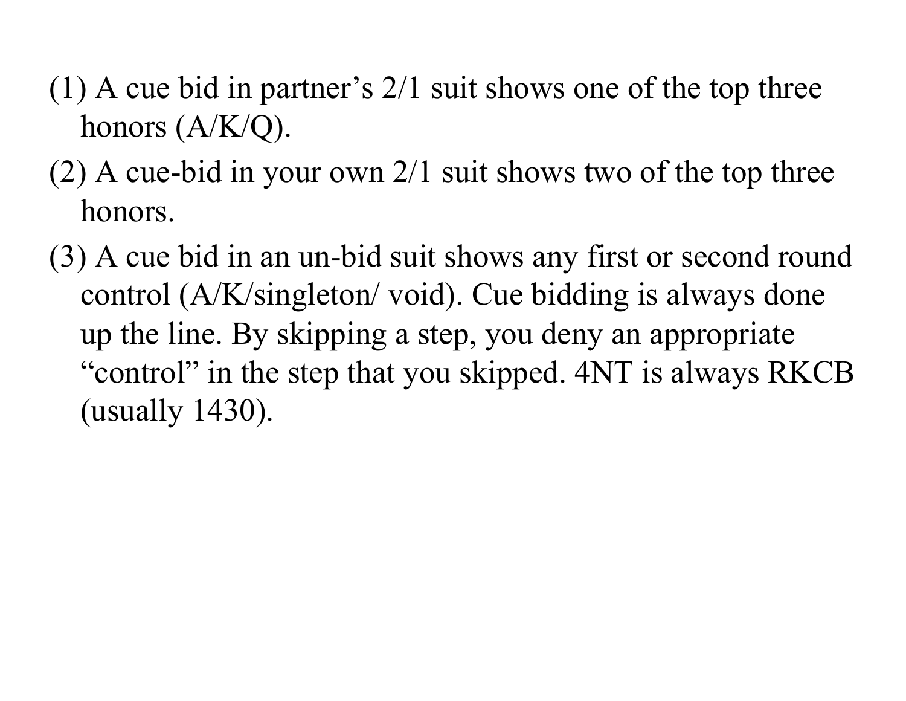(1) A cue bid in partner’s 2/1 suit shows one of the top three honors (A/K/Q).

(2) A cue-bid in your own 2/1 suit shows two of the top three honors.

(3) A cue bid in an un-bid suit shows any first or second round control (A/K/singleton/ void). Cue bidding is always done up the line. By skipping a step, you deny an appropriate “control” in the step that you skipped. 4NT is always RKCB (usually 1430).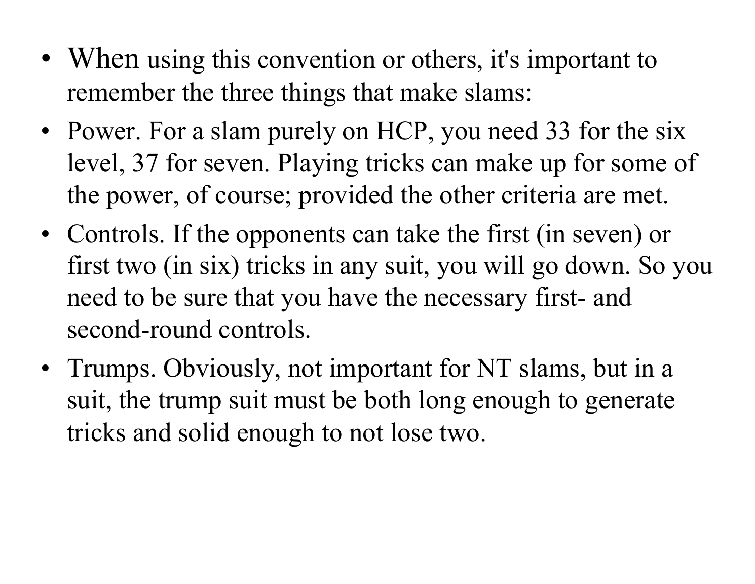- When using this convention or others, it's important to remember the three things that make slams:
- Power. For a slam purely on HCP, you need 33 for the six level, 37 for seven. Playing tricks can make up for some of the power, of course; provided the other criteria are met.
- Controls. If the opponents can take the first (in seven) or first two (in six) tricks in any suit, you will go down. So you need to be sure that you have the necessary first- and second-round controls.
- Trumps. Obviously, not important for NT slams, but in a suit, the trump suit must be both long enough to generate tricks and solid enough to not lose two.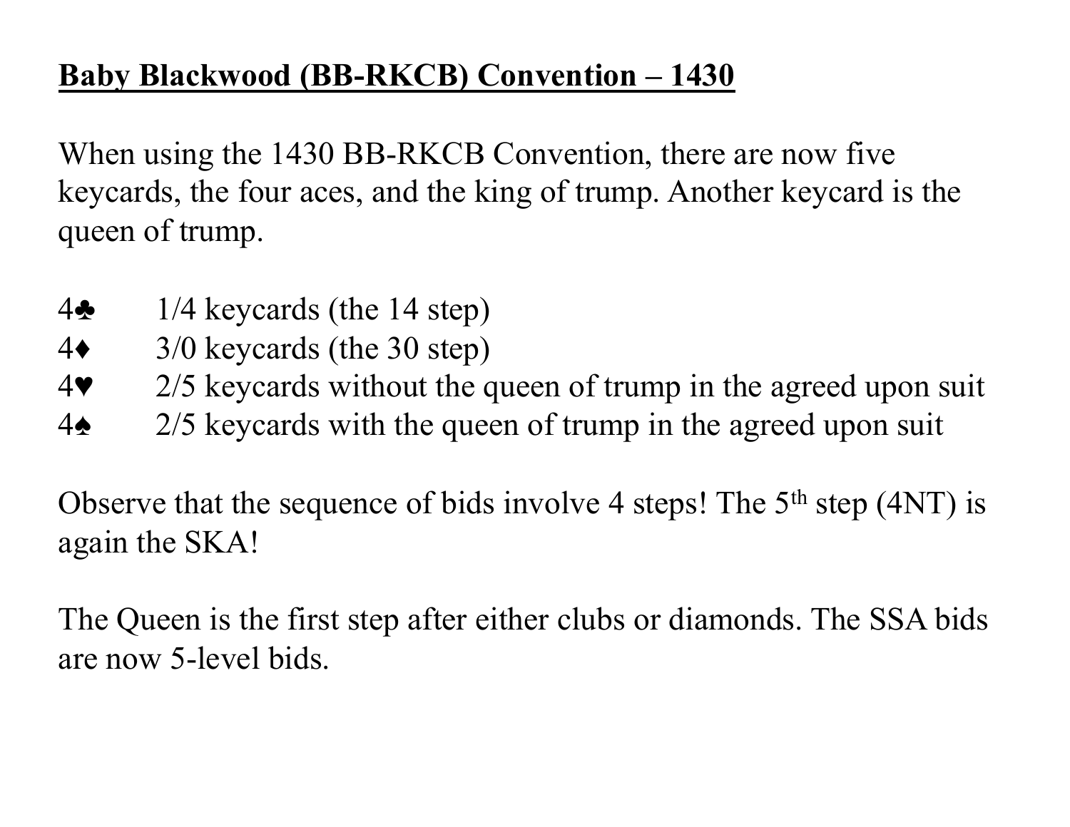**Baby Blackwood (BB-RKCB) Convention – 1430**

When using the 1430 BB-RKCB Convention, there are now five keycards, the four aces, and the king of trump. Another keycard is the queen of trump.

| | |
|---|---|
| 4♣ | 1/4 keycards (the 14 step) |
| 4♦ | 3/0 keycards (the 30 step) |
| 4♥ | 2/5 keycards without the queen of trump in the agreed upon suit |
| 4♠ | 2/5 keycards with the queen of trump in the agreed upon suit |

Observe that the sequence of bids involve 4 steps! The 5th step (4NT) is again the SKA!

The Queen is the first step after either clubs or diamonds. The SSA bids are now 5-level bids.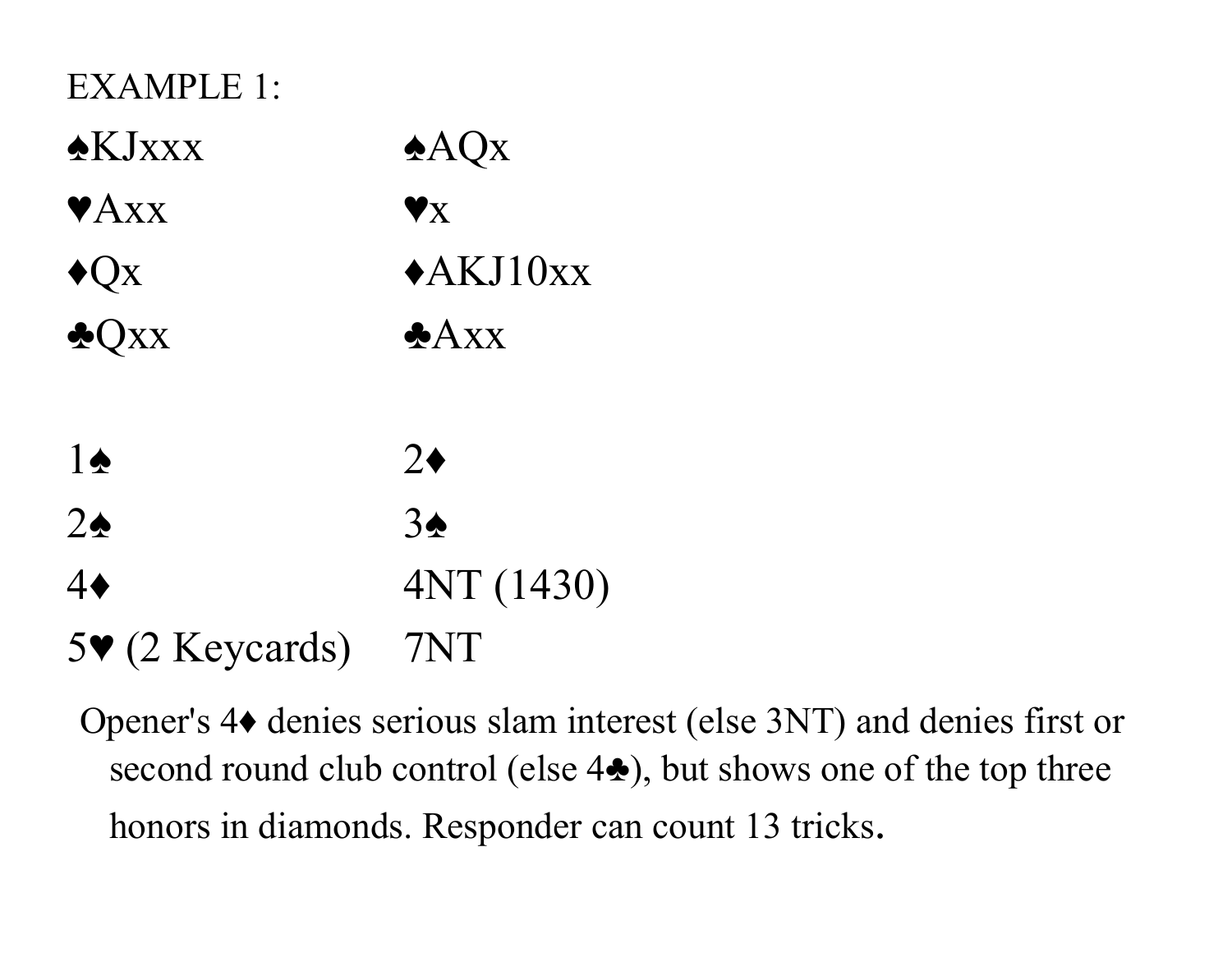EXAMPLE 1:

| | |
|---|---|
| ♠KJxxx | ♠AQx |
| ♥Axx | ♥x |
| ♦Qx | ♦AKJ10xx |
| ♣Qxx | ♣Axx |
| | |
| 1♠ | 2♦ |
| 2♠ | 3♠ |
| 4♦ | 4NT (1430) |
| 5♥ (2 Keycards) | 7NT |

Opener's 4♦ denies serious slam interest (else 3NT) and denies first or second round club control (else 4♣), but shows one of the top three honors in diamonds. Responder can count 13 tricks.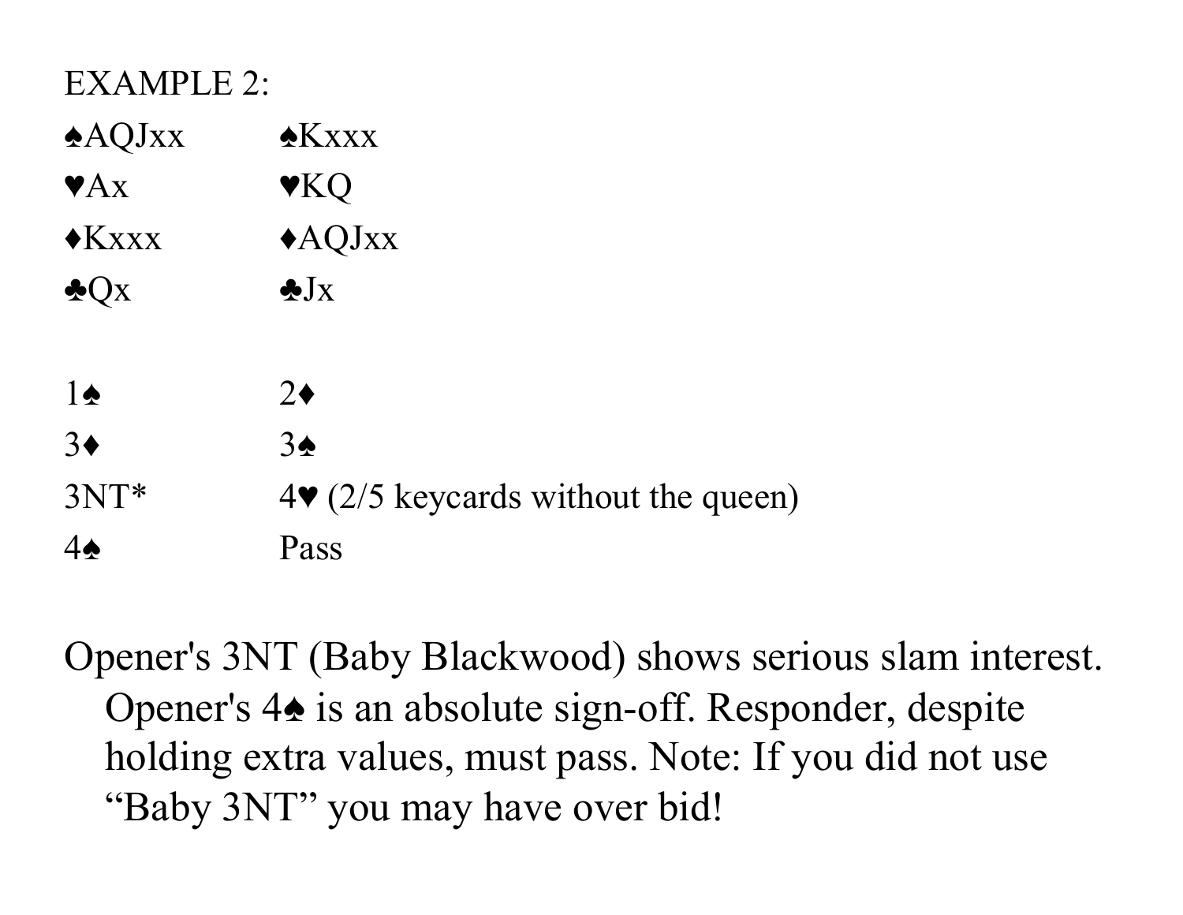EXAMPLE 2:

| | |
|---|---|
| ♠AQJxx | ♠Kxxx |
| ♥Ax | ♥KQ |
| ♦Kxxx | ♦AQJxx |
| ♣Qx | ♣Jx |

| | |
|---|---|
| 1♠ | 2♦ |
| 3♦ | 3♠ |
| 3NT* | 4♥ (2/5 keycards without the queen) |
| 4♠ | Pass |

Opener's 3NT (Baby Blackwood) shows serious slam interest. Opener's 4♠ is an absolute sign-off. Responder, despite holding extra values, must pass. Note: If you did not use "Baby 3NT" you may have over bid!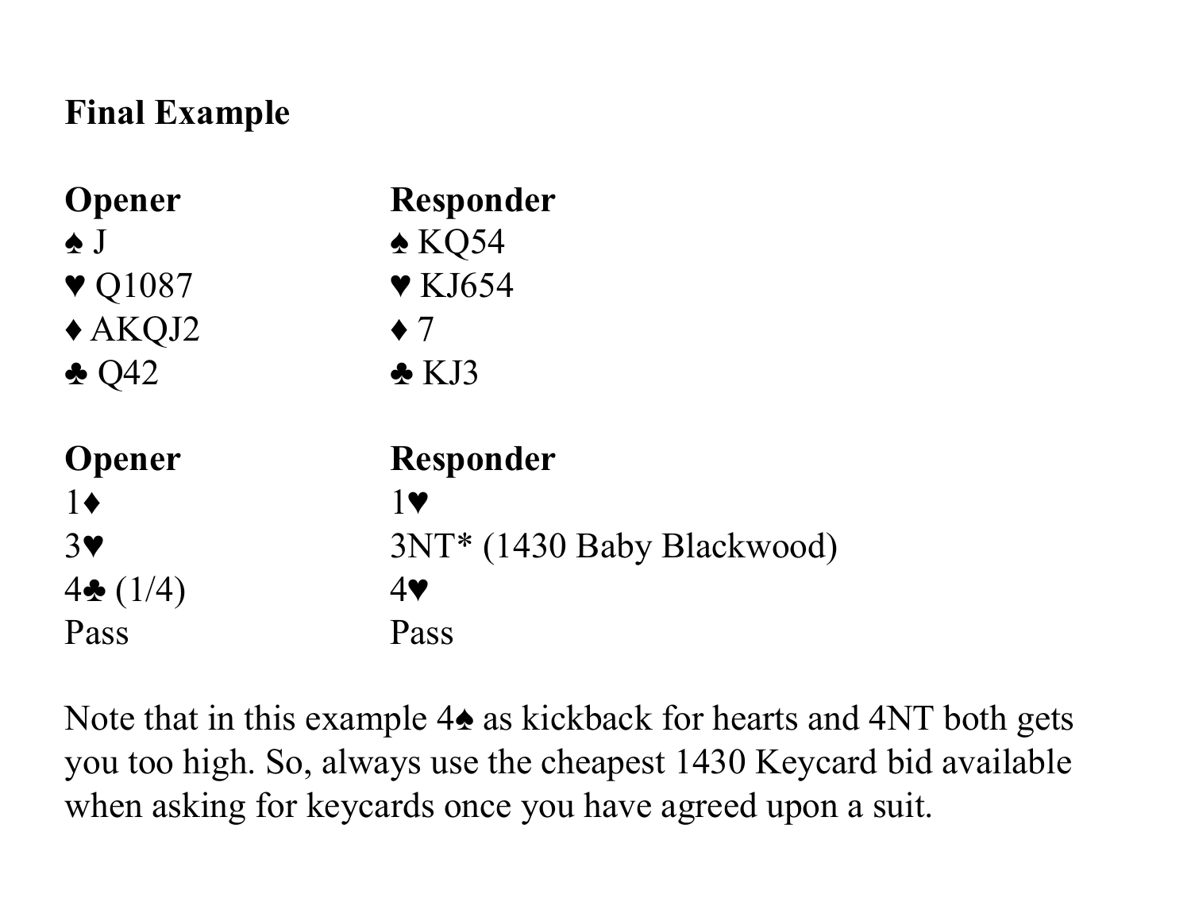**Final Example**

| Opener | Responder |
|---|---|
| ♠ J | ♠ KQ54 |
| ♥ Q1087 | ♥ KJ654 |
| ♦ AKQJ2 | ♦ 7 |
| ♣ Q42 | ♣ KJ3 |

| Opener | Responder |
|---|---|
| 1♦ | 1♥ |
| 3♥ | 3NT* (1430 Baby Blackwood) |
| 4♣ (1/4) | 4♥ |
| Pass | Pass |

Note that in this example 4♠ as kickback for hearts and 4NT both gets you too high. So, always use the cheapest 1430 Keycard bid available when asking for keycards once you have agreed upon a suit.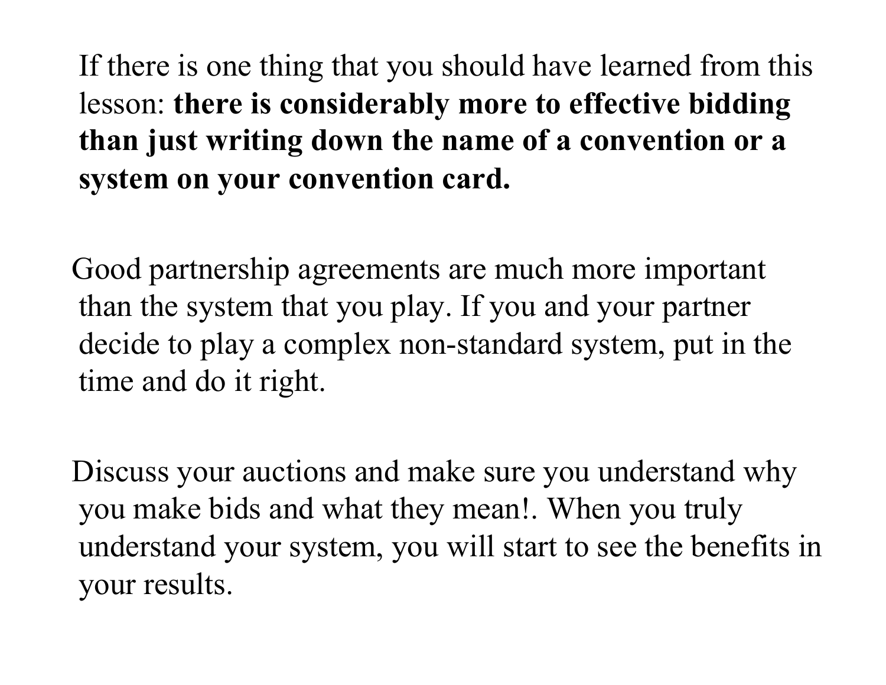If there is one thing that you should have learned from this lesson: **there is considerably more to effective bidding than just writing down the name of a convention or a system on your convention card.**

Good partnership agreements are much more important than the system that you play. If you and your partner decide to play a complex non-standard system, put in the time and do it right.

Discuss your auctions and make sure you understand why you make bids and what they mean!. When you truly understand your system, you will start to see the benefits in your results.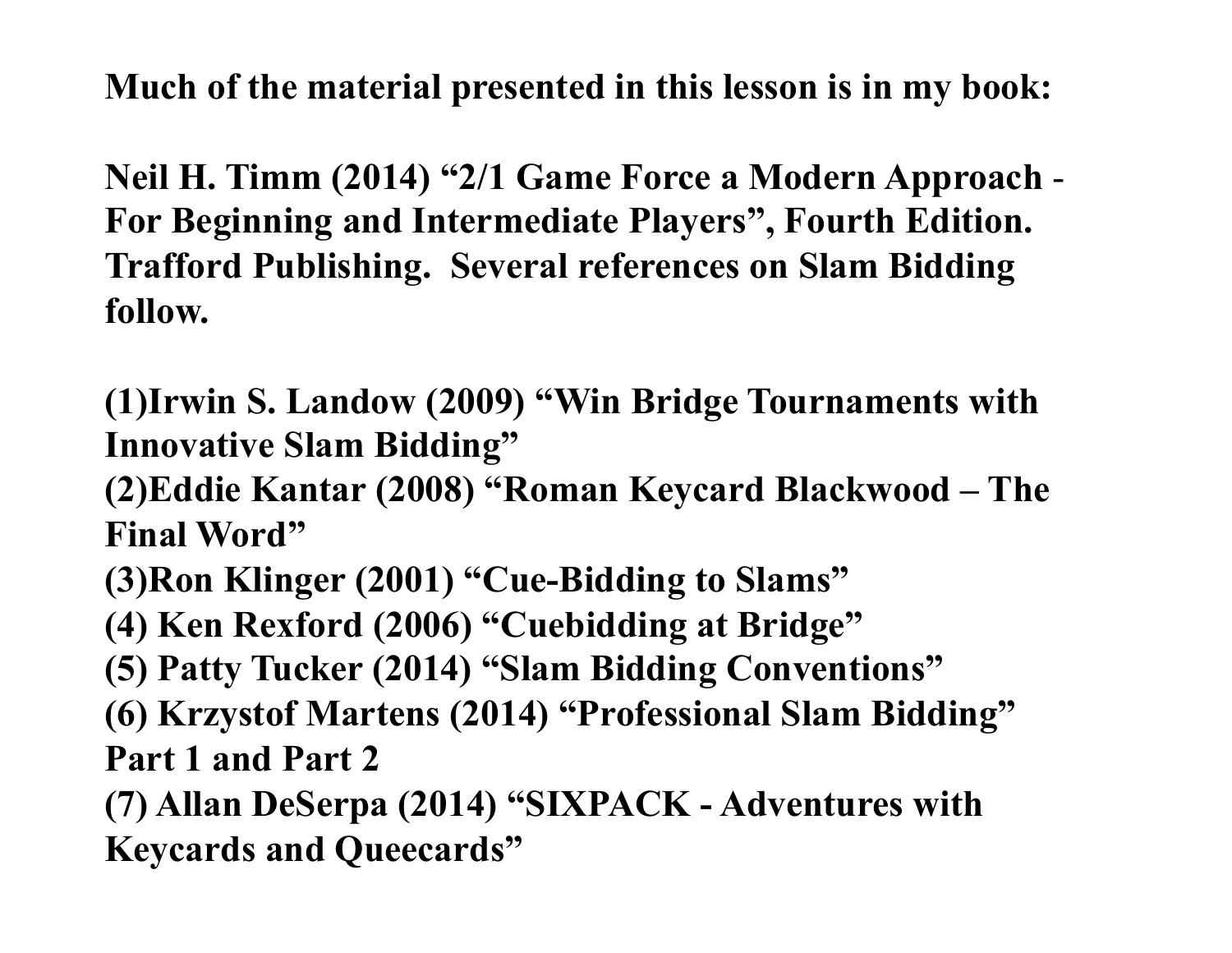**Much of the material presented in this lesson is in my book:**

**Neil H. Timm (2014) "2/1 Game Force a Modern Approach - For Beginning and Intermediate Players", Fourth Edition. Trafford Publishing. Several references on Slam Bidding follow.**

**(1)Irwin S. Landow (2009) "Win Bridge Tournaments with Innovative Slam Bidding"**
**(2)Eddie Kantar (2008) "Roman Keycard Blackwood – The Final Word"**
**(3)Ron Klinger (2001) "Cue-Bidding to Slams"**
**(4) Ken Rexford (2006) "Cuebidding at Bridge"**
**(5) Patty Tucker (2014) "Slam Bidding Conventions"**
**(6) Krzystof Martens (2014) "Professional Slam Bidding" Part 1 and Part 2**
**(7) Allan DeSerpa (2014) "SIXPACK - Adventures with Keycards and Queecards"**